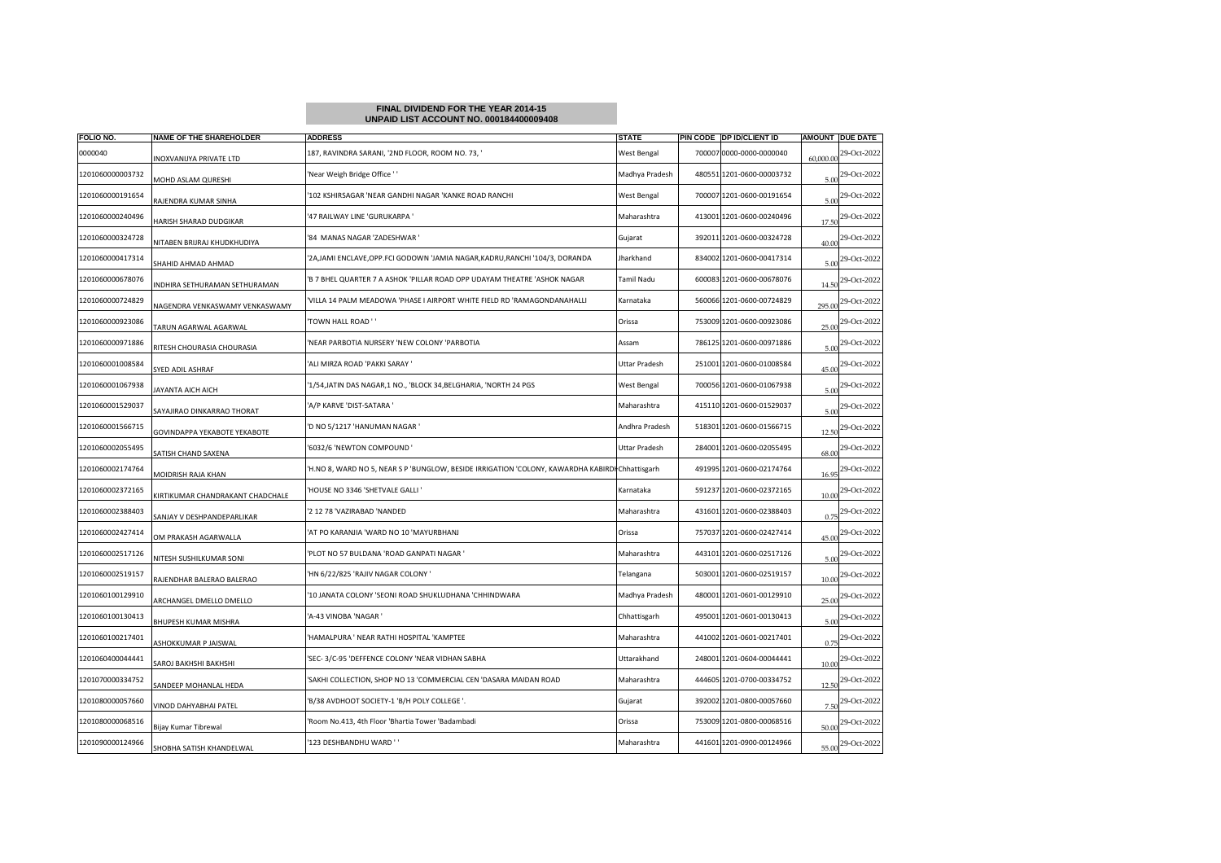**FINAL DIVIDEND FOR THE YEAR 2014-15**
**UNPAID LIST ACCOUNT NO. 000184400009408**

| FOLIO NO. | NAME OF THE SHAREHOLDER | ADDRESS | STATE | PIN CODE | DP ID/CLIENT ID | AMOUNT | DUE DATE |
|---|---|---|---|---|---|---|---|
| 0000040 | INOXVANIJYA PRIVATE LTD | 187, RAVINDRA SARANI, '2ND FLOOR, ROOM NO. 73, ' | West Bengal | 700007 | 0000-0000-0000040 | 60,000.00 | 29-Oct-2022 |
| 1201060000003732 | MOHD ASLAM QURESHI | 'Near Weigh Bridge Office ' ' | Madhya Pradesh | 480551 | 1201-0600-00003732 | 5.00 | 29-Oct-2022 |
| 1201060000191654 | RAJENDRA KUMAR SINHA | '102 KSHIRSAGAR 'NEAR GANDHI NAGAR 'KANKE ROAD RANCHI | West Bengal | 700007 | 1201-0600-00191654 | 5.00 | 29-Oct-2022 |
| 1201060000240496 | HARISH SHARAD DUDGIKAR | '47 RAILWAY LINE 'GURUKARPA ' | Maharashtra | 413001 | 1201-0600-00240496 | 17.50 | 29-Oct-2022 |
| 1201060000324728 | NITABEN BRIJRAJ KHUDKHUDIYA | '84 MANAS NAGAR 'ZADESHWAR ' | Gujarat | 392011 | 1201-0600-00324728 | 40.00 | 29-Oct-2022 |
| 1201060000417314 | SHAHID AHMAD AHMAD | '2A,JAMI ENCLAVE,OPP.FCI GODOWN 'JAMIA NAGAR,KADRU,RANCHI '104/3, DORANDA | Jharkhand | 834002 | 1201-0600-00417314 | 5.00 | 29-Oct-2022 |
| 1201060000678076 | INDHIRA SETHURAMAN SETHURAMAN | 'B 7 BHEL QUARTER 7 A ASHOK 'PILLAR ROAD OPP UDAYAM THEATRE 'ASHOK NAGAR | Tamil Nadu | 600083 | 1201-0600-00678076 | 14.50 | 29-Oct-2022 |
| 1201060000724829 | NAGENDRA VENKASWAMY VENKASWAMY | 'VILLA 14 PALM MEADOWA 'PHASE I AIRPORT WHITE FIELD RD 'RAMAGONDANAHALLI | Karnataka | 560066 | 1201-0600-00724829 | 295.00 | 29-Oct-2022 |
| 1201060000923086 | TARUN AGARWAL AGARWAL | 'TOWN HALL ROAD ' ' | Orissa | 753009 | 1201-0600-00923086 | 25.00 | 29-Oct-2022 |
| 1201060000971886 | RITESH CHOURASIA CHOURASIA | 'NEAR PARBOTIA NURSERY 'NEW COLONY 'PARBOTIA | Assam | 786125 | 1201-0600-00971886 | 5.00 | 29-Oct-2022 |
| 1201060001008584 | SYED ADIL ASHRAF | 'ALI MIRZA ROAD 'PAKKI SARAY ' | Uttar Pradesh | 251001 | 1201-0600-01008584 | 45.00 | 29-Oct-2022 |
| 1201060001067938 | JAYANTA AICH AICH | '1/54,JATIN DAS NAGAR,1 NO., 'BLOCK 34,BELGHARIA, 'NORTH 24 PGS | West Bengal | 700056 | 1201-0600-01067938 | 5.00 | 29-Oct-2022 |
| 1201060001529037 | SAYAJIRAO DINKARRAO THORAT | 'A/P KARVE 'DIST-SATARA ' | Maharashtra | 415110 | 1201-0600-01529037 | 5.00 | 29-Oct-2022 |
| 1201060001566715 | GOVINDAPPA YEKABOTE YEKABOTE | 'D NO 5/1217 'HANUMAN NAGAR ' | Andhra Pradesh | 518301 | 1201-0600-01566715 | 12.50 | 29-Oct-2022 |
| 1201060002055495 | SATISH CHAND SAXENA | '6032/6 'NEWTON COMPOUND ' | Uttar Pradesh | 284001 | 1201-0600-02055495 | 68.00 | 29-Oct-2022 |
| 1201060002174764 | MOIDRISH RAJA KHAN | 'H.NO 8, WARD NO 5, NEAR S P 'BUNGLOW, BESIDE IRRIGATION 'COLONY, KAWARDHA KABIRDH | Chhattisgarh | 491995 | 1201-0600-02174764 | 16.95 | 29-Oct-2022 |
| 1201060002372165 | KIRTIKUMAR CHANDRAKANT CHADCHALE | 'HOUSE NO 3346 'SHETVALE GALLI ' | Karnataka | 591237 | 1201-0600-02372165 | 10.00 | 29-Oct-2022 |
| 1201060002388403 | SANJAY V DESHPANDEPARLIKAR | '2 12 78 'VAZIRABAD 'NANDED | Maharashtra | 431601 | 1201-0600-02388403 | 0.75 | 29-Oct-2022 |
| 1201060002427414 | OM PRAKASH AGARWALLA | 'AT PO KARANJIA 'WARD NO 10 'MAYURBHANJ | Orissa | 757037 | 1201-0600-02427414 | 45.00 | 29-Oct-2022 |
| 1201060002517126 | NITESH SUSHILKUMAR SONI | 'PLOT NO 57 BULDANA 'ROAD GANPATI NAGAR ' | Maharashtra | 443101 | 1201-0600-02517126 | 5.00 | 29-Oct-2022 |
| 1201060002519157 | RAJENDHAR BALERAO BALERAO | 'HN 6/22/825 'RAJIV NAGAR COLONY ' | Telangana | 503001 | 1201-0600-02519157 | 10.00 | 29-Oct-2022 |
| 1201060100129910 | ARCHANGEL DMELLO DMELLO | '10 JANATA COLONY 'SEONI ROAD SHUKLUDHANA 'CHHINDWARA | Madhya Pradesh | 480001 | 1201-0601-00129910 | 25.00 | 29-Oct-2022 |
| 1201060100130413 | BHUPESH KUMAR MISHRA | 'A-43 VINOBA 'NAGAR ' | Chhattisgarh | 495001 | 1201-0601-00130413 | 5.00 | 29-Oct-2022 |
| 1201060100217401 | ASHOKKUMAR P JAISWAL | 'HAMALPURA ' NEAR RATHI HOSPITAL 'KAMPTEE | Maharashtra | 441002 | 1201-0601-00217401 | 0.75 | 29-Oct-2022 |
| 1201060400044441 | SAROJ BAKHSHI BAKHSHI | 'SEC- 3/C-95 'DEFFENCE COLONY 'NEAR VIDHAN SABHA | Uttarakhand | 248001 | 1201-0604-00044441 | 10.00 | 29-Oct-2022 |
| 1201070000334752 | SANDEEP MOHANLAL HEDA | 'SAKHI COLLECTION, SHOP NO 13 'COMMERCIAL CEN 'DASARA MAIDAN ROAD | Maharashtra | 444605 | 1201-0700-00334752 | 12.50 | 29-Oct-2022 |
| 1201080000057660 | VINOD DAHYABHAI PATEL | 'B/38 AVDHOOT SOCIETY-1 'B/H POLY COLLEGE '. | Gujarat | 392002 | 1201-0800-00057660 | 7.50 | 29-Oct-2022 |
| 1201080000068516 | Bijay Kumar Tibrewal | 'Room No.413, 4th Floor 'Bhartia Tower 'Badambadi | Orissa | 753009 | 1201-0800-00068516 | 50.00 | 29-Oct-2022 |
| 1201090000124966 | SHOBHA SATISH KHANDELWAL | '123 DESHBANDHU WARD ' ' | Maharashtra | 441601 | 1201-0900-00124966 | 55.00 | 29-Oct-2022 |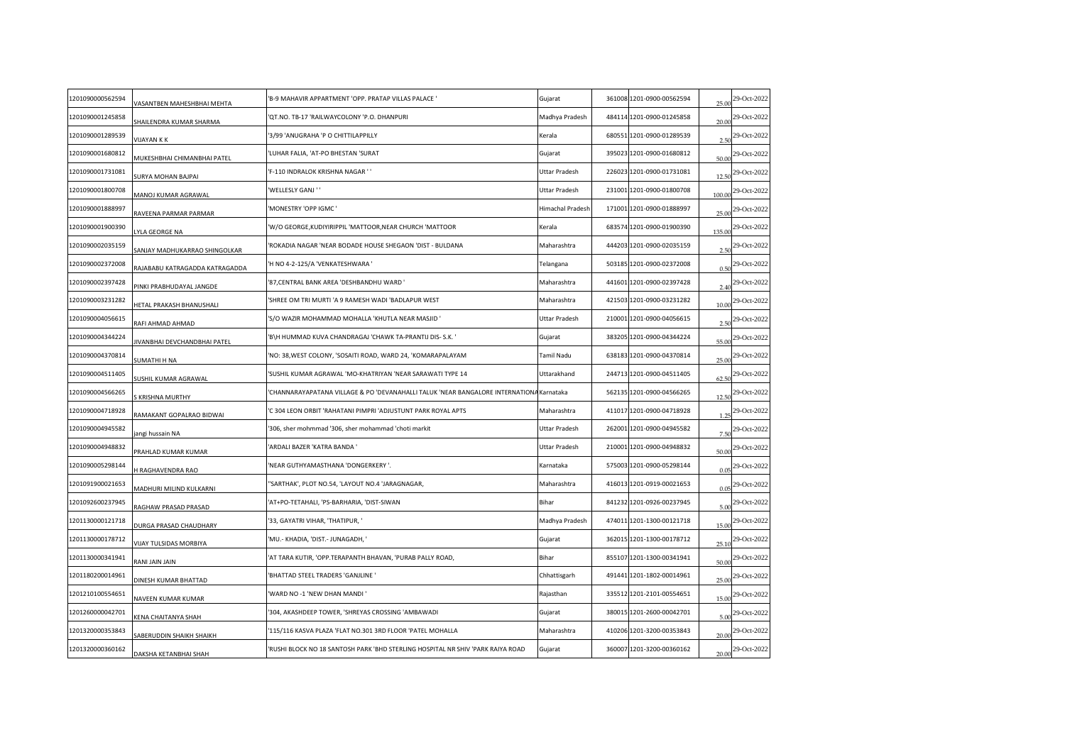| | | | | | | | |
|---|---|---|---|---|---|---|---|
| 1201090000562594 | VASANTBEN MAHESHBHAI MEHTA | 'B-9 MAHAVIR APPARTMENT 'OPP. PRATAP VILLAS PALACE ' | Gujarat | 361008 | 1201-0900-00562594 | 25.00 | 29-Oct-2022 |
| 1201090001245858 | SHAILENDRA KUMAR SHARMA | 'QT.NO. TB-17 'RAILWAYCOLONY 'P.O. DHANPURI | Madhya Pradesh | 484114 | 1201-0900-01245858 | 20.00 | 29-Oct-2022 |
| 1201090001289539 | VIJAYAN K K | '3/99 'ANUGRAHA 'P O CHITTILAPPILLY | Kerala | 680551 | 1201-0900-01289539 | 2.50 | 29-Oct-2022 |
| 1201090001680812 | MUKESHBHAI CHIMANBHAI PATEL | 'LUHAR FALIA, 'AT-PO BHESTAN 'SURAT | Gujarat | 395023 | 1201-0900-01680812 | 50.00 | 29-Oct-2022 |
| 1201090001731081 | SURYA MOHAN BAJPAI | 'F-110 INDRALOK KRISHNA NAGAR ' ' | Uttar Pradesh | 226023 | 1201-0900-01731081 | 12.50 | 29-Oct-2022 |
| 1201090001800708 | MANOJ KUMAR AGRAWAL | 'WELLESLY GANJ ' ' | Uttar Pradesh | 231001 | 1201-0900-01800708 | 100.00 | 29-Oct-2022 |
| 1201090001888997 | RAVEENA PARMAR PARMAR | 'MONESTRY 'OPP IGMC ' | Himachal Pradesh | 171001 | 1201-0900-01888997 | 25.00 | 29-Oct-2022 |
| 1201090001900390 | LYLA GEORGE NA | 'W/O GEORGE,KUDIYIRIPPIL 'MATTOOR,NEAR CHURCH 'MATTOOR | Kerala | 683574 | 1201-0900-01900390 | 135.00 | 29-Oct-2022 |
| 1201090002035159 | SANJAY MADHUKARRAO SHINGOLKAR | 'ROKADIA NAGAR 'NEAR BODADE HOUSE SHEGAON 'DIST - BULDANA | Maharashtra | 444203 | 1201-0900-02035159 | 2.50 | 29-Oct-2022 |
| 1201090002372008 | RAJABABU KATRAGADDA KATRAGADDA | 'H NO 4-2-125/A 'VENKATESHWARA ' | Telangana | 503185 | 1201-0900-02372008 | 0.50 | 29-Oct-2022 |
| 1201090002397428 | PINKI PRABHUDAYAL JANGDE | '87,CENTRAL BANK AREA 'DESHBANDHU WARD ' | Maharashtra | 441601 | 1201-0900-02397428 | 2.40 | 29-Oct-2022 |
| 1201090003231282 | HETAL PRAKASH BHANUSHALI | 'SHREE OM TRI MURTI 'A 9 RAMESH WADI 'BADLAPUR WEST | Maharashtra | 421503 | 1201-0900-03231282 | 10.00 | 29-Oct-2022 |
| 1201090004056615 | RAFI AHMAD AHMAD | 'S/O WAZIR MOHAMMAD MOHALLA 'KHUTLA NEAR MASJID ' | Uttar Pradesh | 210001 | 1201-0900-04056615 | 2.50 | 29-Oct-2022 |
| 1201090004344224 | JIVANBHAI DEVCHANDBHAI PATEL | 'B\H HUMMAD KUVA CHANDRAGAJ 'CHAWK TA-PRANTIJ DIS- S.K. ' | Gujarat | 383205 | 1201-0900-04344224 | 55.00 | 29-Oct-2022 |
| 1201090004370814 | SUMATHI H NA | 'NO: 38,WEST COLONY, 'SOSAITI ROAD, WARD 24, 'KOMARAPALAYAM | Tamil Nadu | 638183 | 1201-0900-04370814 | 25.00 | 29-Oct-2022 |
| 1201090004511405 | SUSHIL KUMAR AGRAWAL | 'SUSHIL KUMAR AGRAWAL 'MO-KHATRIYAN 'NEAR SARAWATI TYPE 14 | Uttarakhand | 244713 | 1201-0900-04511405 | 62.50 | 29-Oct-2022 |
| 1201090004566265 | S KRISHNA MURTHY | 'CHANNARAYAPATANA VILLAGE & PO 'DEVANAHALLI TALUK 'NEAR BANGALORE INTERNATIONA | Karnataka | 562135 | 1201-0900-04566265 | 12.50 | 29-Oct-2022 |
| 1201090004718928 | RAMAKANT GOPALRAO BIDWAI | 'C 304 LEON ORBIT 'RAHATANI PIMPRI 'ADJUSTUNT PARK ROYAL APTS | Maharashtra | 411017 | 1201-0900-04718928 | 1.25 | 29-Oct-2022 |
| 1201090004945582 | jangi hussain NA | '306, sher mohmmad '306, sher mohammad 'choti markit | Uttar Pradesh | 262001 | 1201-0900-04945582 | 7.50 | 29-Oct-2022 |
| 1201090004948832 | PRAHLAD KUMAR KUMAR | 'ARDALI BAZER 'KATRA BANDA ' | Uttar Pradesh | 210001 | 1201-0900-04948832 | 50.00 | 29-Oct-2022 |
| 1201090005298144 | H RAGHAVENDRA RAO | 'NEAR GUTHYAMASTHANA 'DONGERKERY '. | Karnataka | 575003 | 1201-0900-05298144 | 0.05 | 29-Oct-2022 |
| 1201091900021653 | MADHURI MILIND KULKARNI | ''SARTHAK', PLOT NO.54, 'LAYOUT NO.4 'JARAGNAGAR, | Maharashtra | 416013 | 1201-0919-00021653 | 0.05 | 29-Oct-2022 |
| 1201092600237945 | RAGHAW PRASAD PRASAD | 'AT+PO-TETAHALI, 'PS-BARHARIA, 'DIST-SIWAN | Bihar | 841232 | 1201-0926-00237945 | 5.00 | 29-Oct-2022 |
| 1201130000121718 | DURGA PRASAD CHAUDHARY | '33, GAYATRI VIHAR, 'THATIPUR, ' | Madhya Pradesh | 474011 | 1201-1300-00121718 | 15.00 | 29-Oct-2022 |
| 1201130000178712 | VIJAY TULSIDAS MORBIYA | 'MU.- KHADIA, 'DIST.- JUNAGADH, ' | Gujarat | 362015 | 1201-1300-00178712 | 25.10 | 29-Oct-2022 |
| 1201130000341941 | RANI JAIN JAIN | 'AT TARA KUTIR, 'OPP.TERAPANTH BHAVAN, 'PURAB PALLY ROAD, | Bihar | 855107 | 1201-1300-00341941 | 50.00 | 29-Oct-2022 |
| 1201180200014961 | DINESH KUMAR BHATTAD | 'BHATTAD STEEL TRADERS 'GANJLINE ' | Chhattisgarh | 491441 | 1201-1802-00014961 | 25.00 | 29-Oct-2022 |
| 1201210100554651 | NAVEEN KUMAR KUMAR | 'WARD NO -1 'NEW DHAN MANDI ' | Rajasthan | 335512 | 1201-2101-00554651 | 15.00 | 29-Oct-2022 |
| 1201260000042701 | KENA CHAITANYA SHAH | '304, AKASHDEEP TOWER, 'SHREYAS CROSSING 'AMBAWADI | Gujarat | 380015 | 1201-2600-00042701 | 5.00 | 29-Oct-2022 |
| 1201320000353843 | SABERUDDIN SHAIKH SHAIKH | '115/116 KASVA PLAZA 'FLAT NO.301 3RD FLOOR 'PATEL MOHALLA | Maharashtra | 410206 | 1201-3200-00353843 | 20.00 | 29-Oct-2022 |
| 1201320000360162 | DAKSHA KETANBHAI SHAH | 'RUSHI BLOCK NO 18 SANTOSH PARK 'BHD STERLING HOSPITAL NR SHIV 'PARK RAIYA ROAD | Gujarat | 360007 | 1201-3200-00360162 | 20.00 | 29-Oct-2022 |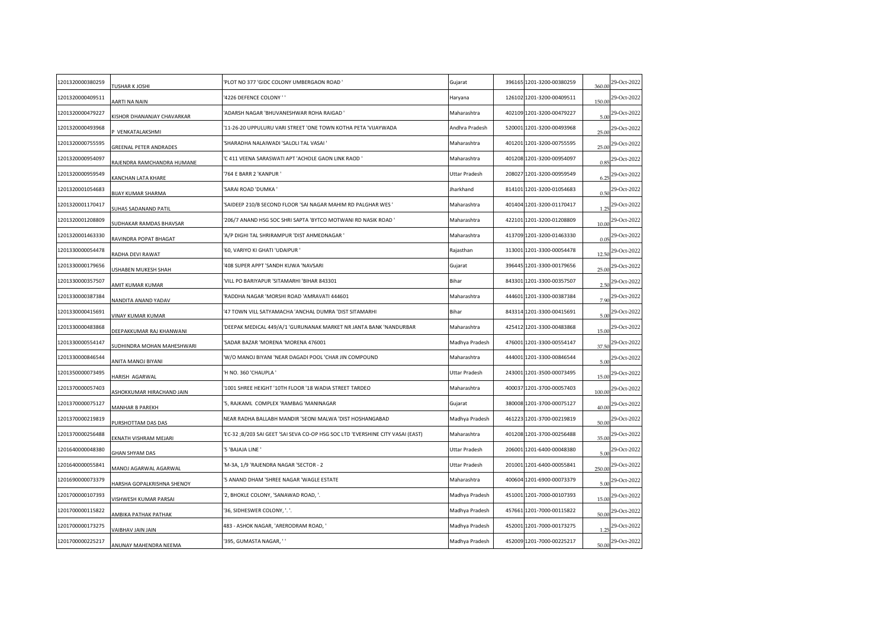| | | | | | | | |
|---|---|---|---|---|---|---|---|
| 1201320000380259 | TUSHAR K JOSHI | 'PLOT NO 377 'GIDC COLONY UMBERGAON ROAD ' | Gujarat | 396165 | 1201-3200-00380259 | 360.00 | 29-Oct-2022 |
| 1201320000409511 | AARTI NA NAIN | '4226 DEFENCE COLONY ' ' | Haryana | 126102 | 1201-3200-00409511 | 150.00 | 29-Oct-2022 |
| 1201320000479227 | KISHOR DHANANJAY CHAVARKAR | 'ADARSH NAGAR 'BHUVANESHWAR ROHA RAIGAD ' | Maharashtra | 402109 | 1201-3200-00479227 | 5.00 | 29-Oct-2022 |
| 1201320000493968 | P VENKATALAKSHMI | '11-26-20 UPPULURU VARI STREET 'ONE TOWN KOTHA PETA 'VIJAYWADA | Andhra Pradesh | 520001 | 1201-3200-00493968 | 25.00 | 29-Oct-2022 |
| 1201320000755595 | GREENAL PETER ANDRADES | 'SHARADHA NALAIWADI 'SALOLI TAL VASAI ' | Maharashtra | 401201 | 1201-3200-00755595 | 25.00 | 29-Oct-2022 |
| 1201320000954097 | RAJENDRA RAMCHANDRA HUMANE | 'C 411 VEENA SARASWATI APT 'ACHOLE GAON LINK RAOD ' | Maharashtra | 401208 | 1201-3200-00954097 | 0.85 | 29-Oct-2022 |
| 1201320000959549 | KANCHAN LATA KHARE | '764 E BARR 2 'KANPUR ' | Uttar Pradesh | 208027 | 1201-3200-00959549 | 6.25 | 29-Oct-2022 |
| 1201320001054683 | BIJAY KUMAR SHARMA | 'SARAI ROAD 'DUMKA ' | Jharkhand | 814101 | 1201-3200-01054683 | 0.50 | 29-Oct-2022 |
| 1201320001170417 | SUHAS SADANAND PATIL | 'SAIDEEP 210/B SECOND FLOOR 'SAI NAGAR MAHIM RD PALGHAR WES ' | Maharashtra | 401404 | 1201-3200-01170417 | 1.25 | 29-Oct-2022 |
| 1201320001208809 | SUDHAKAR RAMDAS BHAVSAR | '206/7 ANAND HSG SOC SHRI SAPTA 'BYTCO MOTWANI RD NASIK ROAD ' | Maharashtra | 422101 | 1201-3200-01208809 | 10.00 | 29-Oct-2022 |
| 1201320001463330 | RAVINDRA POPAT BHAGAT | 'A/P DIGHI TAL SHRIRAMPUR 'DIST AHMEDNAGAR ' | Maharashtra | 413709 | 1201-3200-01463330 | 0.05 | 29-Oct-2022 |
| 1201330000054478 | RADHA DEVI RAWAT | '60, VARIYO KI GHATI 'UDAIPUR ' | Rajasthan | 313001 | 1201-3300-00054478 | 12.50 | 29-Oct-2022 |
| 1201330000179656 | USHABEN MUKESH SHAH | '408 SUPER APPT 'SANDH KUWA 'NAVSARI | Gujarat | 396445 | 1201-3300-00179656 | 25.00 | 29-Oct-2022 |
| 1201330000357507 | AMIT KUMAR KUMAR | 'VILL PO BARIYAPUR 'SITAMARHI 'BIHAR 843301 | Bihar | 843301 | 1201-3300-00357507 | 2.50 | 29-Oct-2022 |
| 1201330000387384 | NANDITA ANAND YADAV | 'RADDHA NAGAR 'MORSHI ROAD 'AMRAVATI 444601 | Maharashtra | 444601 | 1201-3300-00387384 | 7.90 | 29-Oct-2022 |
| 1201330000415691 | VINAY KUMAR KUMAR | '47 TOWN VILL SATYAMACHA 'ANCHAL DUMRA 'DIST SITAMARHI | Bihar | 843314 | 1201-3300-00415691 | 5.00 | 29-Oct-2022 |
| 1201330000483868 | DEEPAKKUMAR RAJ KHANWANI | 'DEEPAK MEDICAL 449/A/1 'GURUNANAK MARKET NR JANTA BANK 'NANDURBAR | Maharashtra | 425412 | 1201-3300-00483868 | 15.00 | 29-Oct-2022 |
| 1201330000554147 | SUDHINDRA MOHAN MAHESHWARI | 'SADAR BAZAR 'MORENA 'MORENA 476001 | Madhya Pradesh | 476001 | 1201-3300-00554147 | 37.50 | 29-Oct-2022 |
| 1201330000846544 | ANITA MANOJ BIYANI | 'W/O MANOJ BIYANI 'NEAR DAGADI POOL 'CHAR JIN COMPOUND | Maharashtra | 444001 | 1201-3300-00846544 | 5.00 | 29-Oct-2022 |
| 1201350000073495 | HARISH AGARWAL | 'H NO. 360 'CHAUPLA ' | Uttar Pradesh | 243001 | 1201-3500-00073495 | 15.00 | 29-Oct-2022 |
| 1201370000057403 | ASHOKKUMAR HIRACHAND JAIN | '1001 SHREE HEIGHT '10TH FLOOR '18 WADIA STREET TARDEO | Maharashtra | 400037 | 1201-3700-00057403 | 100.00 | 29-Oct-2022 |
| 1201370000075127 | MANHAR B PAREKH | '5, RAJKAML COMPLEX 'RAMBAG 'MANINAGAR | Gujarat | 380008 | 1201-3700-00075127 | 40.00 | 29-Oct-2022 |
| 1201370000219819 | PURSHOTTAM DAS DAS | NEAR RADHA BALLABH MANDIR 'SEONI MALWA 'DIST HOSHANGABAD | Madhya Pradesh | 461223 | 1201-3700-00219819 | 50.00 | 29-Oct-2022 |
| 1201370000256488 | EKNATH VISHRAM MEJARI | 'EC-32 ;B/203 SAI GEET 'SAI SEVA CO-OP HSG SOC LTD 'EVERSHINE CITY VASAI (EAST) | Maharashtra | 401208 | 1201-3700-00256488 | 35.00 | 29-Oct-2022 |
| 1201640000048380 | GHAN SHYAM DAS | '5 'BAJAJA LINE ' | Uttar Pradesh | 206001 | 1201-6400-00048380 | 5.00 | 29-Oct-2022 |
| 1201640000055841 | MANOJ AGARWAL AGARWAL | 'M-3A, 1/9 'RAJENDRA NAGAR 'SECTOR - 2 | Uttar Pradesh | 201001 | 1201-6400-00055841 | 250.00 | 29-Oct-2022 |
| 1201690000073379 | HARSHA GOPALKRISHNA SHENOY | '5 ANAND DHAM 'SHREE NAGAR 'WAGLE ESTATE | Maharashtra | 400604 | 1201-6900-00073379 | 5.00 | 29-Oct-2022 |
| 1201700000107393 | VISHWESH KUMAR PARSAI | '2, BHOKLE COLONY, 'SANAWAD ROAD, '. | Madhya Pradesh | 451001 | 1201-7000-00107393 | 15.00 | 29-Oct-2022 |
| 1201700000115822 | AMBIKA PATHAK PATHAK | '36, SIDHESWER COLONY, '. '. | Madhya Pradesh | 457661 | 1201-7000-00115822 | 50.00 | 29-Oct-2022 |
| 1201700000173275 | VAIBHAV JAIN JAIN | 483 - ASHOK NAGAR, 'ARERODRAM ROAD, ' | Madhya Pradesh | 452001 | 1201-7000-00173275 | 1.25 | 29-Oct-2022 |
| 1201700000225217 | ANUNAY MAHENDRA NEEMA | '395, GUMASTA NAGAR, ' ' | Madhya Pradesh | 452009 | 1201-7000-00225217 | 50.00 | 29-Oct-2022 |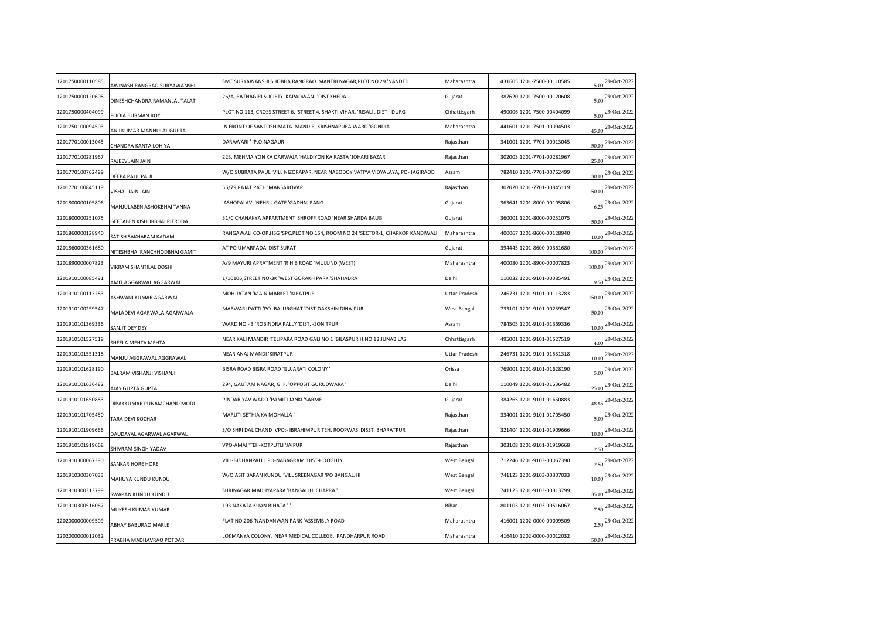| | | | | | | | |
|---|---|---|---|---|---|---|---|
| 1201750000110585 | AWINASH RANGRAO SURYAWANSHI | 'SMT.SURYAWANSHI SHOBHA RANGRAO 'MANTRI NAGAR,PLOT NO 29 'NANDED | Maharashtra | 431605 | 1201-7500-00110585 | 5.00 | 29-Oct-2022 |
| 1201750000120608 | DINESHCHANDRA RAMANLAL TALATI | '26/A, RATNAGIRI SOCIETY 'KAPADWANJ 'DIST KHEDA | Gujarat | 387620 | 1201-7500-00120608 | 5.00 | 29-Oct-2022 |
| 1201750000404099 | POOJA BURMAN ROY | 'PLOT NO 113, CROSS STREET 6, 'STREET 4, SHAKTI VIHAR, 'RISALI , DIST - DURG | Chhattisgarh | 490006 | 1201-7500-00404099 | 5.00 | 29-Oct-2022 |
| 1201750100094503 | ANILKUMAR MANNULAL GUPTA | 'IN FRONT OF SANTOSHIMATA 'MANDIR, KRISHNAPURA WARD 'GONDIA | Maharashtra | 441601 | 1201-7501-00094503 | 45.00 | 29-Oct-2022 |
| 1201770100013045 | CHANDRA KANTA LOHIYA | 'DARAWARI ' 'P.O.NAGAUR | Rajasthan | 341001 | 1201-7701-00013045 | 50.00 | 29-Oct-2022 |
| 1201770100281967 | RAJEEV JAIN JAIN | '223, MEHMAIYON KA DARWAJA 'HALDIYON KA RASTA 'JOHARI BAZAR | Rajasthan | 302003 | 1201-7701-00281967 | 25.00 | 29-Oct-2022 |
| 1201770100762499 | DEEPA PAUL PAUL | 'W/O SUBRATA PAUL 'VILL NIZORAPAR, NEAR NABODOY 'JATIYA VIDYALAYA, PO- JAGIRAOD | Assam | 782410 | 1201-7701-00762499 | 30.00 | 29-Oct-2022 |
| 1201770100845119 | VISHAL JAIN JAIN | '56/79 RAJAT PATH 'MANSAROVAR ' | Rajasthan | 302020 | 1201-7701-00845119 | 50.00 | 29-Oct-2022 |
| 1201800000105806 | MANJULABEN ASHOKBHAI TANNA | '"ASHOPALAV" 'NEHRU GATE 'GADHNI RANG | Gujarat | 363641 | 1201-8000-00105806 | 6.25 | 29-Oct-2022 |
| 1201800000251075 | GEETABEN KISHORBHAI PITRODA | '31/C CHANAKYA APPARTMENT 'SHROFF ROAD 'NEAR SHARDA BAUG | Gujarat | 360001 | 1201-8000-00251075 | 50.00 | 29-Oct-2022 |
| 1201860000128940 | SATISH SAKHARAM KADAM | 'RANGAWALI CO-OP.HSG 'SPC.PLOT NO.154, ROOM NO 24 'SECTOR-1, CHARKOP KANDIWALI | Maharashtra | 400067 | 1201-8600-00128940 | 10.00 | 29-Oct-2022 |
| 1201860000361680 | NITESHBHAI RANCHHODBHAI GAMIT | 'AT PO UMARPADA 'DIST SURAT ' | Gujarat | 394445 | 1201-8600-00361680 | 100.00 | 29-Oct-2022 |
| 1201890000007823 | VIKRAM SHANTILAL DOSHI | 'A/9 MAYURI APRATMENT 'R H B ROAD 'MULUND (WEST) | Maharashtra | 400080 | 1201-8900-00007823 | 100.00 | 29-Oct-2022 |
| 1201910100085491 | AMIT AGGARWAL AGGARWAL | '1/10106,STREET NO-3K 'WEST GORAKH PARK 'SHAHADRA | Delhi | 110032 | 1201-9101-00085491 | 9.50 | 29-Oct-2022 |
| 1201910100113283 | ASHWANI KUMAR AGARWAL | 'MOH-JATAN 'MAIN MARKET 'KIRATPUR | Uttar Pradesh | 246731 | 1201-9101-00113283 | 150.00 | 29-Oct-2022 |
| 1201910100259547 | MALADEVI AGARWALA AGARWALA | 'MARWARI PATTI 'PO- BALURGHAT 'DIST-DAKSHIN DINAJPUR | West Bengal | 733101 | 1201-9101-00259547 | 50.00 | 29-Oct-2022 |
| 1201910101369336 | SANJIT DEY DEY | 'WARD NO.- 3 'ROBINDRA PALLY 'DIST. -SONITPUR | Assam | 784505 | 1201-9101-01369336 | 10.00 | 29-Oct-2022 |
| 1201910101527519 | SHEELA MEHTA MEHTA | 'NEAR KALI MANDIR 'TELIPARA ROAD GALI NO 1 'BILASPUR H.NO 12 JUNABILAS | Chhattisgarh | 495001 | 1201-9101-01527519 | 4.00 | 29-Oct-2022 |
| 1201910101551318 | MANJU AGGRAWAL AGGRAWAL | 'NEAR ANAJ MANDI 'KIRATPUR ' | Uttar Pradesh | 246731 | 1201-9101-01551318 | 10.00 | 29-Oct-2022 |
| 1201910101628190 | BALRAM VISHANJI VISHANJI | 'BISRA ROAD BISRA ROAD 'GUJARATI COLONY ' | Orissa | 769001 | 1201-9101-01628190 | 5.00 | 29-Oct-2022 |
| 1201910101636482 | AJAY GUPTA GUPTA | '294, GAUTAM NAGAR, G. F. 'OPPOSIT GURUDWARA ' | Delhi | 110049 | 1201-9101-01636482 | 25.00 | 29-Oct-2022 |
| 1201910101650883 | DIPAKKUMAR PUNAMCHAND MODI | 'PINDARIYAV WADO 'PAMITI JANKI 'SARME | Gujarat | 384265 | 1201-9101-01650883 | 48.85 | 29-Oct-2022 |
| 1201910101705450 | TARA DEVI KOCHAR | 'MARUTI SETHIA KA MOHALLA ' ' | Rajasthan | 334001 | 1201-9101-01705450 | 5.00 | 29-Oct-2022 |
| 1201910101909666 | DAUDAYAL AGARWAL AGARWAL | 'S/O SHRI DAL CHAND 'VPO:- IBRAHIMPUR TEH. ROOPWAS 'DISST. BHARATPUR | Rajasthan | 321404 | 1201-9101-01909666 | 10.00 | 29-Oct-2022 |
| 1201910101919668 | SHIVRAM SINGH YADAV | 'VPO-AMAI 'TEH-KOTPUTLI 'JAIPUR | Rajasthan | 303108 | 1201-9101-01919668 | 2.50 | 29-Oct-2022 |
| 1201910300067390 | SANKAR HORE HORE | 'VILL-BIDHANPALLI 'PO-NABAGRAM 'DIST-HOOGHLY | West Bengal | 712246 | 1201-9103-00067390 | 2.50 | 29-Oct-2022 |
| 1201910300307033 | MAHUYA KUNDU KUNDU | 'W/O ASIT BARAN KUNDU 'VILL SREENAGAR 'PO BANGALJHI | West Bengal | 741123 | 1201-9103-00307033 | 10.00 | 29-Oct-2022 |
| 1201910300313799 | SWAPAN KUNDU KUNDU | 'SHRINAGAR MADHYAPARA 'BANGALJHI CHAPRA ' | West Bengal | 741123 | 1201-9103-00313799 | 35.00 | 29-Oct-2022 |
| 1201910300516067 | MUKESH KUMAR KUMAR | '193 NAKATA KUAN BIHATA ' ' | Bihar | 801103 | 1201-9103-00516067 | 7.50 | 29-Oct-2022 |
| 1202000000009509 | ABHAY BABURAO MARLE | 'FLAT NO.206 'NANDANWAN PARK 'ASSEMBLY ROAD | Maharashtra | 416001 | 1202-0000-00009509 | 2.50 | 29-Oct-2022 |
| 1202000000012032 | PRABHA MADHAVRAO POTDAR | 'LOKMANYA COLONY, 'NEAR MEDICAL COLLEGE, 'PANDHARPUR ROAD | Maharashtra | 416410 | 1202-0000-00012032 | 50.00 | 29-Oct-2022 |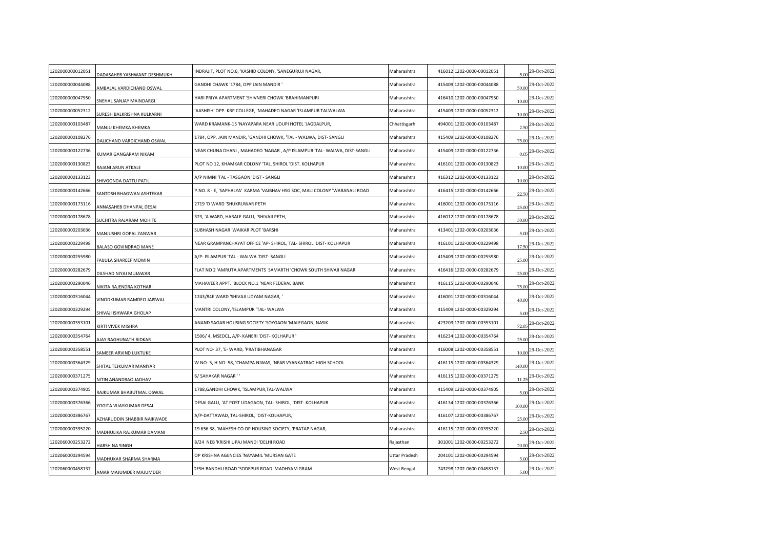| | | | | | | | |
|---|---|---|---|---|---|---|---|
| 1202000000012051 | DADASAHEB YASHWANT DESHMUKH | 'INDRAJIT, PLOT NO.6, 'KASHID COLONY, 'SANEGURUJI NAGAR, | Maharashtra | 416012 | 1202-0000-00012051 | 5.00 | 29-Oct-2022 |
| 1202000000044088 | AMBALAL VARDICHAND OSWAL | 'GANDHI CHAWK '1784, OPP JAIN MANDIR ' | Maharashtra | 415409 | 1202-0000-00044088 | 50.00 | 29-Oct-2022 |
| 1202000000047950 | SNEHAL SANJAY MAINDARGI | 'HARI PRIYA APARTMENT 'SHIVNERI CHOWK 'BRAHIMANPURI | Maharashtra | 416410 | 1202-0000-00047950 | 10.00 | 29-Oct-2022 |
| 1202000000052312 | SURESH BALKRISHNA KULKARNI | ''AASHISH' OPP. KBP COLLEGE, 'MAHADEO NAGAR 'ISLAMPUR TALWALWA | Maharashtra | 415409 | 1202-0000-00052312 | 10.00 | 29-Oct-2022 |
| 1202000000103487 | MANJU KHEMKA KHEMKA | 'WARD KRAMANK-15 'NAYAPARA NEAR UDUPI HOTEL 'JAGDALPUR, | Chhattisgarh | 494001 | 1202-0000-00103487 | 2.50 | 29-Oct-2022 |
| 1202000000108276 | DALICHAND VARDICHAND OSWAL | '1784, OPP. JAIN MANDIR, 'GANDHI CHOWK, 'TAL - WALWA, DIST- SANGLI | Maharashtra | 415409 | 1202-0000-00108276 | 75.00 | 29-Oct-2022 |
| 1202000000122736 | KUMAR GANGARAM NIKAM | 'NEAR CHUNA DHANI , MAHADEO 'NAGAR , A/P ISLAMPUR 'TAL- WALWA, DIST-SANGLI | Maharashtra | 415409 | 1202-0000-00122736 | 0.05 | 29-Oct-2022 |
| 1202000000130823 | RAJANI ARUN ATKALE | 'PLOT NO 12, KHAMKAR COLONY 'TAL. SHIROL 'DIST. KOLHAPUR | Maharashtra | 416101 | 1202-0000-00130823 | 10.00 | 29-Oct-2022 |
| 1202000000133123 | SHIVGONDA DATTU PATIL | 'A/P NIMNI 'TAL - TASGAON 'DIST - SANGLI | Maharashtra | 416312 | 1202-0000-00133123 | 10.00 | 29-Oct-2022 |
| 1202000000142666 | SANTOSH BHAGWAN ASHTEKAR | 'P.NO. 8 - E, 'SAPHALYA' KARMA 'VAIBHAV HSG SOC, MALI COLONY 'WARANALI ROAD | Maharashtra | 416415 | 1202-0000-00142666 | 22.50 | 29-Oct-2022 |
| 1202000000173116 | ANNASAHEB DHANPAL DESAI | '2719 'D WARD 'SHUKRUWAR PETH | Maharashtra | 416001 | 1202-0000-00173116 | 25.00 | 29-Oct-2022 |
| 1202000000178678 | SUCHITRA RAJARAM MOHITE | '323, 'A WARD, HARALE GALLI, 'SHIVAJI PETH, | Maharashtra | 416012 | 1202-0000-00178678 | 30.00 | 29-Oct-2022 |
| 1202000000203036 | MANJUSHRI GOPAL ZANWAR | 'SUBHASH NAGAR 'WAIKAR PLOT 'BARSHI | Maharashtra | 413401 | 1202-0000-00203036 | 5.00 | 29-Oct-2022 |
| 1202000000229498 | BALASO GOVINDRAO MANE | 'NEAR GRAMPANCHAYAT OFFICE 'AP- SHIROL, TAL- SHIROL 'DIST- KOLHAPUR | Maharashtra | 416101 | 1202-0000-00229498 | 17.50 | 29-Oct-2022 |
| 1202000000255980 | FAIJULA SHAREEF MOMIN | 'A/P- ISLAMPUR 'TAL - WALWA 'DIST- SANGLI | Maharashtra | 415409 | 1202-0000-00255980 | 25.00 | 29-Oct-2022 |
| 1202000000282679 | DILSHAD NIYAJ MUJAWAR | 'FLAT NO 2 'AMRUTA APARTMENTS SAMARTH 'CHOWK SOUTH SHIVAJI NAGAR | Maharashtra | 416416 | 1202-0000-00282679 | 25.00 | 29-Oct-2022 |
| 1202000000290046 | NIKITA RAJENDRA KOTHARI | 'MAHAVEER APPT. 'BLOCK NO.1 'NEAR FEDERAL BANK | Maharashtra | 416115 | 1202-0000-00290046 | 75.00 | 29-Oct-2022 |
| 1202000000316044 | VINODKUMAR RAMDEO JAISWAL | '1243/84E WARD 'SHIVAJI UDYAM NAGAR, ' | Maharashtra | 416001 | 1202-0000-00316044 | 40.00 | 29-Oct-2022 |
| 1202000000329294 | SHIVAJI ISHWARA GHOLAP | 'MANTRI COLONY, 'ISLAMPUR 'TAL- WALWA | Maharashtra | 415409 | 1202-0000-00329294 | 5.00 | 29-Oct-2022 |
| 1202000000353101 | KIRTI VIVEK MISHRA | 'ANAND SAGAR HOUSING SOCIETY 'SOYGAON 'MALEGAON, NASIK | Maharashtra | 423203 | 1202-0000-00353101 | 72.05 | 29-Oct-2022 |
| 1202000000354764 | AJAY RAGHUNATH BIDKAR | '1506/ 4, MSEDCL, A/P- KANERI 'DIST- KOLHAPUR ' | Maharashtra | 416234 | 1202-0000-00354764 | 25.00 | 29-Oct-2022 |
| 1202000000358551 | SAMEER ARVIND LUKTUKE | 'PLOT NO- 37, 'E- WARD, 'PRATIBHANAGAR | Maharashtra | 416008 | 1202-0000-00358551 | 10.00 | 29-Oct-2022 |
| 1202000000364329 | SHITAL TEJKUMAR MANIYAR | 'W NO- 5, H NO- 58, 'CHAMPA NIWAS, 'NEAR VYANKATRAO HIGH SCHOOL | Maharashtra | 416115 | 1202-0000-00364329 | 140.00 | 29-Oct-2022 |
| 1202000000371275 | NITIN ANANDRAO JADHAV | '6/ SAHAKAR NAGAR ' ' | Maharashtra | 416115 | 1202-0000-00371275 | 11.25 | 29-Oct-2022 |
| 1202000000374905 | RAJKUMAR BHABUTMAL OSWAL | '1788,GANDHI CHOWK, 'ISLAMPUR,TAL-WALWA ' | Maharashtra | 415409 | 1202-0000-00374905 | 5.00 | 29-Oct-2022 |
| 1202000000376366 | YOGITA VIJAYKUMAR DESAI | 'DESAI GALLI, 'AT POST UDAGAON, TAL- SHIROL, 'DIST- KOLHAPUR | Maharashtra | 416134 | 1202-0000-00376366 | 100.00 | 29-Oct-2022 |
| 1202000000386767 | AZHARUDDIN SHABBIR NAIKWADE | 'A/P-DATTAWAD, TAL-SHIROL, 'DIST-KOLHAPUR, ' | Maharashtra | 416107 | 1202-0000-00386767 | 25.00 | 29-Oct-2022 |
| 1202000000395220 | MADHULIKA RAJKUMAR DAMANI | '19 656 38, 'MAHESH CO OP HOUSING SOCIETY, 'PRATAP NAGAR, | Maharashtra | 416115 | 1202-0000-00395220 | 2.50 | 29-Oct-2022 |
| 1202060000253272 | HARSH NA SINGH | '8/24 NEB 'KRISHI UPAJ MANDI 'DELHI ROAD | Rajasthan | 301001 | 1202-0600-00253272 | 20.00 | 29-Oct-2022 |
| 1202060000294594 | MADHUKAR SHARMA SHARMA | 'OP KRISHNA AGENCIES 'NAYAMIL 'MURSAN GATE | Uttar Pradesh | 204101 | 1202-0600-00294594 | 5.00 | 29-Oct-2022 |
| 1202060000458137 | AMAR MAJUMDER MAJUMDER | DESH BANDHU ROAD 'SODEPUR ROAD 'MADHYAM GRAM | West Bengal | 743298 | 1202-0600-00458137 | 5.00 | 29-Oct-2022 |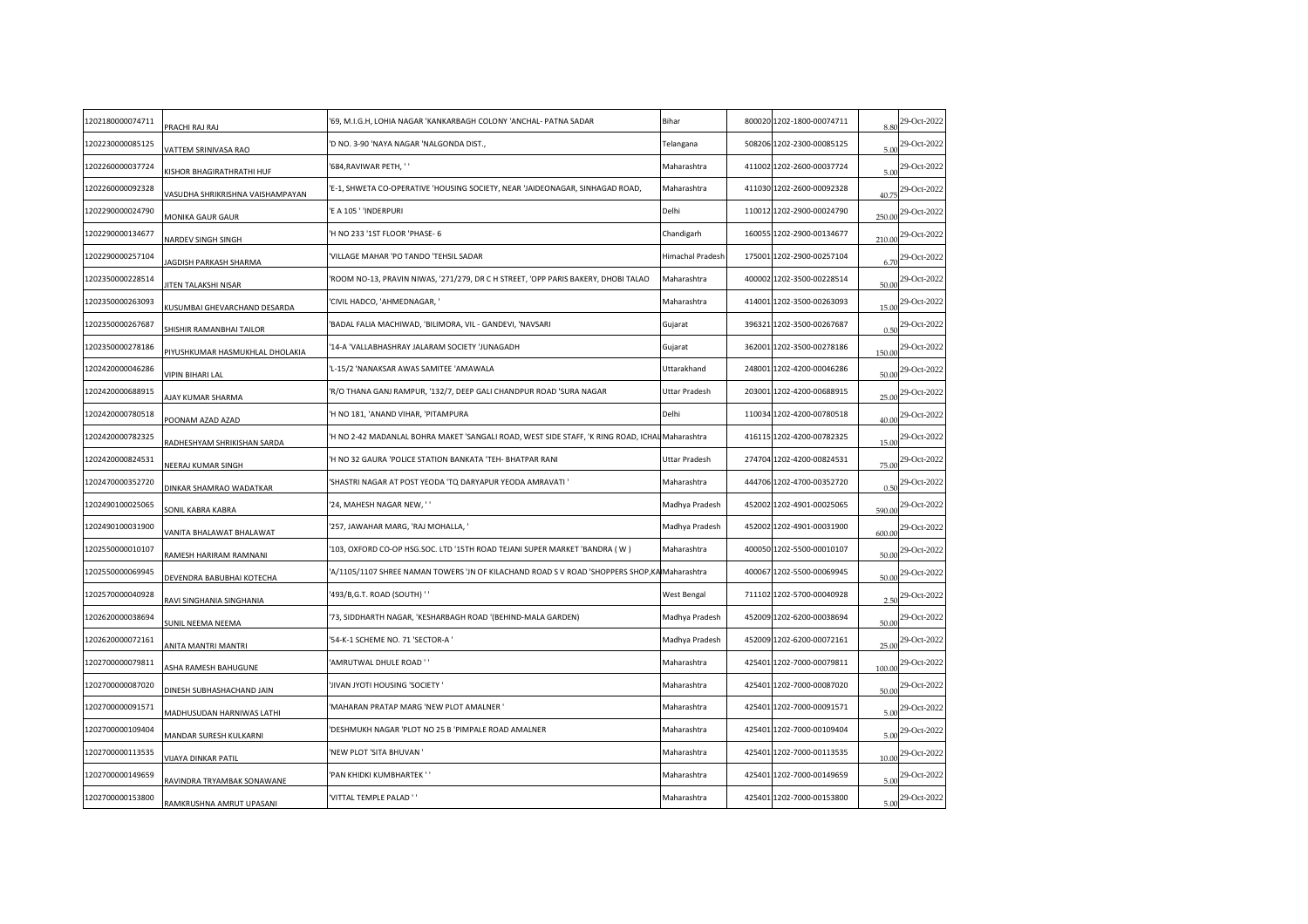| | | | | | | | |
|---|---|---|---|---|---|---|---|
| 1202180000074711 | PRACHI RAJ RAJ | '69, M.I.G.H, LOHIA NAGAR 'KANKARBAGH COLONY 'ANCHAL- PATNA SADAR | Bihar | 800020 | 1202-1800-00074711 | 8.80 | 29-Oct-2022 |
| 1202230000085125 | VATTEM SRINIVASA RAO | 'D NO. 3-90 'NAYA NAGAR 'NALGONDA DIST., | Telangana | 508206 | 1202-2300-00085125 | 5.00 | 29-Oct-2022 |
| 1202260000037724 | KISHOR BHAGIRATHRATHI HUF | '684,RAVIWAR PETH, ' ' | Maharashtra | 411002 | 1202-2600-00037724 | 5.00 | 29-Oct-2022 |
| 1202260000092328 | VASUDHA SHRIKRISHNA VAISHAMPAYAN | 'E-1, SHWETA CO-OPERATIVE 'HOUSING SOCIETY, NEAR 'JAIDEONAGAR, SINHAGAD ROAD, | Maharashtra | 411030 | 1202-2600-00092328 | 40.75 | 29-Oct-2022 |
| 1202290000024790 | MONIKA GAUR GAUR | 'E A 105 ' 'INDERPURI | Delhi | 110012 | 1202-2900-00024790 | 250.00 | 29-Oct-2022 |
| 1202290000134677 | NARDEV SINGH SINGH | 'H NO 233 '1ST FLOOR 'PHASE- 6 | Chandigarh | 160055 | 1202-2900-00134677 | 210.00 | 29-Oct-2022 |
| 1202290000257104 | JAGDISH PARKASH SHARMA | 'VILLAGE MAHAR 'PO TANDO 'TEHSIL SADAR | Himachal Pradesh | 175001 | 1202-2900-00257104 | 6.70 | 29-Oct-2022 |
| 1202350000228514 | JITEN TALAKSHI NISAR | 'ROOM NO-13, PRAVIN NIWAS, '271/279, DR C H STREET, 'OPP PARIS BAKERY, DHOBI TALAO | Maharashtra | 400002 | 1202-3500-00228514 | 50.00 | 29-Oct-2022 |
| 1202350000263093 | KUSUMBAI GHEVARCHAND DESARDA | 'CIVIL HADCO, 'AHMEDNAGAR, ' | Maharashtra | 414001 | 1202-3500-00263093 | 15.00 | 29-Oct-2022 |
| 1202350000267687 | SHISHIR RAMANBHAI TAILOR | 'BADAL FALIA MACHIWAD, 'BILIMORA, VIL - GANDEVI, 'NAVSARI | Gujarat | 396321 | 1202-3500-00267687 | 0.50 | 29-Oct-2022 |
| 1202350000278186 | PIYUSHKUMAR HASMUKHLAL DHOLAKIA | '14-A 'VALLABHASHRAY JALARAM SOCIETY 'JUNAGADH | Gujarat | 362001 | 1202-3500-00278186 | 150.00 | 29-Oct-2022 |
| 1202420000046286 | VIPIN BIHARI LAL | 'L-15/2 'NANAKSAR AWAS SAMITEE 'AMAWALA | Uttarakhand | 248001 | 1202-4200-00046286 | 50.00 | 29-Oct-2022 |
| 1202420000688915 | AJAY KUMAR SHARMA | 'R/O THANA GANJ RAMPUR, '132/7, DEEP GALI CHANDPUR ROAD 'SURA NAGAR | Uttar Pradesh | 203001 | 1202-4200-00688915 | 25.00 | 29-Oct-2022 |
| 1202420000780518 | POONAM AZAD AZAD | 'H NO 181, 'ANAND VIHAR, 'PITAMPURA | Delhi | 110034 | 1202-4200-00780518 | 40.00 | 29-Oct-2022 |
| 1202420000782325 | RADHESHYAM SHRIKISHAN SARDA | 'H NO 2-42 MADANLAL BOHRA MAKET 'SANGALI ROAD, WEST SIDE STAFF, 'K RING ROAD, ICHAL | Maharashtra | 416115 | 1202-4200-00782325 | 15.00 | 29-Oct-2022 |
| 1202420000824531 | NEERAJ KUMAR SINGH | 'H NO 32 GAURA 'POLICE STATION BANKATA 'TEH- BHATPAR RANI | Uttar Pradesh | 274704 | 1202-4200-00824531 | 75.00 | 29-Oct-2022 |
| 1202470000352720 | DINKAR SHAMRAO WADATKAR | 'SHASTRI NAGAR AT POST YEODA 'TQ DARYAPUR YEODA AMRAVATI ' | Maharashtra | 444706 | 1202-4700-00352720 | 0.50 | 29-Oct-2022 |
| 1202490100025065 | SONIL KABRA KABRA | '24, MAHESH NAGAR NEW, ' ' | Madhya Pradesh | 452002 | 1202-4901-00025065 | 590.00 | 29-Oct-2022 |
| 1202490100031900 | VANITA BHALAWAT BHALAWAT | '257, JAWAHAR MARG, 'RAJ MOHALLA, ' | Madhya Pradesh | 452002 | 1202-4901-00031900 | 600.00 | 29-Oct-2022 |
| 1202550000010107 | RAMESH HARIRAM RAMNANI | '103, OXFORD CO-OP HSG.SOC. LTD '15TH ROAD TEJANI SUPER MARKET 'BANDRA ( W ) | Maharashtra | 400050 | 1202-5500-00010107 | 50.00 | 29-Oct-2022 |
| 1202550000069945 | DEVENDRA BABUBHAI KOTECHA | 'A/1105/1107 SHREE NAMAN TOWERS 'JN OF KILACHAND ROAD S V ROAD 'SHOPPERS SHOP,KA | Maharashtra | 400067 | 1202-5500-00069945 | 50.00 | 29-Oct-2022 |
| 1202570000040928 | RAVI SINGHANIA SINGHANIA | '493/B,G.T. ROAD (SOUTH) ' ' | West Bengal | 711102 | 1202-5700-00040928 | 2.50 | 29-Oct-2022 |
| 1202620000038694 | SUNIL NEEMA NEEMA | '73, SIDDHARTH NAGAR, 'KESHARBAGH ROAD '(BEHIND-MALA GARDEN) | Madhya Pradesh | 452009 | 1202-6200-00038694 | 50.00 | 29-Oct-2022 |
| 1202620000072161 | ANITA MANTRI MANTRI | '54-K-1 SCHEME NO. 71 'SECTOR-A ' | Madhya Pradesh | 452009 | 1202-6200-00072161 | 25.00 | 29-Oct-2022 |
| 1202700000079811 | ASHA RAMESH BAHUGUNE | 'AMRUTWAL DHULE ROAD ' ' | Maharashtra | 425401 | 1202-7000-00079811 | 100.00 | 29-Oct-2022 |
| 1202700000087020 | DINESH SUBHASHACHAND JAIN | 'JIVAN JYOTI HOUSING 'SOCIETY ' | Maharashtra | 425401 | 1202-7000-00087020 | 50.00 | 29-Oct-2022 |
| 1202700000091571 | MADHUSUDAN HARNIWAS LATHI | 'MAHARAN PRATAP MARG 'NEW PLOT AMALNER ' | Maharashtra | 425401 | 1202-7000-00091571 | 5.00 | 29-Oct-2022 |
| 1202700000109404 | MANDAR SURESH KULKARNI | 'DESHMUKH NAGAR 'PLOT NO 25 B 'PIMPALE ROAD AMALNER | Maharashtra | 425401 | 1202-7000-00109404 | 5.00 | 29-Oct-2022 |
| 1202700000113535 | VIJAYA DINKAR PATIL | 'NEW PLOT 'SITA BHUVAN ' | Maharashtra | 425401 | 1202-7000-00113535 | 10.00 | 29-Oct-2022 |
| 1202700000149659 | RAVINDRA TRYAMBAK SONAWANE | 'PAN KHIDKI KUMBHARTEK ' ' | Maharashtra | 425401 | 1202-7000-00149659 | 5.00 | 29-Oct-2022 |
| 1202700000153800 | RAMKRUSHNA AMRUT UPASANI | 'VITTAL TEMPLE PALAD ' ' | Maharashtra | 425401 | 1202-7000-00153800 | 5.00 | 29-Oct-2022 |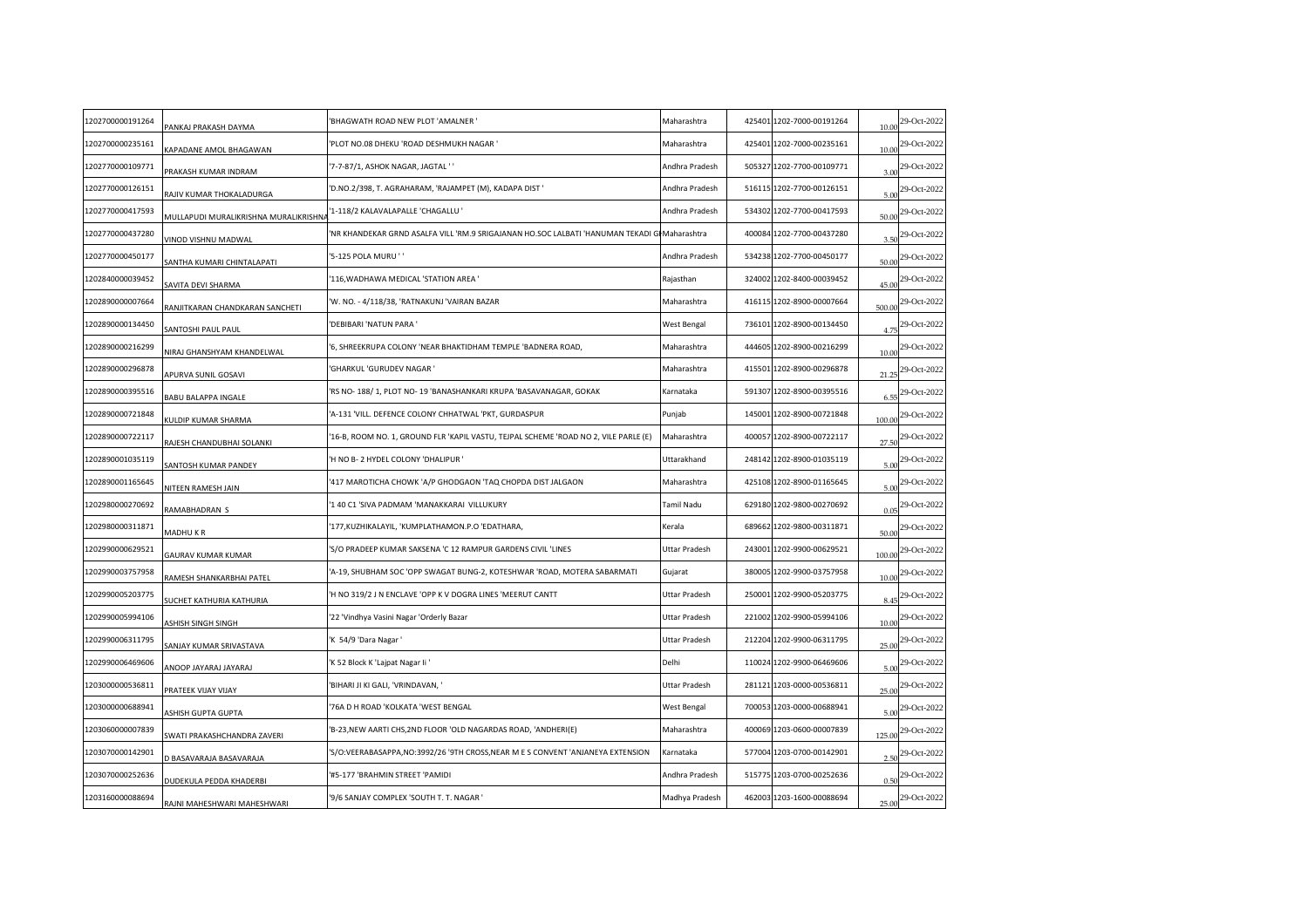| | | | | | | | |
|---|---|---|---|---|---|---|---|
| 1202700000191264 | PANKAJ PRAKASH DAYMA | 'BHAGWATH ROAD NEW PLOT 'AMALNER ' | Maharashtra | 425401 | 1202-7000-00191264 | 10.00 | 29-Oct-2022 |
| 1202700000235161 | KAPADANE AMOL BHAGAWAN | 'PLOT NO.08 DHEKU 'ROAD DESHMUKH NAGAR ' | Maharashtra | 425401 | 1202-7000-00235161 | 10.00 | 29-Oct-2022 |
| 1202770000109771 | PRAKASH KUMAR INDRAM | '7-7-87/1, ASHOK NAGAR, JAGTAL ' ' | Andhra Pradesh | 505327 | 1202-7700-00109771 | 3.00 | 29-Oct-2022 |
| 1202770000126151 | RAJIV KUMAR THOKALADURGA | 'D.NO.2/398, T. AGRAHARAM, 'RAJAMPET (M), KADAPA DIST ' | Andhra Pradesh | 516115 | 1202-7700-00126151 | 5.00 | 29-Oct-2022 |
| 1202770000417593 | MULLAPUDI MURALIKRISHNA MURALIKRISHNA | '1-118/2 KALAVALAPALLE 'CHAGALLU ' | Andhra Pradesh | 534302 | 1202-7700-00417593 | 50.00 | 29-Oct-2022 |
| 1202770000437280 | VINOD VISHNU MADWAL | 'NR KHANDEKAR GRND ASALFA VILL 'RM.9 SRIGAJANAN HO.SOC LALBATI 'HANUMAN TEKADI GH | Maharashtra | 400084 | 1202-7700-00437280 | 3.50 | 29-Oct-2022 |
| 1202770000450177 | SANTHA KUMARI CHINTALAPATI | '5-125 POLA MURU ' ' | Andhra Pradesh | 534238 | 1202-7700-00450177 | 50.00 | 29-Oct-2022 |
| 1202840000039452 | SAVITA DEVI SHARMA | '116,WADHAWA MEDICAL 'STATION AREA ' | Rajasthan | 324002 | 1202-8400-00039452 | 45.00 | 29-Oct-2022 |
| 1202890000007664 | RANJITKARAN CHANDKARAN SANCHETI | 'W. NO. - 4/118/38, 'RATNAKUNJ 'VAIRAN BAZAR | Maharashtra | 416115 | 1202-8900-00007664 | 500.00 | 29-Oct-2022 |
| 1202890000134450 | SANTOSHI PAUL PAUL | 'DEBIBARI 'NATUN PARA ' | West Bengal | 736101 | 1202-8900-00134450 | 4.75 | 29-Oct-2022 |
| 1202890000216299 | NIRAJ GHANSHYAM KHANDELWAL | '6, SHREEKRUPA COLONY 'NEAR BHAKTIDHAM TEMPLE 'BADNERA ROAD, | Maharashtra | 444605 | 1202-8900-00216299 | 10.00 | 29-Oct-2022 |
| 1202890000296878 | APURVA SUNIL GOSAVI | 'GHARKUL 'GURUDEV NAGAR ' | Maharashtra | 415501 | 1202-8900-00296878 | 21.25 | 29-Oct-2022 |
| 1202890000395516 | BABU BALAPPA INGALE | 'RS NO- 188/ 1, PLOT NO- 19 'BANASHANKARI KRUPA 'BASAVANAGAR, GOKAK | Karnataka | 591307 | 1202-8900-00395516 | 6.55 | 29-Oct-2022 |
| 1202890000721848 | KULDIP KUMAR SHARMA | 'A-131 'VILL. DEFENCE COLONY CHHATWAL 'PKT, GURDASPUR | Punjab | 145001 | 1202-8900-00721848 | 100.00 | 29-Oct-2022 |
| 1202890000722117 | RAJESH CHANDUBHAI SOLANKI | '16-B, ROOM NO. 1, GROUND FLR 'KAPIL VASTU, TEJPAL SCHEME 'ROAD NO 2, VILE PARLE (E) | Maharashtra | 400057 | 1202-8900-00722117 | 27.50 | 29-Oct-2022 |
| 1202890001035119 | SANTOSH KUMAR PANDEY | 'H NO B- 2 HYDEL COLONY 'DHALIPUR ' | Uttarakhand | 248142 | 1202-8900-01035119 | 5.00 | 29-Oct-2022 |
| 1202890001165645 | NITEEN RAMESH JAIN | '417 MAROTICHA CHOWK 'A/P GHODGAON 'TAQ CHOPDA DIST JALGAON | Maharashtra | 425108 | 1202-8900-01165645 | 5.00 | 29-Oct-2022 |
| 1202980000270692 | RAMABHADRAN S | '1 40 C1 'SIVA PADMAM 'MANAKKARAI VILLUKURY | Tamil Nadu | 629180 | 1202-9800-00270692 | 0.05 | 29-Oct-2022 |
| 1202980000311871 | MADHU K R | '177,KUZHIKALAYIL, 'KUMPLATHAMON.P.O 'EDATHARA, | Kerala | 689662 | 1202-9800-00311871 | 50.00 | 29-Oct-2022 |
| 1202990000629521 | GAURAV KUMAR KUMAR | 'S/O PRADEEP KUMAR SAKSENA 'C 12 RAMPUR GARDENS CIVIL 'LINES | Uttar Pradesh | 243001 | 1202-9900-00629521 | 100.00 | 29-Oct-2022 |
| 1202990003757958 | RAMESH SHANKARBHAI PATEL | 'A-19, SHUBHAM SOC 'OPP SWAGAT BUNG-2, KOTESHWAR 'ROAD, MOTERA SABARMATI | Gujarat | 380005 | 1202-9900-03757958 | 10.00 | 29-Oct-2022 |
| 1202990005203775 | SUCHET KATHURIA KATHURIA | 'H NO 319/2 J N ENCLAVE 'OPP K V DOGRA LINES 'MEERUT CANTT | Uttar Pradesh | 250001 | 1202-9900-05203775 | 8.45 | 29-Oct-2022 |
| 1202990005994106 | ASHISH SINGH SINGH | '22 'Vindhya Vasini Nagar 'Orderly Bazar | Uttar Pradesh | 221002 | 1202-9900-05994106 | 10.00 | 29-Oct-2022 |
| 1202990006311795 | SANJAY KUMAR SRIVASTAVA | 'K 54/9 'Dara Nagar ' | Uttar Pradesh | 212204 | 1202-9900-06311795 | 25.00 | 29-Oct-2022 |
| 1202990006469606 | ANOOP JAYARAJ JAYARAJ | 'K 52 Block K 'Lajpat Nagar Ii ' | Delhi | 110024 | 1202-9900-06469606 | 5.00 | 29-Oct-2022 |
| 1203000000536811 | PRATEEK VIJAY VIJAY | 'BIHARI JI KI GALI, 'VRINDAVAN, ' | Uttar Pradesh | 281121 | 1203-0000-00536811 | 25.00 | 29-Oct-2022 |
| 1203000000688941 | ASHISH GUPTA GUPTA | '76A D H ROAD 'KOLKATA 'WEST BENGAL | West Bengal | 700053 | 1203-0000-00688941 | 5.00 | 29-Oct-2022 |
| 1203060000007839 | SWATI PRAKASHCHANDRA ZAVERI | 'B-23,NEW AARTI CHS,2ND FLOOR 'OLD NAGARDAS ROAD, 'ANDHERI(E) | Maharashtra | 400069 | 1203-0600-00007839 | 125.00 | 29-Oct-2022 |
| 1203070000142901 | D BASAVARAJA BASAVARAJA | 'S/O:VEERABASAPPA,NO:3992/26 '9TH CROSS,NEAR M E S CONVENT 'ANJANEYA EXTENSION | Karnataka | 577004 | 1203-0700-00142901 | 2.50 | 29-Oct-2022 |
| 1203070000252636 | DUDEKULA PEDDA KHADERBI | '#5-177 'BRAHMIN STREET 'PAMIDI | Andhra Pradesh | 515775 | 1203-0700-00252636 | 0.50 | 29-Oct-2022 |
| 1203160000088694 | RAJNI MAHESHWARI MAHESHWARI | '9/6 SANJAY COMPLEX 'SOUTH T. T. NAGAR ' | Madhya Pradesh | 462003 | 1203-1600-00088694 | 25.00 | 29-Oct-2022 |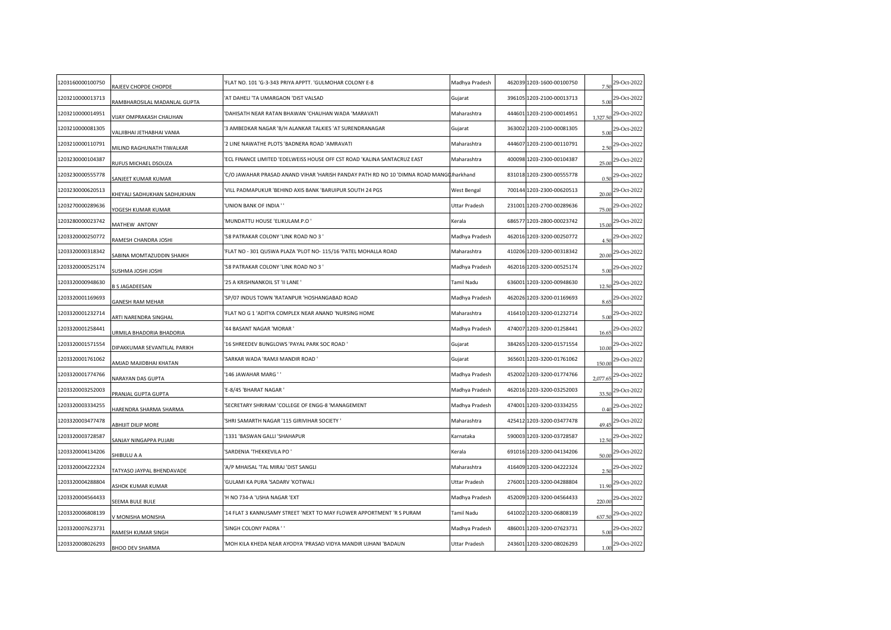| 1203160000100750 | RAJEEV CHOPDE CHOPDE | 'FLAT NO. 101 'G-3-343 PRIYA APPTT. 'GULMOHAR COLONY E-8 | Madhya Pradesh | 462039 | 1203-1600-00100750 | 7.50 | 29-Oct-2022 |
|---|---|---|---|---|---|---|---|
| 1203210000013713 | RAMBHAROSILAL MADANLAL GUPTA | 'AT DAHELI 'TA UMARGAON 'DIST VALSAD | Gujarat | 396105 | 1203-2100-00013713 | 5.00 | 29-Oct-2022 |
| 1203210000014951 | VIJAY OMPRAKASH CHAUHAN | 'DAHISATH NEAR RATAN BHAWAN 'CHAUHAN WADA 'MARAVATI | Maharashtra | 444601 | 1203-2100-00014951 | 1,327.50 | 29-Oct-2022 |
| 1203210000081305 | VALJIBHAI JETHABHAI VANIA | '3 AMBEDKAR NAGAR 'B/H ALANKAR TALKIES 'AT SURENDRANAGAR | Gujarat | 363002 | 1203-2100-00081305 | 5.00 | 29-Oct-2022 |
| 1203210000110791 | MILIND RAGHUNATH TIWALKAR | '2 LINE NAWATHE PLOTS 'BADNERA ROAD 'AMRAVATI | Maharashtra | 444607 | 1203-2100-00110791 | 2.50 | 29-Oct-2022 |
| 1203230000104387 | RUFUS MICHAEL DSOUZA | 'ECL FINANCE LIMITED 'EDELWEISS HOUSE OFF CST ROAD 'KALINA SANTACRUZ EAST | Maharashtra | 400098 | 1203-2300-00104387 | 25.00 | 29-Oct-2022 |
| 1203230000555778 | SANJEET KUMAR KUMAR | 'C/O JAWAHAR PRASAD ANAND VIHAR 'HARISH PANDAY PATH RD NO 10 'DIMNA ROAD MANGO | Jharkhand | 831018 | 1203-2300-00555778 | 0.50 | 29-Oct-2022 |
| 1203230000620513 | KHEYALI SADHUKHAN SADHUKHAN | 'VILL PADMAPUKUR 'BEHIND AXIS BANK 'BARUIPUR SOUTH 24 PGS | West Bengal | 700144 | 1203-2300-00620513 | 20.00 | 29-Oct-2022 |
| 1203270000289636 | YOGESH KUMAR KUMAR | 'UNION BANK OF INDIA ' ' | Uttar Pradesh | 231001 | 1203-2700-00289636 | 75.00 | 29-Oct-2022 |
| 1203280000023742 | MATHEW ANTONY | 'MUNDATTU HOUSE 'ELIKULAM.P.O ' | Kerala | 686577 | 1203-2800-00023742 | 15.00 | 29-Oct-2022 |
| 1203320000250772 | RAMESH CHANDRA JOSHI | '58 PATRAKAR COLONY 'LINK ROAD NO 3 ' | Madhya Pradesh | 462016 | 1203-3200-00250772 | 4.50 | 29-Oct-2022 |
| 1203320000318342 | SABINA MOMTAZUDDIN SHAIKH | 'FLAT NO - 301 QUSWA PLAZA 'PLOT NO- 115/16 'PATEL MOHALLA ROAD | Maharashtra | 410206 | 1203-3200-00318342 | 20.00 | 29-Oct-2022 |
| 1203320000525174 | SUSHMA JOSHI JOSHI | '58 PATRAKAR COLONY 'LINK ROAD NO 3 ' | Madhya Pradesh | 462016 | 1203-3200-00525174 | 5.00 | 29-Oct-2022 |
| 1203320000948630 | B S JAGADEESAN | '25 A KRISHNANKOIL ST 'II LANE ' | Tamil Nadu | 636001 | 1203-3200-00948630 | 12.50 | 29-Oct-2022 |
| 1203320001169693 | GANESH RAM MEHAR | 'SP/07 INDUS TOWN 'RATANPUR 'HOSHANGABAD ROAD | Madhya Pradesh | 462026 | 1203-3200-01169693 | 8.65 | 29-Oct-2022 |
| 1203320001232714 | ARTI NARENDRA SINGHAL | 'FLAT NO G 1 'ADITYA COMPLEX NEAR ANAND 'NURSING HOME | Maharashtra | 416410 | 1203-3200-01232714 | 5.00 | 29-Oct-2022 |
| 1203320001258441 | URMILA BHADORIA BHADORIA | '44 BASANT NAGAR 'MORAR ' | Madhya Pradesh | 474007 | 1203-3200-01258441 | 16.65 | 29-Oct-2022 |
| 1203320001571554 | DIPAKKUMAR SEVANTILAL PARIKH | '16 SHREEDEV BUNGLOWS 'PAYAL PARK SOC ROAD ' | Gujarat | 384265 | 1203-3200-01571554 | 10.00 | 29-Oct-2022 |
| 1203320001761062 | AMJAD MAJIDBHAI KHATAN | 'SARKAR WADA 'RAMJI MANDIR ROAD ' | Gujarat | 365601 | 1203-3200-01761062 | 150.00 | 29-Oct-2022 |
| 1203320001774766 | NARAYAN DAS GUPTA | '146 JAWAHAR MARG ' ' | Madhya Pradesh | 452002 | 1203-3200-01774766 | 2,077.65 | 29-Oct-2022 |
| 1203320003252003 | PRANJAL GUPTA GUPTA | 'E-8/45 'BHARAT NAGAR ' | Madhya Pradesh | 462016 | 1203-3200-03252003 | 33.50 | 29-Oct-2022 |
| 1203320003334255 | HARENDRA SHARMA SHARMA | 'SECRETARY SHRIRAM 'COLLEGE OF ENGG-8 'MANAGEMENT | Madhya Pradesh | 474001 | 1203-3200-03334255 | 0.40 | 29-Oct-2022 |
| 1203320003477478 | ABHIJIT DILIP MORE | 'SHRI SAMARTH NAGAR '115 GIRIVIHAR SOCIETY ' | Maharashtra | 425412 | 1203-3200-03477478 | 49.45 | 29-Oct-2022 |
| 1203320003728587 | SANJAY NINGAPPA PUJARI | '1331 'BASWAN GALLI 'SHAHAPUR | Karnataka | 590003 | 1203-3200-03728587 | 12.50 | 29-Oct-2022 |
| 1203320004134206 | SHIBULU A A | 'SARDENIA 'THEKKEVILA PO ' | Kerala | 691016 | 1203-3200-04134206 | 50.00 | 29-Oct-2022 |
| 1203320004222324 | TATYASO JAYPAL BHENDAVADE | 'A/P MHAISAL 'TAL MIRAJ 'DIST SANGLI | Maharashtra | 416409 | 1203-3200-04222324 | 2.50 | 29-Oct-2022 |
| 1203320004288804 | ASHOK KUMAR KUMAR | 'GULAMI KA PURA 'SADARV 'KOTWALI | Uttar Pradesh | 276001 | 1203-3200-04288804 | 11.90 | 29-Oct-2022 |
| 1203320004564433 | SEEMA BULE BULE | 'H NO 734-A 'USHA NAGAR 'EXT | Madhya Pradesh | 452009 | 1203-3200-04564433 | 220.00 | 29-Oct-2022 |
| 1203320006808139 | V MONISHA MONISHA | '14 FLAT 3 KANNUSAMY STREET 'NEXT TO MAY FLOWER APPORTMENT 'R S PURAM | Tamil Nadu | 641002 | 1203-3200-06808139 | 637.50 | 29-Oct-2022 |
| 1203320007623731 | RAMESH KUMAR SINGH | 'SINGH COLONY PADRA ' ' | Madhya Pradesh | 486001 | 1203-3200-07623731 | 5.00 | 29-Oct-2022 |
| 1203320008026293 | BHOO DEV SHARMA | 'MOH KILA KHEDA NEAR AYODYA 'PRASAD VIDYA MANDIR UJHANI 'BADAUN | Uttar Pradesh | 243601 | 1203-3200-08026293 | 1.00 | 29-Oct-2022 |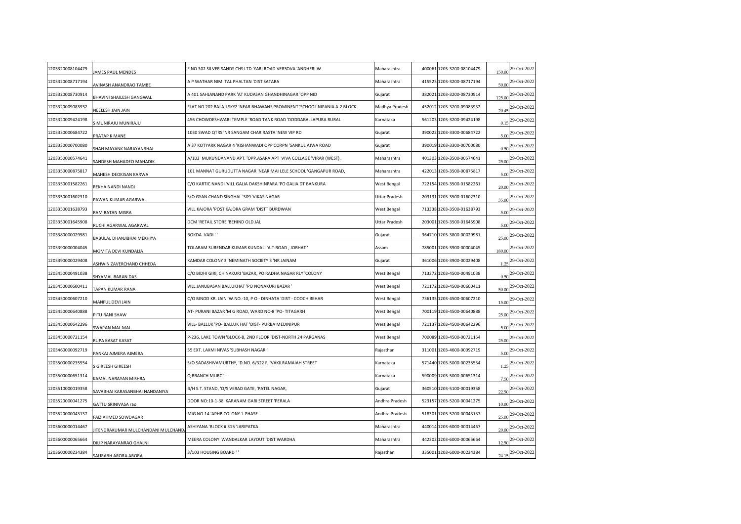| | | | | | | | |
|---|---|---|---|---|---|---|---|
| 1203320008104479 | JAMES PAUL MENDES | 'F NO 302 SILVER SANDS CHS LTD 'YARI ROAD VERSOVA 'ANDHERI W | Maharashtra | 400061 | 1203-3200-08104479 | 150.00 | 29-Oct-2022 |
| 1203320008717194 | AVINASH ANANDRAO TAMBE | 'A P WATHAR NIM 'TAL PHALTAN 'DIST SATARA | Maharashtra | 415523 | 1203-3200-08717194 | 50.00 | 29-Oct-2022 |
| 1203320008730914 | BHAVINI SHAILESH GANGWAL | 'A 401 SAHJANAND PARK 'AT KUDASAN GHANDHINAGAR 'OPP NID | Gujarat | 382021 | 1203-3200-08730914 | 125.00 | 29-Oct-2022 |
| 1203320009083932 | NEELESH JAIN JAIN | 'FLAT NO 202 BALAJI SKYZ 'NEAR BHAWANS PROMINENT 'SCHOOL NIPANIA A-2 BLOCK | Madhya Pradesh | 452012 | 1203-3200-09083932 | 20.45 | 29-Oct-2022 |
| 1203320009424198 | S MUNIRAJU MUNIRAJU | '456 CHOWDESHWARI TEMPLE 'ROAD TANK ROAD 'DODDABALLAPURA RURAL | Karnataka | 561203 | 1203-3200-09424198 | 0.15 | 29-Oct-2022 |
| 1203330000684722 | PRATAP K MANE | '1030 SWAD QTRS 'NR SANGAM CHAR RASTA 'NEW VIP RD | Gujarat | 390022 | 1203-3300-00684722 | 5.00 | 29-Oct-2022 |
| 1203330000700080 | SHAH MAYANK NARAYANBHAI | 'A 37 KOTYARK NAGAR 4 'KISHANWADI OPP CORPN 'SANKUL AJWA ROAD | Gujarat | 390019 | 1203-3300-00700080 | 0.50 | 29-Oct-2022 |
| 1203350000574641 | SANDESH MAHADEO MAHADIK | 'A/103 MUKUNDANAND APT. 'OPP.ASARA APT VIVA COLLAGE 'VIRAR (WEST). | Maharashtra | 401303 | 1203-3500-00574641 | 25.00 | 29-Oct-2022 |
| 1203350000875817 | MAHESH DEOKISAN KARWA | '101 MANNAT GURUDUTTA NAGAR 'NEAR MAI LELE SCHOOL 'GANGAPUR ROAD, | Maharashtra | 422013 | 1203-3500-00875817 | 5.00 | 29-Oct-2022 |
| 1203350001582261 | REKHA NANDI NANDI | 'C/O KARTIC NANDI 'VILL GALIA DAKSHINPARA 'PO GALIA DT BANKURA | West Bengal | 722154 | 1203-3500-01582261 | 20.00 | 29-Oct-2022 |
| 1203350001602310 | PAWAN KUMAR AGARWAL | 'S/O GYAN CHAND SINGHAL '309 'VIKAS NAGAR | Uttar Pradesh | 203131 | 1203-3500-01602310 | 35.00 | 29-Oct-2022 |
| 1203350001638793 | RAM RATAN MISRA | 'VILL KAJORA 'POST KAJORA GRAM 'DISTT BURDWAN | West Bengal | 713338 | 1203-3500-01638793 | 5.00 | 29-Oct-2022 |
| 1203350001645908 | RUCHI AGARWAL AGARWAL | 'DCM 'RETAIL STORE 'BEHIND OLD JAL | Uttar Pradesh | 203001 | 1203-3500-01645908 | 5.00 | 29-Oct-2022 |
| 1203380000029981 | BABULAL DHANJIBHAI MEKHIYA | 'BOKDA VADI ' ' | Gujarat | 364710 | 1203-3800-00029981 | 25.00 | 29-Oct-2022 |
| 1203390000004045 | MOMITA DEVI KUNDALIA | 'TOLARAM SURENDAR KUMAR KUNDALI 'A.T.ROAD , JORHAT ' | Assam | 785001 | 1203-3900-00004045 | 180.00 | 29-Oct-2022 |
| 1203390000029408 | ASHWIN ZAVERCHAND CHHEDA | 'KAMDAR COLONY 3 'NEMINATH SOCIETY 3 'NR JAINAM | Gujarat | 361006 | 1203-3900-00029408 | 1.25 | 29-Oct-2022 |
| 1203450000491038 | SHYAMAL BARAN DAS | 'C/O BIDHI GIRI, CHINAKURI 'BAZAR, PO RADHA NAGAR RLY 'COLONY | West Bengal | 713372 | 1203-4500-00491038 | 0.50 | 29-Oct-2022 |
| 1203450000600411 | TAPAN KUMAR RANA | 'VILL JANUBASAN BALLUKHAT 'PO NONAKURI BAZAR ' | West Bengal | 721172 | 1203-4500-00600411 | 50.00 | 29-Oct-2022 |
| 1203450000607210 | MANFUL DEVI JAIN | 'C/O BINOD KR. JAIN 'W.NO.-10, P O - DINHATA 'DIST - COOCH BEHAR | West Bengal | 736135 | 1203-4500-00607210 | 15.00 | 29-Oct-2022 |
| 1203450000640888 | PITU RANI SHAW | 'AT- PURANI BAZAR 'M G ROAD, WARD NO-8 'PO- TITAGARH | West Bengal | 700119 | 1203-4500-00640888 | 25.00 | 29-Oct-2022 |
| 1203450000642296 | SWAPAN MAL MAL | 'VILL- BALLUK 'PO- BALLUK HAT 'DIST- PURBA MEDINIPUR | West Bengal | 721137 | 1203-4500-00642296 | 5.00 | 29-Oct-2022 |
| 1203450000721154 | RUPA KASAT KASAT | 'P-236, LAKE TOWN 'BLOCK-B, 2ND FLOOR 'DIST-NORTH 24 PARGANAS | West Bengal | 700089 | 1203-4500-00721154 | 25.00 | 29-Oct-2022 |
| 1203460000092719 | PANKAJ AJMERA AJMERA | '55 EXT. LAXMI NIVAS 'SUBHASH NAGAR ' | Rajasthan | 311001 | 1203-4600-00092719 | 5.00 | 29-Oct-2022 |
| 1203500000235554 | S GIREESH GIREESH | 'S/O SADASHIVAMURTHY, 'D.NO. 6/322 F, 'VAKILRAMAIAH STREET | Karnataka | 571440 | 1203-5000-00235554 | 1.25 | 29-Oct-2022 |
| 1203500000651314 | KAMAL NARAYAN MISHRA | 'Q BRANCH MLIRC ' ' | Karnataka | 590009 | 1203-5000-00651314 | 7.50 | 29-Oct-2022 |
| 1203510000019358 | SAVABHAI KARASANBHAI NANDANIYA | 'B/H S.T. STAND, 'O/S VERAD GATE, 'PATEL NAGAR, | Gujarat | 360510 | 1203-5100-00019358 | 22.50 | 29-Oct-2022 |
| 1203520000041275 | GATTU SRINIVASA rao | 'DOOR NO:10-1-38 'KARANAM GARI STREET 'PERALA | Andhra Pradesh | 523157 | 1203-5200-00041275 | 10.00 | 29-Oct-2022 |
| 1203520000043137 | FAIZ AHMED SOWDAGAR | 'MIG NO 14 'APHB COLONY 'I-PHASE | Andhra Pradesh | 518301 | 1203-5200-00043137 | 25.00 | 29-Oct-2022 |
| 1203600000014467 | JITENDRAKUMAR MULCHANDANI MULCHAND | 'ASHIYANA 'BLOCK # 315 'JARIPATKA | Maharashtra | 440014 | 1203-6000-00014467 | 20.00 | 29-Oct-2022 |
| 1203600000065664 | DILIP NARAYANRAO GHALNI | 'MEERA COLONY 'WANDALKAR LAYOUT 'DIST WARDHA | Maharashtra | 442302 | 1203-6000-00065664 | 12.50 | 29-Oct-2022 |
| 1203600000234384 | SAURABH ARORA ARORA | '3/103 HOUSING BOARD ' ' | Rajasthan | 335001 | 1203-6000-00234384 | 24.15 | 29-Oct-2022 |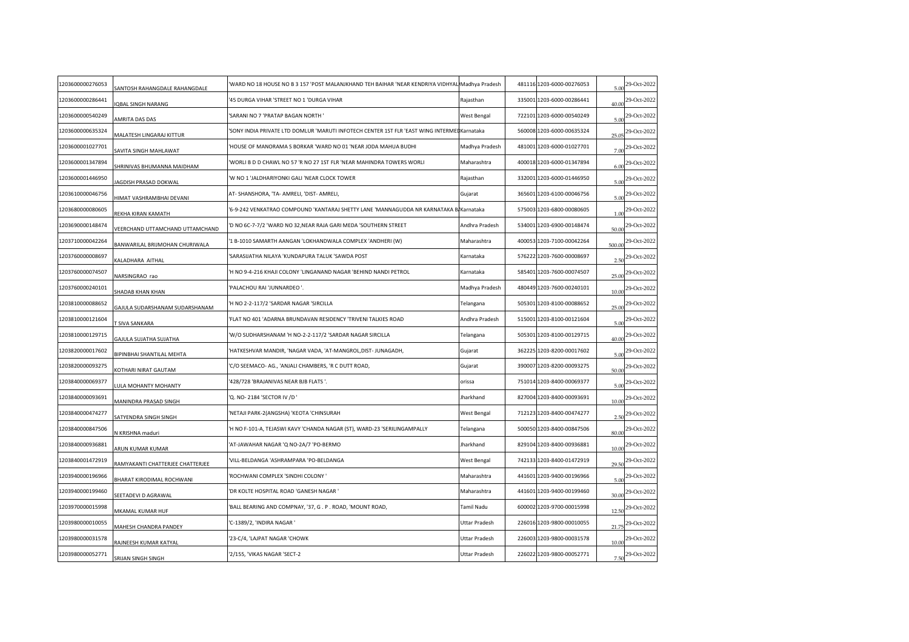| | | | | | | | |
|---|---|---|---|---|---|---|---|
| 1203600000276053 | SANTOSH RAHANGDALE RAHANGDALE | 'WARD NO 18 HOUSE NO B 3 157 'POST MALANJKHAND TEH BAIHAR 'NEAR KENDRIYA VIDHYAL | Madhya Pradesh | 481116 | 1203-6000-00276053 | 5.00 | 29-Oct-2022 |
| 1203600000286441 | IQBAL SINGH NARANG | '45 DURGA VIHAR 'STREET NO 1 'DURGA VIHAR | Rajasthan | 335001 | 1203-6000-00286441 | 40.00 | 29-Oct-2022 |
| 1203600000540249 | AMRITA DAS DAS | 'SARANI NO 7 'PRATAP BAGAN NORTH ' | West Bengal | 722101 | 1203-6000-00540249 | 5.00 | 29-Oct-2022 |
| 1203600000635324 | MALATESH LINGARAJ KITTUR | 'SONY INDIA PRIVATE LTD DOMLUR 'MARUTI INFOTECH CENTER 1ST FLR 'EAST WING INTERMED | Karnataka | 560008 | 1203-6000-00635324 | 25.05 | 29-Oct-2022 |
| 1203600001027701 | SAVITA SINGH MAHLAWAT | 'HOUSE OF MANORAMA S BORKAR 'WARD NO 01 'NEAR JODA MAHUA BUDHI | Madhya Pradesh | 481001 | 1203-6000-01027701 | 7.00 | 29-Oct-2022 |
| 1203600001347894 | SHRINIVAS BHUMANNA MAIDHAM | 'WORLI B D D CHAWL NO 57 'R NO 27 1ST FLR 'NEAR MAHINDRA TOWERS WORLI | Maharashtra | 400018 | 1203-6000-01347894 | 6.00 | 29-Oct-2022 |
| 1203600001446950 | JAGDISH PRASAD DOKWAL | 'W NO 1 'JALDHARIYONKI GALI 'NEAR CLOCK TOWER | Rajasthan | 332001 | 1203-6000-01446950 | 5.00 | 29-Oct-2022 |
| 1203610000046756 | HIMAT VASHRAMBHAI DEVANI | AT- SHANSHORA, 'TA- AMRELI, 'DIST- AMRELI, | Gujarat | 365601 | 1203-6100-00046756 | 5.00 | 29-Oct-2022 |
| 1203680000080605 | REKHA KIRAN KAMATH | '6-9-242 VENKATRAO COMPOUND 'KANTARAJ SHETTY LANE 'MANNAGUDDA NR KARNATAKA B | Karnataka | 575003 | 1203-6800-00080605 | 1.00 | 29-Oct-2022 |
| 1203690000148474 | VEERCHAND UTTAMCHAND UTTAMCHAND | 'D NO 6C-7-7/2 'WARD NO 32,NEAR RAJA GARI MEDA 'SOUTHERN STREET | Andhra Pradesh | 534001 | 1203-6900-00148474 | 50.00 | 29-Oct-2022 |
| 1203710000042264 | BANWARILAL BRIJMOHAN CHURIWALA | '1 B-1010 SAMARTH AANGAN 'LOKHANDWALA COMPLEX 'ANDHERI (W) | Maharashtra | 400053 | 1203-7100-00042264 | 500.00 | 29-Oct-2022 |
| 1203760000008697 | KALADHARA AITHAL | 'SARASIJATHA NILAYA 'KUNDAPURA TALUK 'SAWDA POST | Karnataka | 576222 | 1203-7600-00008697 | 2.50 | 29-Oct-2022 |
| 1203760000074507 | NARSINGRAO rao | 'H NO 9-4-216 KHAJI COLONY 'LINGANAND NAGAR 'BEHIND NANDI PETROL | Karnataka | 585401 | 1203-7600-00074507 | 25.00 | 29-Oct-2022 |
| 1203760000240101 | SHADAB KHAN KHAN | 'PALACHOU RAI 'JUNNARDEO '. | Madhya Pradesh | 480449 | 1203-7600-00240101 | 10.00 | 29-Oct-2022 |
| 1203810000088652 | GAJULA SUDARSHANAM SUDARSHANAM | 'H NO 2-2-117/2 'SARDAR NAGAR 'SIRCILLA | Telangana | 505301 | 1203-8100-00088652 | 25.00 | 29-Oct-2022 |
| 1203810000121604 | T SIVA SANKARA | 'FLAT NO 401 'ADARNA BRUNDAVAN RESIDENCY 'TRIVENI TALKIES ROAD | Andhra Pradesh | 515001 | 1203-8100-00121604 | 5.00 | 29-Oct-2022 |
| 1203810000129715 | GAJULA SUJATHA SUJATHA | 'W/O SUDHARSHANAM 'H NO-2-2-117/2 'SARDAR NAGAR SIRCILLA | Telangana | 505301 | 1203-8100-00129715 | 40.00 | 29-Oct-2022 |
| 1203820000017602 | BIPINBHAI SHANTILAL MEHTA | 'HATKESHVAR MANDIR, 'NAGAR VADA, 'AT-MANGROL,DIST- JUNAGADH, | Gujarat | 362225 | 1203-8200-00017602 | 5.00 | 29-Oct-2022 |
| 1203820000093275 | KOTHARI NIRAT GAUTAM | 'C/O SEEMACO- AG., 'ANJALI CHAMBERS, 'R C DUTT ROAD, | Gujarat | 390007 | 1203-8200-00093275 | 50.00 | 29-Oct-2022 |
| 1203840000069377 | LULA MOHANTY MOHANTY | '428/728 'BRAJANIVAS NEAR BJB FLATS '. | orissa | 751014 | 1203-8400-00069377 | 5.00 | 29-Oct-2022 |
| 1203840000093691 | MANINDRA PRASAD SINGH | 'Q. NO- 2184 'SECTOR IV /D ' | Jharkhand | 827004 | 1203-8400-00093691 | 10.00 | 29-Oct-2022 |
| 1203840000474277 | SATYENDRA SINGH SINGH | 'NETAJI PARK-2(ANGSHA) 'KEOTA 'CHINSURAH | West Bengal | 712123 | 1203-8400-00474277 | 2.50 | 29-Oct-2022 |
| 1203840000847506 | N KRISHNA maduri | 'H NO F-101-A, TEJASWI KAVY 'CHANDA NAGAR (ST), WARD-23 'SERILINGAMPALLY | Telangana | 500050 | 1203-8400-00847506 | 80.00 | 29-Oct-2022 |
| 1203840000936881 | ARUN KUMAR KUMAR | 'AT-JAWAHAR NAGAR 'Q NO-2A/7 'PO-BERMO | Jharkhand | 829104 | 1203-8400-00936881 | 10.00 | 29-Oct-2022 |
| 1203840001472919 | RAMYAKANTI CHATTERJEE CHATTERJEE | 'VILL-BELDANGA 'ASHRAMPARA 'PO-BELDANGA | West Bengal | 742133 | 1203-8400-01472919 | 29.50 | 29-Oct-2022 |
| 1203940000196966 | BHARAT KIRODIMAL ROCHWANI | 'ROCHWANI COMPLEX 'SINDHI COLONY ' | Maharashtra | 441601 | 1203-9400-00196966 | 5.00 | 29-Oct-2022 |
| 1203940000199460 | SEETADEVI D AGRAWAL | 'DR KOLTE HOSPITAL ROAD 'GANESH NAGAR ' | Maharashtra | 441601 | 1203-9400-00199460 | 30.00 | 29-Oct-2022 |
| 1203970000015998 | MKAMAL KUMAR HUF | 'BALL BEARING AND COMPNAY, '37, G . P . ROAD, 'MOUNT ROAD, | Tamil Nadu | 600002 | 1203-9700-00015998 | 12.50 | 29-Oct-2022 |
| 1203980000010055 | MAHESH CHANDRA PANDEY | 'C-1389/2, 'INDIRA NAGAR ' | Uttar Pradesh | 226016 | 1203-9800-00010055 | 21.75 | 29-Oct-2022 |
| 1203980000031578 | RAJNEESH KUMAR KATYAL | '23-C/4, 'LAJPAT NAGAR 'CHOWK | Uttar Pradesh | 226003 | 1203-9800-00031578 | 10.00 | 29-Oct-2022 |
| 1203980000052771 | SRIJAN SINGH SINGH | '2/155, 'VIKAS NAGAR 'SECT-2 | Uttar Pradesh | 226022 | 1203-9800-00052771 | 7.50 | 29-Oct-2022 |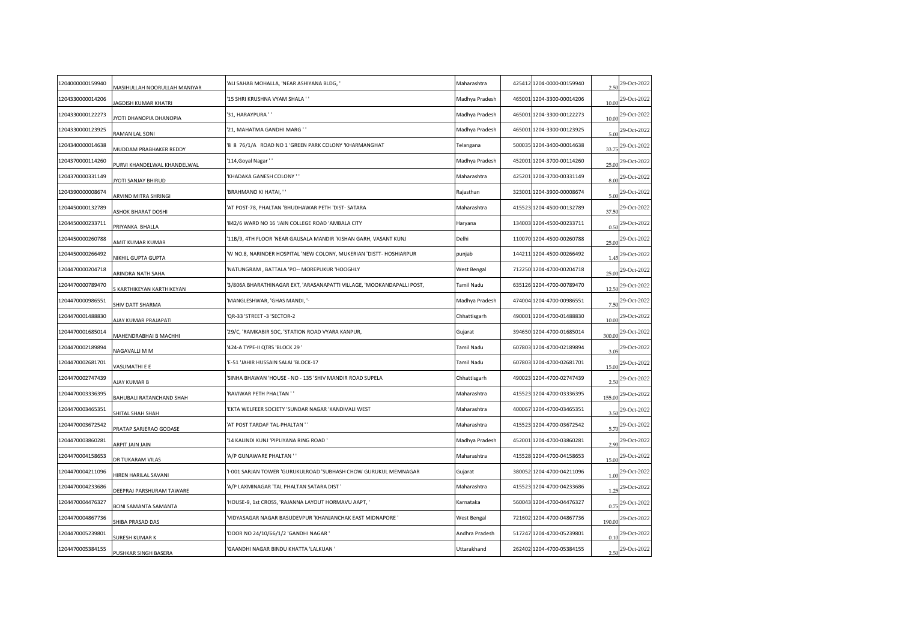| | | | | | | | |
|---|---|---|---|---|---|---|---|
| 1204000000159940 | MASIHULLAH NOORULLAH MANIYAR | 'ALI SAHAB MOHALLA, 'NEAR ASHIYANA BLDG, ' | Maharashtra | 425412 | 1204-0000-00159940 | 2.50 | 29-Oct-2022 |
| 1204330000014206 | JAGDISH KUMAR KHATRI | '15 SHRI KRUSHNA VYAM SHALA ' ' | Madhya Pradesh | 465001 | 1204-3300-00014206 | 10.00 | 29-Oct-2022 |
| 1204330000122273 | JYOTI DHANOPIA DHANOPIA | '31, HARAYPURA ' ' | Madhya Pradesh | 465001 | 1204-3300-00122273 | 10.00 | 29-Oct-2022 |
| 1204330000123925 | RAMAN LAL SONI | '21, MAHATMA GANDHI MARG ' ' | Madhya Pradesh | 465001 | 1204-3300-00123925 | 5.00 | 29-Oct-2022 |
| 1204340000014638 | MUDDAM PRABHAKER REDDY | '8 8 76/1/A ROAD NO 1 'GREEN PARK COLONY 'KHARMANGHAT | Telangana | 500035 | 1204-3400-00014638 | 33.75 | 29-Oct-2022 |
| 1204370000114260 | PURVI KHANDELWAL KHANDELWAL | '114,Goyal Nagar ' ' | Madhya Pradesh | 452001 | 1204-3700-00114260 | 25.00 | 29-Oct-2022 |
| 1204370000331149 | JYOTI SANJAY BHIRUD | 'KHADAKA GANESH COLONY ' ' | Maharashtra | 425201 | 1204-3700-00331149 | 8.00 | 29-Oct-2022 |
| 1204390000008674 | ARVIND MITRA SHRINGI | 'BRAHMANO KI HATAI, ' ' | Rajasthan | 323001 | 1204-3900-00008674 | 5.00 | 29-Oct-2022 |
| 1204450000132789 | ASHOK BHARAT DOSHI | 'AT POST-78, PHALTAN 'BHUDHAWAR PETH 'DIST- SATARA | Maharashtra | 415523 | 1204-4500-00132789 | 37.50 | 29-Oct-2022 |
| 1204450000233711 | PRIYANKA BHALLA | '842/6 WARD NO 16 'JAIN COLLEGE ROAD 'AMBALA CITY | Haryana | 134003 | 1204-4500-00233711 | 0.50 | 29-Oct-2022 |
| 1204450000260788 | AMIT KUMAR KUMAR | '11B/9, 4TH FLOOR 'NEAR GAUSALA MANDIR 'KISHAN GARH, VASANT KUNJ | Delhi | 110070 | 1204-4500-00260788 | 25.00 | 29-Oct-2022 |
| 1204450000266492 | NIKHIL GUPTA GUPTA | 'W NO.8, NARINDER HOSPITAL 'NEW COLONY, MUKERIAN 'DISTT- HOSHIARPUR | punjab | 144211 | 1204-4500-00266492 | 1.45 | 29-Oct-2022 |
| 1204470000204718 | ARINDRA NATH SAHA | 'NATUNGRAM , BATTALA 'PO-- MOREPUKUR 'HOOGHLY | West Bengal | 712250 | 1204-4700-00204718 | 25.00 | 29-Oct-2022 |
| 1204470000789470 | S KARTHIKEYAN KARTHIKEYAN | '3/806A BHARATHINAGAR EXT, 'ARASANAPATTI VILLAGE, 'MOOKANDAPALLI POST, | Tamil Nadu | 635126 | 1204-4700-00789470 | 12.50 | 29-Oct-2022 |
| 1204470000986551 | SHIV DATT SHARMA | 'MANGLESHWAR, 'GHAS MANDI, '- | Madhya Pradesh | 474004 | 1204-4700-00986551 | 7.50 | 29-Oct-2022 |
| 1204470001488830 | AJAY KUMAR PRAJAPATI | 'QR-33 'STREET -3 'SECTOR-2 | Chhattisgarh | 490001 | 1204-4700-01488830 | 10.00 | 29-Oct-2022 |
| 1204470001685014 | MAHENDRABHAI B MACHHI | '29/C, 'RAMKABIR SOC, 'STATION ROAD VYARA KANPUR, | Gujarat | 394650 | 1204-4700-01685014 | 300.00 | 29-Oct-2022 |
| 1204470002189894 | NAGAVALLI M M | '424-A TYPE-II QTRS 'BLOCK 29 ' | Tamil Nadu | 607803 | 1204-4700-02189894 | 3.05 | 29-Oct-2022 |
| 1204470002681701 | VASUMATHI E E | 'E-51 'JAHIR HUSSAIN SALAI 'BLOCK-17 | Tamil Nadu | 607803 | 1204-4700-02681701 | 15.00 | 29-Oct-2022 |
| 1204470002747439 | AJAY KUMAR B | 'SINHA BHAWAN 'HOUSE - NO - 135 'SHIV MANDIR ROAD SUPELA | Chhattisgarh | 490023 | 1204-4700-02747439 | 2.50 | 29-Oct-2022 |
| 1204470003336395 | BAHUBALI RATANCHAND SHAH | 'RAVIWAR PETH PHALTAN ' ' | Maharashtra | 415523 | 1204-4700-03336395 | 155.00 | 29-Oct-2022 |
| 1204470003465351 | SHITAL SHAH SHAH | 'EKTA WELFEER SOCIETY 'SUNDAR NAGAR 'KANDIVALI WEST | Maharashtra | 400067 | 1204-4700-03465351 | 3.50 | 29-Oct-2022 |
| 1204470003672542 | PRATAP SARJERAO GODASE | 'AT POST TARDAF TAL-PHALTAN ' ' | Maharashtra | 415523 | 1204-4700-03672542 | 5.70 | 29-Oct-2022 |
| 1204470003860281 | ARPIT JAIN JAIN | '14 KALINDI KUNJ 'PIPLIYANA RING ROAD ' | Madhya Pradesh | 452001 | 1204-4700-03860281 | 2.90 | 29-Oct-2022 |
| 1204470004158653 | DR TUKARAM VILAS | 'A/P GUNAWARE PHALTAN ' ' | Maharashtra | 415528 | 1204-4700-04158653 | 15.00 | 29-Oct-2022 |
| 1204470004211096 | HIREN HARILAL SAVANI | 'I-001 SARJAN TOWER 'GURUKULROAD 'SUBHASH CHOW GURUKUL MEMNAGAR | Gujarat | 380052 | 1204-4700-04211096 | 1.00 | 29-Oct-2022 |
| 1204470004233686 | DEEPRAJ PARSHURAM TAWARE | 'A/P LAXMINAGAR 'TAL PHALTAN SATARA DIST ' | Maharashtra | 415523 | 1204-4700-04233686 | 1.25 | 29-Oct-2022 |
| 1204470004476327 | BONI SAMANTA SAMANTA | 'HOUSE-9, 1st CROSS, 'RAJANNA LAYOUT HORMAVU AAPT, ' | Karnataka | 560043 | 1204-4700-04476327 | 0.75 | 29-Oct-2022 |
| 1204470004867736 | SHIBA PRASAD DAS | 'VIDYASAGAR NAGAR BASUDEVPUR 'KHANJANCHAK EAST MIDNAPORE ' | West Bengal | 721602 | 1204-4700-04867736 | 190.00 | 29-Oct-2022 |
| 1204470005239801 | SURESH KUMAR K | 'DOOR NO 24/10/66/1/2 'GANDHI NAGAR ' | Andhra Pradesh | 517247 | 1204-4700-05239801 | 0.10 | 29-Oct-2022 |
| 1204470005384155 | PUSHKAR SINGH BASERA | 'GAANDHI NAGAR BINDU KHATTA 'LALKUAN ' | Uttarakhand | 262402 | 1204-4700-05384155 | 2.50 | 29-Oct-2022 |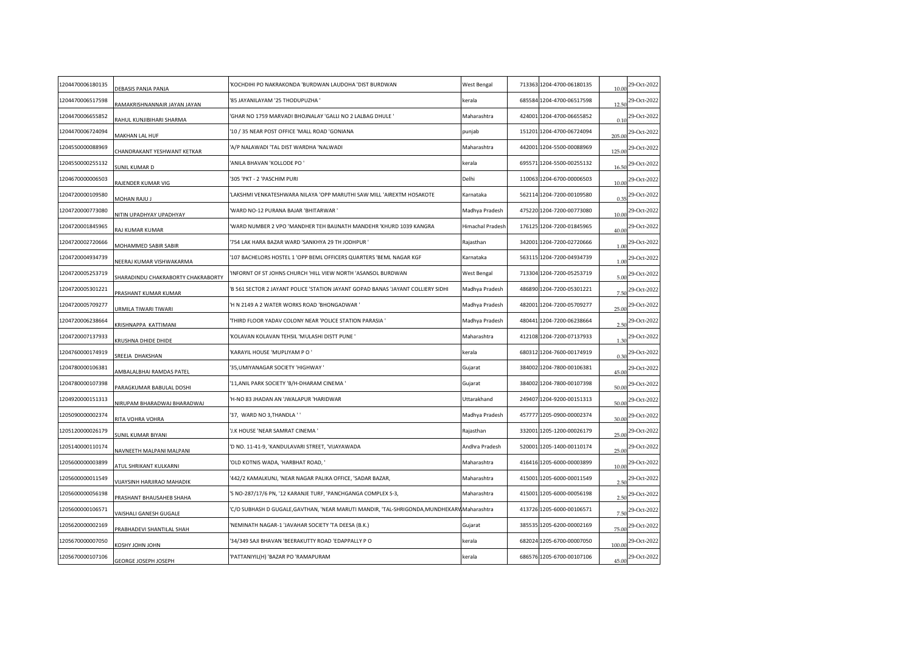| | | | | | | | |
|---|---|---|---|---|---|---|---|
| 1204470006180135 | DEBASIS PANJA PANJA | 'KOCHDIHI PO NAKRAKONDA 'BURDWAN LAUDOHA 'DIST BURDWAN | West Bengal | 713363 | 1204-4700-06180135 | 10.00 | 29-Oct-2022 |
| 1204470006517598 | RAMAKRISHNANNAIR JAYAN JAYAN | '85 JAYANILAYAM '25 THODUPUZHA ' | kerala | 685584 | 1204-4700-06517598 | 12.50 | 29-Oct-2022 |
| 1204470006655852 | RAHUL KUNJIBIHARI SHARMA | 'GHAR NO 1759 MARVADI BHOJNALAY 'GALLI NO 2 LALBAG DHULE ' | Maharashtra | 424001 | 1204-4700-06655852 | 0.10 | 29-Oct-2022 |
| 1204470006724094 | MAKHAN LAL HUF | '10 / 35 NEAR POST OFFICE 'MALL ROAD 'GONIANA | punjab | 151201 | 1204-4700-06724094 | 205.00 | 29-Oct-2022 |
| 1204550000088969 | CHANDRAKANT YESHWANT KETKAR | 'A/P NALAWADI 'TAL DIST WARDHA 'NALWADI | Maharashtra | 442001 | 1204-5500-00088969 | 125.00 | 29-Oct-2022 |
| 1204550000255132 | SUNIL KUMAR D | 'ANILA BHAVAN 'KOLLODE PO ' | kerala | 695571 | 1204-5500-00255132 | 16.50 | 29-Oct-2022 |
| 1204670000006503 | RAJENDER KUMAR VIG | '305 'PKT - 2 'PASCHIM PURI | Delhi | 110063 | 1204-6700-00006503 | 10.00 | 29-Oct-2022 |
| 1204720000109580 | MOHAN RAJU J | 'LAKSHMI VENKATESHWARA NILAYA 'OPP MARUTHI SAW MILL 'AIREXTM HOSAKOTE | Karnataka | 562114 | 1204-7200-00109580 | 0.35 | 29-Oct-2022 |
| 1204720000773080 | NITIN UPADHYAY UPADHYAY | 'WARD NO-12 PURANA BAJAR 'BHITARWAR ' | Madhya Pradesh | 475220 | 1204-7200-00773080 | 10.00 | 29-Oct-2022 |
| 1204720001845965 | RAJ KUMAR KUMAR | 'WARD NUMBER 2 VPO 'MANDHER TEH BAIJNATH MANDEHR 'KHURD 1039 KANGRA | Himachal Pradesh | 176125 | 1204-7200-01845965 | 40.00 | 29-Oct-2022 |
| 1204720002720666 | MOHAMMED SABIR SABIR | '754 LAK HARA BAZAR WARD 'SANKHYA 29 TH JODHPUR ' | Rajasthan | 342001 | 1204-7200-02720666 | 1.00 | 29-Oct-2022 |
| 1204720004934739 | NEERAJ KUMAR VISHWAKARMA | '107 BACHELORS HOSTEL 1 'OPP BEML OFFICERS QUARTERS 'BEML NAGAR KGF | Karnataka | 563115 | 1204-7200-04934739 | 1.00 | 29-Oct-2022 |
| 1204720005253719 | SHARADINDU CHAKRABORTY CHAKRABORTY | 'INFORNT OF ST JOHNS CHURCH 'HILL VIEW NORTH 'ASANSOL BURDWAN | West Bengal | 713304 | 1204-7200-05253719 | 5.00 | 29-Oct-2022 |
| 1204720005301221 | PRASHANT KUMAR KUMAR | 'B 561 SECTOR 2 JAYANT POLICE 'STATION JAYANT GOPAD BANAS 'JAYANT COLLIERY SIDHI | Madhya Pradesh | 486890 | 1204-7200-05301221 | 7.50 | 29-Oct-2022 |
| 1204720005709277 | URMILA TIWARI TIWARI | 'H N 2149 A 2 WATER WORKS ROAD 'BHONGADWAR ' | Madhya Pradesh | 482001 | 1204-7200-05709277 | 25.00 | 29-Oct-2022 |
| 1204720006238664 | KRISHNAPPA KATTIMANI | 'THIRD FLOOR YADAV COLONY NEAR 'POLICE STATION PARASIA ' | Madhya Pradesh | 480441 | 1204-7200-06238664 | 2.50 | 29-Oct-2022 |
| 1204720007137933 | KRUSHNA DHIDE DHIDE | 'KOLAVAN KOLAVAN TEHSIL 'MULASHI DISTT PUNE ' | Maharashtra | 412108 | 1204-7200-07137933 | 1.30 | 29-Oct-2022 |
| 1204760000174919 | SREEJA DHAKSHAN | 'KARAYIL HOUSE 'MUPLIYAM P O ' | kerala | 680312 | 1204-7600-00174919 | 0.30 | 29-Oct-2022 |
| 1204780000106381 | AMBALALBHAI RAMDAS PATEL | '35,UMIYANAGAR SOCIETY 'HIGHWAY ' | Gujarat | 384002 | 1204-7800-00106381 | 45.00 | 29-Oct-2022 |
| 1204780000107398 | PARAGKUMAR BABULAL DOSHI | '11,ANIL PARK SOCIETY 'B/H-DHARAM CINEMA ' | Gujarat | 384002 | 1204-7800-00107398 | 50.00 | 29-Oct-2022 |
| 1204920000151313 | NIRUPAM BHARADWAJ BHARADWAJ | 'H-NO 83 JHADAN AN 'JWALAPUR 'HARIDWAR | Uttarakhand | 249407 | 1204-9200-00151313 | 50.00 | 29-Oct-2022 |
| 1205090000002374 | RITA VOHRA VOHRA | '37, WARD NO 3,THANDLA ' ' | Madhya Pradesh | 457777 | 1205-0900-00002374 | 30.00 | 29-Oct-2022 |
| 1205120000026179 | SUNIL KUMAR BIYANI | 'J.K HOUSE 'NEAR SAMRAT CINEMA ' | Rajasthan | 332001 | 1205-1200-00026179 | 25.00 | 29-Oct-2022 |
| 1205140000110174 | NAVNEETH MALPANI MALPANI | 'D NO. 11-41-9, 'KANDULAVARI STREET, 'VIJAYAWADA | Andhra Pradesh | 520001 | 1205-1400-00110174 | 25.00 | 29-Oct-2022 |
| 1205600000003899 | ATUL SHRIKANT KULKARNI | 'OLD KOTNIS WADA, 'HARBHAT ROAD, ' | Maharashtra | 416416 | 1205-6000-00003899 | 10.00 | 29-Oct-2022 |
| 1205600000011549 | VIJAYSINH HARJIRAO MAHADIK | '442/2 KAMALKUNJ, 'NEAR NAGAR PALIKA OFFICE, 'SADAR BAZAR, | Maharashtra | 415001 | 1205-6000-00011549 | 2.50 | 29-Oct-2022 |
| 1205600000056198 | PRASHANT BHAUSAHEB SHAHA | 'S NO-287/17/6 PN, '12 KARANJE TURF, 'PANCHGANGA COMPLEX S-3, | Maharashtra | 415001 | 1205-6000-00056198 | 2.50 | 29-Oct-2022 |
| 1205600000106571 | VAISHALI GANESH GUGALE | 'C/O SUBHASH D GUGALE,GAVTHAN, 'NEAR MARUTI MANDIR, 'TAL-SHRIGONDA,MUNDHEKARW | Maharashtra | 413726 | 1205-6000-00106571 | 7.50 | 29-Oct-2022 |
| 1205620000002169 | PRABHADEVI SHANTILAL SHAH | 'NEMINATH NAGAR-1 'JAVAHAR SOCIETY 'TA DEESA (B.K.) | Gujarat | 385535 | 1205-6200-00002169 | 75.00 | 29-Oct-2022 |
| 1205670000007050 | KOSHY JOHN JOHN | '34/349 SAJI BHAVAN 'BEERAKUTTY ROAD 'EDAPPALLY P O | kerala | 682024 | 1205-6700-00007050 | 100.00 | 29-Oct-2022 |
| 1205670000107106 | GEORGE JOSEPH JOSEPH | 'PATTANIYIL(H) 'BAZAR PO 'RAMAPURAM | kerala | 686576 | 1205-6700-00107106 | 45.00 | 29-Oct-2022 |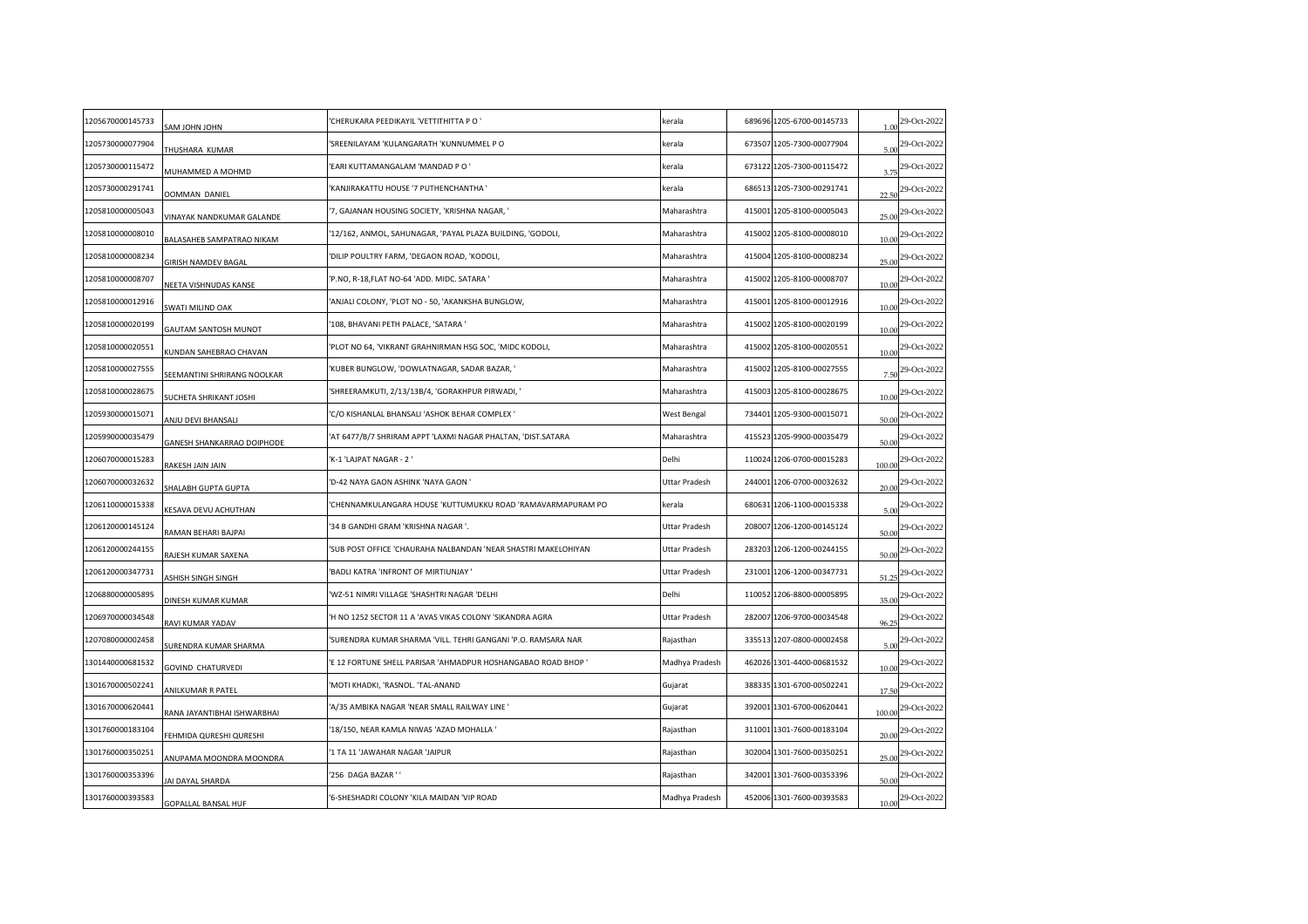| | | | | | | | |
|---|---|---|---|---|---|---|---|
| 1205670000145733 | SAM JOHN JOHN | 'CHERUKARA PEEDIKAYIL 'VETTITHITTA P O ' | kerala | 689696 | 1205-6700-00145733 | 1.00 | 29-Oct-2022 |
| 1205730000077904 | THUSHARA KUMAR | 'SREENILAYAM 'KULANGARATH 'KUNNUMMEL P O | kerala | 673507 | 1205-7300-00077904 | 5.00 | 29-Oct-2022 |
| 1205730000115472 | MUHAMMED A MOHMD | 'EARI KUTTAMANGALAM 'MANDAD P O ' | kerala | 673122 | 1205-7300-00115472 | 3.75 | 29-Oct-2022 |
| 1205730000291741 | OOMMAN DANIEL | 'KANJIRAKATTU HOUSE '7 PUTHENCHANTHA ' | kerala | 686513 | 1205-7300-00291741 | 22.50 | 29-Oct-2022 |
| 1205810000005043 | VINAYAK NANDKUMAR GALANDE | '7, GAJANAN HOUSING SOCIETY, 'KRISHNA NAGAR, ' | Maharashtra | 415001 | 1205-8100-00005043 | 25.00 | 29-Oct-2022 |
| 1205810000008010 | BALASAHEB SAMPATRAO NIKAM | '12/162, ANMOL, SAHUNAGAR, 'PAYAL PLAZA BUILDING, 'GODOLI, | Maharashtra | 415002 | 1205-8100-00008010 | 10.00 | 29-Oct-2022 |
| 1205810000008234 | GIRISH NAMDEV BAGAL | 'DILIP POULTRY FARM, 'DEGAON ROAD, 'KODOLI, | Maharashtra | 415004 | 1205-8100-00008234 | 25.00 | 29-Oct-2022 |
| 1205810000008707 | NEETA VISHNUDAS KANSE | 'P.NO, R-18,FLAT NO-64 'ADD. MIDC. SATARA ' | Maharashtra | 415002 | 1205-8100-00008707 | 10.00 | 29-Oct-2022 |
| 1205810000012916 | SWATI MILIND OAK | 'ANJALI COLONY, 'PLOT NO - 50, 'AKANKSHA BUNGLOW, | Maharashtra | 415001 | 1205-8100-00012916 | 10.00 | 29-Oct-2022 |
| 1205810000020199 | GAUTAM SANTOSH MUNOT | '108, BHAVANI PETH PALACE, 'SATARA ' | Maharashtra | 415002 | 1205-8100-00020199 | 10.00 | 29-Oct-2022 |
| 1205810000020551 | KUNDAN SAHEBRAO CHAVAN | 'PLOT NO 64, 'VIKRANT GRAHNIRMAN HSG SOC, 'MIDC KODOLI, | Maharashtra | 415002 | 1205-8100-00020551 | 10.00 | 29-Oct-2022 |
| 1205810000027555 | SEEMANTINI SHRIRANG NOOLKAR | 'KUBER BUNGLOW, 'DOWLATNAGAR, SADAR BAZAR, ' | Maharashtra | 415002 | 1205-8100-00027555 | 7.50 | 29-Oct-2022 |
| 1205810000028675 | SUCHETA SHRIKANT JOSHI | 'SHREERAMKUTI, 2/13/13B/4, 'GORAKHPUR PIRWADI, ' | Maharashtra | 415003 | 1205-8100-00028675 | 10.00 | 29-Oct-2022 |
| 1205930000015071 | ANJU DEVI BHANSALI | 'C/O KISHANLAL BHANSALI 'ASHOK BEHAR COMPLEX ' | West Bengal | 734401 | 1205-9300-00015071 | 50.00 | 29-Oct-2022 |
| 1205990000035479 | GANESH SHANKARRAO DOIPHODE | 'AT 6477/B/7 SHRIRAM APPT 'LAXMI NAGAR PHALTAN, 'DIST.SATARA | Maharashtra | 415523 | 1205-9900-00035479 | 50.00 | 29-Oct-2022 |
| 1206070000015283 | RAKESH JAIN JAIN | 'K-1 'LAJPAT NAGAR - 2 ' | Delhi | 110024 | 1206-0700-00015283 | 100.00 | 29-Oct-2022 |
| 1206070000032632 | SHALABH GUPTA GUPTA | 'D-42 NAYA GAON ASHINK 'NAYA GAON ' | Uttar Pradesh | 244001 | 1206-0700-00032632 | 20.00 | 29-Oct-2022 |
| 1206110000015338 | KESAVA DEVU ACHUTHAN | 'CHENNAMKULANGARA HOUSE 'KUTTUMUKKU ROAD 'RAMAVARMAPURAM PO | kerala | 680631 | 1206-1100-00015338 | 5.00 | 29-Oct-2022 |
| 1206120000145124 | RAMAN BEHARI BAJPAI | '34 B GANDHI GRAM 'KRISHNA NAGAR '. | Uttar Pradesh | 208007 | 1206-1200-00145124 | 50.00 | 29-Oct-2022 |
| 1206120000244155 | RAJESH KUMAR SAXENA | 'SUB POST OFFICE 'CHAURAHA NALBANDAN 'NEAR SHASTRI MAKELOHIYAN | Uttar Pradesh | 283203 | 1206-1200-00244155 | 50.00 | 29-Oct-2022 |
| 1206120000347731 | ASHISH SINGH SINGH | 'BADLI KATRA 'INFRONT OF MIRTIUNJAY ' | Uttar Pradesh | 231001 | 1206-1200-00347731 | 51.25 | 29-Oct-2022 |
| 1206880000005895 | DINESH KUMAR KUMAR | 'WZ-51 NIMRI VILLAGE 'SHASHTRI NAGAR 'DELHI | Delhi | 110052 | 1206-8800-00005895 | 35.00 | 29-Oct-2022 |
| 1206970000034548 | RAVI KUMAR YADAV | 'H NO 1252 SECTOR 11 A 'AVAS VIKAS COLONY 'SIKANDRA AGRA | Uttar Pradesh | 282007 | 1206-9700-00034548 | 96.25 | 29-Oct-2022 |
| 1207080000002458 | SURENDRA KUMAR SHARMA | 'SURENDRA KUMAR SHARMA 'VILL. TEHRI GANGANI 'P.O. RAMSARA NAR | Rajasthan | 335513 | 1207-0800-00002458 | 5.00 | 29-Oct-2022 |
| 1301440000681532 | GOVIND CHATURVEDI | 'E 12 FORTUNE SHELL PARISAR 'AHMADPUR HOSHANGABAO ROAD BHOP ' | Madhya Pradesh | 462026 | 1301-4400-00681532 | 10.00 | 29-Oct-2022 |
| 1301670000502241 | ANILKUMAR R PATEL | 'MOTI KHADKI, 'RASNOL. 'TAL-ANAND | Gujarat | 388335 | 1301-6700-00502241 | 17.50 | 29-Oct-2022 |
| 1301670000620441 | RANA JAYANTIBHAI ISHWARBHAI | 'A/35 AMBIKA NAGAR 'NEAR SMALL RAILWAY LINE ' | Gujarat | 392001 | 1301-6700-00620441 | 100.00 | 29-Oct-2022 |
| 1301760000183104 | FEHMIDA QURESHI QURESHI | '18/150, NEAR KAMLA NIWAS 'AZAD MOHALLA ' | Rajasthan | 311001 | 1301-7600-00183104 | 20.00 | 29-Oct-2022 |
| 1301760000350251 | ANUPAMA MOONDRA MOONDRA | '1 TA 11 'JAWAHAR NAGAR 'JAIPUR | Rajasthan | 302004 | 1301-7600-00350251 | 25.00 | 29-Oct-2022 |
| 1301760000353396 | JAI DAYAL SHARDA | '256 DAGA BAZAR ' ' | Rajasthan | 342001 | 1301-7600-00353396 | 50.00 | 29-Oct-2022 |
| 1301760000393583 | GOPALLAL BANSAL HUF | '6-SHESHADRI COLONY 'KILA MAIDAN 'VIP ROAD | Madhya Pradesh | 452006 | 1301-7600-00393583 | 10.00 | 29-Oct-2022 |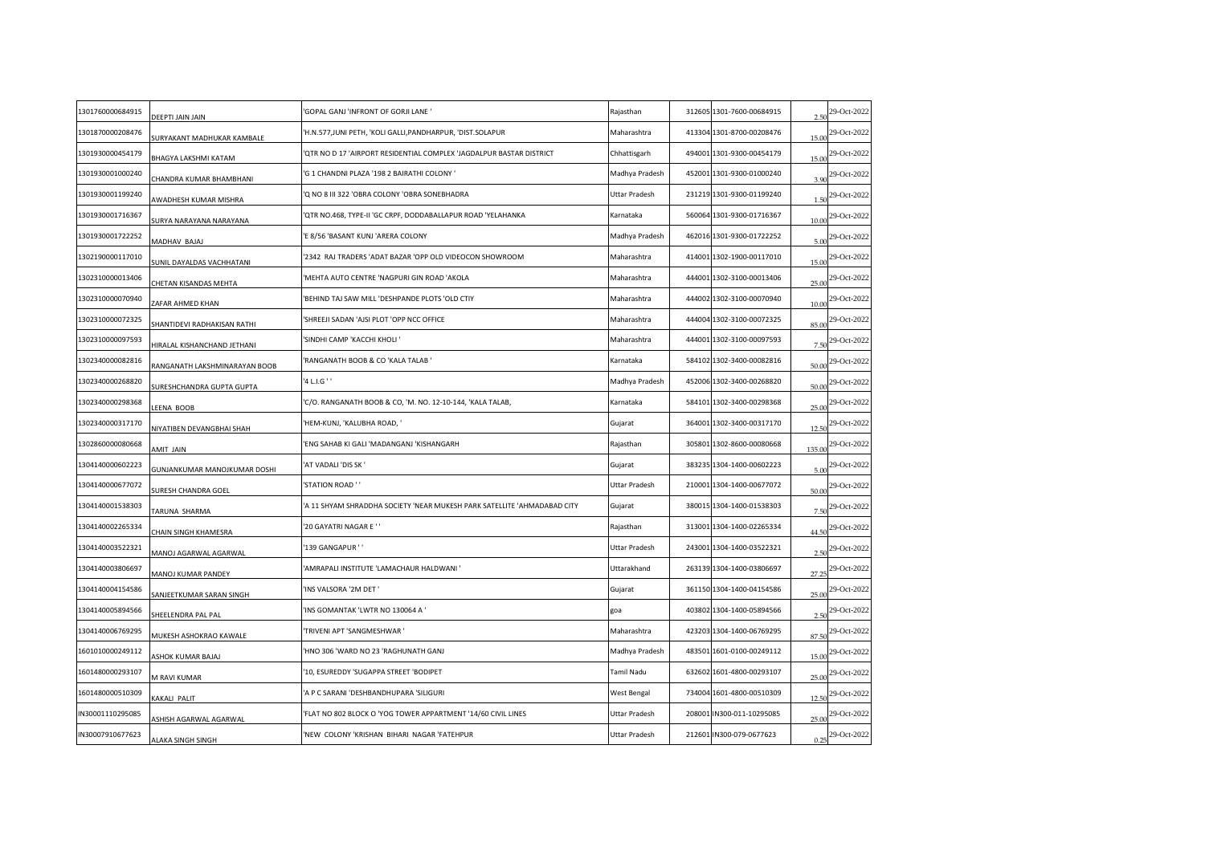| | | | | | | | |
|---|---|---|---|---|---|---|---|
| 1301760000684915 | DEEPTI JAIN JAIN | 'GOPAL GANJ 'INFRONT OF GORJI LANE ' | Rajasthan | 312605 | 1301-7600-00684915 | 2.50 | 29-Oct-2022 |
| 1301870000208476 | SURYAKANT MADHUKAR KAMBALE | 'H.N.577,JUNI PETH, 'KOLI GALLI,PANDHARPUR, 'DIST.SOLAPUR | Maharashtra | 413304 | 1301-8700-00208476 | 15.00 | 29-Oct-2022 |
| 1301930000454179 | BHAGYA LAKSHMI KATAM | 'QTR NO D 17 'AIRPORT RESIDENTIAL COMPLEX 'JAGDALPUR BASTAR DISTRICT | Chhattisgarh | 494001 | 1301-9300-00454179 | 15.00 | 29-Oct-2022 |
| 1301930001000240 | CHANDRA KUMAR BHAMBHANI | 'G 1 CHANDNI PLAZA '198 2 BAIRATHI COLONY ' | Madhya Pradesh | 452001 | 1301-9300-01000240 | 3.90 | 29-Oct-2022 |
| 1301930001199240 | AWADHESH KUMAR MISHRA | 'Q NO 8 III 322 'OBRA COLONY 'OBRA SONEBHADRA | Uttar Pradesh | 231219 | 1301-9300-01199240 | 1.50 | 29-Oct-2022 |
| 1301930001716367 | SURYA NARAYANA NARAYANA | 'QTR NO.468, TYPE-II 'GC CRPF, DODDABALLAPUR ROAD 'YELAHANKA | Karnataka | 560064 | 1301-9300-01716367 | 10.00 | 29-Oct-2022 |
| 1301930001722252 | MADHAV BAJAJ | 'E 8/56 'BASANT KUNJ 'ARERA COLONY | Madhya Pradesh | 462016 | 1301-9300-01722252 | 5.00 | 29-Oct-2022 |
| 1302190000117010 | SUNIL DAYALDAS VACHHATANI | '2342 RAJ TRADERS 'ADAT BAZAR 'OPP OLD VIDEOCON SHOWROOM | Maharashtra | 414001 | 1302-1900-00117010 | 15.00 | 29-Oct-2022 |
| 1302310000013406 | CHETAN KISANDAS MEHTA | 'MEHTA AUTO CENTRE 'NAGPURI GIN ROAD 'AKOLA | Maharashtra | 444001 | 1302-3100-00013406 | 25.00 | 29-Oct-2022 |
| 1302310000070940 | ZAFAR AHMED KHAN | 'BEHIND TAJ SAW MILL 'DESHPANDE PLOTS 'OLD CTIY | Maharashtra | 444002 | 1302-3100-00070940 | 10.00 | 29-Oct-2022 |
| 1302310000072325 | SHANTIDEVI RADHAKISAN RATHI | 'SHREEJI SADAN 'AJSI PLOT 'OPP NCC OFFICE | Maharashtra | 444004 | 1302-3100-00072325 | 85.00 | 29-Oct-2022 |
| 1302310000097593 | HIRALAL KISHANCHAND JETHANI | 'SINDHI CAMP 'KACCHI KHOLI ' | Maharashtra | 444001 | 1302-3100-00097593 | 7.50 | 29-Oct-2022 |
| 1302340000082816 | RANGANATH LAKSHMINARAYAN BOOB | 'RANGANATH BOOB & CO 'KALA TALAB ' | Karnataka | 584102 | 1302-3400-00082816 | 50.00 | 29-Oct-2022 |
| 1302340000268820 | SURESHCHANDRA GUPTA GUPTA | '4 L.I.G ' ' | Madhya Pradesh | 452006 | 1302-3400-00268820 | 50.00 | 29-Oct-2022 |
| 1302340000298368 | LEENA BOOB | 'C/O. RANGANATH BOOB & CO, 'M. NO. 12-10-144, 'KALA TALAB, | Karnataka | 584101 | 1302-3400-00298368 | 25.00 | 29-Oct-2022 |
| 1302340000317170 | NIYATIBEN DEVANGBHAI SHAH | 'HEM-KUNJ, 'KALUBHA ROAD, ' | Gujarat | 364001 | 1302-3400-00317170 | 12.50 | 29-Oct-2022 |
| 1302860000080668 | AMIT JAIN | 'ENG SAHAB KI GALI 'MADANGANJ 'KISHANGARH | Rajasthan | 305801 | 1302-8600-00080668 | 135.00 | 29-Oct-2022 |
| 1304140000602223 | GUNJANKUMAR MANOJKUMAR DOSHI | 'AT VADALI 'DIS SK ' | Gujarat | 383235 | 1304-1400-00602223 | 5.00 | 29-Oct-2022 |
| 1304140000677072 | SURESH CHANDRA GOEL | 'STATION ROAD ' ' | Uttar Pradesh | 210001 | 1304-1400-00677072 | 50.00 | 29-Oct-2022 |
| 1304140001538303 | TARUNA SHARMA | 'A 11 SHYAM SHRADDHA SOCIETY 'NEAR MUKESH PARK SATELLITE 'AHMADABAD CITY | Gujarat | 380015 | 1304-1400-01538303 | 7.50 | 29-Oct-2022 |
| 1304140002265334 | CHAIN SINGH KHAMESRA | '20 GAYATRI NAGAR E ' ' | Rajasthan | 313001 | 1304-1400-02265334 | 44.50 | 29-Oct-2022 |
| 1304140003522321 | MANOJ AGARWAL AGARWAL | '139 GANGAPUR ' ' | Uttar Pradesh | 243001 | 1304-1400-03522321 | 2.50 | 29-Oct-2022 |
| 1304140003806697 | MANOJ KUMAR PANDEY | 'AMRAPALI INSTITUTE 'LAMACHAUR HALDWANI ' | Uttarakhand | 263139 | 1304-1400-03806697 | 27.25 | 29-Oct-2022 |
| 1304140004154586 | SANJEETKUMAR SARAN SINGH | 'INS VALSORA '2M DET ' | Gujarat | 361150 | 1304-1400-04154586 | 25.00 | 29-Oct-2022 |
| 1304140005894566 | SHEELENDRA PAL PAL | 'INS GOMANTAK 'LWTR NO 130064 A ' | goa | 403802 | 1304-1400-05894566 | 2.50 | 29-Oct-2022 |
| 1304140006769295 | MUKESH ASHOKRAO KAWALE | 'TRIVENI APT 'SANGMESHWAR ' | Maharashtra | 423203 | 1304-1400-06769295 | 87.50 | 29-Oct-2022 |
| 1601010000249112 | ASHOK KUMAR BAJAJ | 'HNO 306 'WARD NO 23 'RAGHUNATH GANJ | Madhya Pradesh | 483501 | 1601-0100-00249112 | 15.00 | 29-Oct-2022 |
| 1601480000293107 | M RAVI KUMAR | '10, ESUREDDY 'SUGAPPA STREET 'BODIPET | Tamil Nadu | 632602 | 1601-4800-00293107 | 25.00 | 29-Oct-2022 |
| 1601480000510309 | KAKALI PALIT | 'A P C SARANI 'DESHBANDHUPARA 'SILIGURI | West Bengal | 734004 | 1601-4800-00510309 | 12.50 | 29-Oct-2022 |
| IN30001110295085 | ASHISH AGARWAL AGARWAL | 'FLAT NO 802 BLOCK O 'YOG TOWER APPARTMENT '14/60 CIVIL LINES | Uttar Pradesh | 208001 | IN300-011-10295085 | 25.00 | 29-Oct-2022 |
| IN30007910677623 | ALAKA SINGH SINGH | 'NEW COLONY 'KRISHAN BIHARI NAGAR 'FATEHPUR | Uttar Pradesh | 212601 | IN300-079-0677623 | 0.25 | 29-Oct-2022 |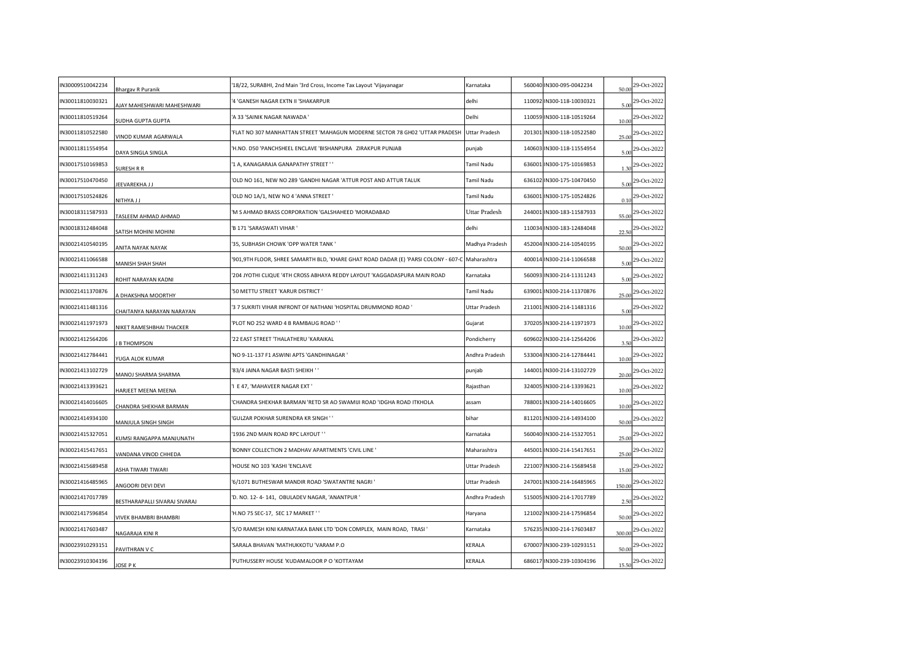| | | | | | | | |
|---|---|---|---|---|---|---|---|
| IN30009510042234 | Bhargav R Puranik | '18/22, SURABHI, 2nd Main '3rd Cross, Income Tax Layout 'Vijayanagar | Karnataka | 560040 | IN300-095-0042234 | 50.00 | 29-Oct-2022 |
| IN30011810030321 | AJAY MAHESHWARI MAHESHWARI | '4 'GANESH NAGAR EXTN II 'SHAKARPUR | delhi | 110092 | IN300-118-10030321 | 5.00 | 29-Oct-2022 |
| IN30011810519264 | SUDHA GUPTA GUPTA | 'A 33 'SAINIK NAGAR NAWADA ' | Delhi | 110059 | IN300-118-10519264 | 10.00 | 29-Oct-2022 |
| IN30011810522580 | VINOD KUMAR AGARWALA | 'FLAT NO 307 MANHATTAN STREET 'MAHAGUN MODERNE SECTOR 78 GH02 'UTTAR PRADESH | Uttar Pradesh | 201301 | IN300-118-10522580 | 25.00 | 29-Oct-2022 |
| IN30011811554954 | DAYA SINGLA SINGLA | 'H.NO. D50 'PANCHSHEEL ENCLAVE 'BISHANPURA ZIRAKPUR PUNJAB | punjab | 140603 | IN300-118-11554954 | 5.00 | 29-Oct-2022 |
| IN30017510169853 | SURESH R R | '1 A, KANAGARAJA GANAPATHY STREET ' ' | Tamil Nadu | 636001 | IN300-175-10169853 | 1.30 | 29-Oct-2022 |
| IN30017510470450 | JEEVAREKHA J J | 'OLD NO 161, NEW NO 289 'GANDHI NAGAR 'ATTUR POST AND ATTUR TALUK | Tamil Nadu | 636102 | IN300-175-10470450 | 5.00 | 29-Oct-2022 |
| IN30017510524826 | NITHYA J J | 'OLD NO 1A/1, NEW NO 4 'ANNA STREET ' | Tamil Nadu | 636001 | IN300-175-10524826 | 0.10 | 29-Oct-2022 |
| IN30018311587933 | TASLEEM AHMAD AHMAD | 'M S AHMAD BRASS CORPORATION 'GALSHAHEED 'MORADABAD | Uttar Pradesh | 244001 | IN300-183-11587933 | 55.00 | 29-Oct-2022 |
| IN30018312484048 | SATISH MOHINI MOHINI | 'B 171 'SARASWATI VIHAR ' | delhi | 110034 | IN300-183-12484048 | 22.50 | 29-Oct-2022 |
| IN30021410540195 | ANITA NAYAK NAYAK | '35, SUBHASH CHOWK 'OPP WATER TANK ' | Madhya Pradesh | 452004 | IN300-214-10540195 | 50.00 | 29-Oct-2022 |
| IN30021411066588 | MANISH SHAH SHAH | '901,9TH FLOOR, SHREE SAMARTH BLD, 'KHARE GHAT ROAD DADAR (E) 'PARSI COLONY - 607-C | Maharashtra | 400014 | IN300-214-11066588 | 5.00 | 29-Oct-2022 |
| IN30021411311243 | ROHIT NARAYAN KADNI | '204 JYOTHI CLIQUE '4TH CROSS ABHAYA REDDY LAYOUT 'KAGGADASPURA MAIN ROAD | Karnataka | 560093 | IN300-214-11311243 | 5.00 | 29-Oct-2022 |
| IN30021411370876 | A DHAKSHNA MOORTHY | '50 METTU STREET 'KARUR DISTRICT ' | Tamil Nadu | 639001 | IN300-214-11370876 | 25.00 | 29-Oct-2022 |
| IN30021411481316 | CHAITANYA NARAYAN NARAYAN | '3 7 SUKRITI VIHAR INFRONT OF NATHANI 'HOSPITAL DRUMMOND ROAD ' | Uttar Pradesh | 211001 | IN300-214-11481316 | 5.00 | 29-Oct-2022 |
| IN30021411971973 | NIKET RAMESHBHAI THACKER | 'PLOT NO 252 WARD 4 B RAMBAUG ROAD ' ' | Gujarat | 370205 | IN300-214-11971973 | 10.00 | 29-Oct-2022 |
| IN30021412564206 | J B THOMPSON | '22 EAST STREET 'THALATHERU 'KARAIKAL | Pondicherry | 609602 | IN300-214-12564206 | 3.50 | 29-Oct-2022 |
| IN30021412784441 | YUGA ALOK KUMAR | 'NO 9-11-137 F1 ASWINI APTS 'GANDHINAGAR ' | Andhra Pradesh | 533004 | IN300-214-12784441 | 10.00 | 29-Oct-2022 |
| IN30021413102729 | MANOJ SHARMA SHARMA | '83/4 JAINA NAGAR BASTI SHEIKH ' ' | punjab | 144001 | IN300-214-13102729 | 20.00 | 29-Oct-2022 |
| IN30021413393621 | HARJEET MEENA MEENA | 'I E 47, 'MAHAVEER NAGAR EXT ' | Rajasthan | 324005 | IN300-214-13393621 | 10.00 | 29-Oct-2022 |
| IN30021414016605 | CHANDRA SHEKHAR BARMAN | 'CHANDRA SHEKHAR BARMAN 'RETD SR AO SWAMIJI ROAD 'IDGHA ROAD ITKHOLA | assam | 788001 | IN300-214-14016605 | 10.00 | 29-Oct-2022 |
| IN30021414934100 | MANJULA SINGH SINGH | 'GULZAR POKHAR SURENDRA KR SINGH ' ' | bihar | 811201 | IN300-214-14934100 | 50.00 | 29-Oct-2022 |
| IN30021415327051 | KUMSI RANGAPPA MANJUNATH | '1936 2ND MAIN ROAD RPC LAYOUT ' ' | Karnataka | 560040 | IN300-214-15327051 | 25.00 | 29-Oct-2022 |
| IN30021415417651 | VANDANA VINOD CHHEDA | 'BONNY COLLECTION 2 MADHAV APARTMENTS 'CIVIL LINE ' | Maharashtra | 445001 | IN300-214-15417651 | 25.00 | 29-Oct-2022 |
| IN30021415689458 | ASHA TIWARI TIWARI | 'HOUSE NO 103 'KASHI 'ENCLAVE | Uttar Pradesh | 221007 | IN300-214-15689458 | 15.00 | 29-Oct-2022 |
| IN30021416485965 | ANGOORI DEVI DEVI | '6/1071 BUTHESWAR MANDIR ROAD 'SWATANTRE NAGRI ' | Uttar Pradesh | 247001 | IN300-214-16485965 | 150.00 | 29-Oct-2022 |
| IN30021417017789 | BESTHARAPALLI SIVARAJ SIVARAJ | 'D. NO. 12- 4- 141, OBULADEV NAGAR, 'ANANTPUR ' | Andhra Pradesh | 515005 | IN300-214-17017789 | 2.50 | 29-Oct-2022 |
| IN30021417596854 | VIVEK BHAMBRI BHAMBRI | 'H.NO 75 SEC-17, SEC 17 MARKET ' ' | Haryana | 121002 | IN300-214-17596854 | 50.00 | 29-Oct-2022 |
| IN30021417603487 | NAGARAJA KINI R | 'S/O RAMESH KINI KARNATAKA BANK LTD 'DON COMPLEX, MAIN ROAD, TRASI ' | Karnataka | 576235 | IN300-214-17603487 | 300.00 | 29-Oct-2022 |
| IN30023910293151 | PAVITHRAN V C | 'SARALA BHAVAN 'MATHUKKOTU 'VARAM P.O | KERALA | 670007 | IN300-239-10293151 | 50.00 | 29-Oct-2022 |
| IN30023910304196 | JOSE P K | 'PUTHUSSERY HOUSE 'KUDAMALOOR P O 'KOTTAYAM | KERALA | 686017 | IN300-239-10304196 | 15.50 | 29-Oct-2022 |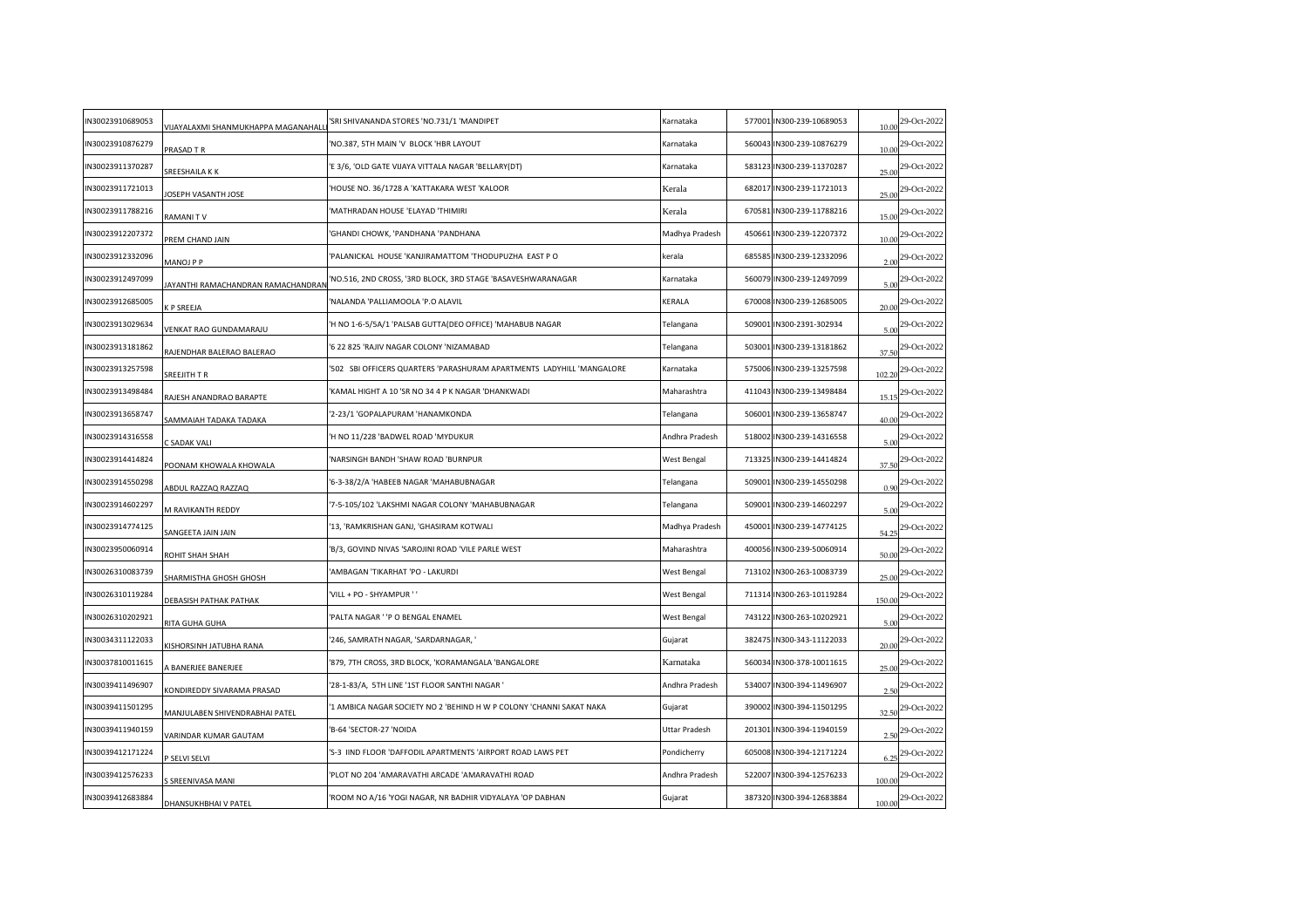| | | | | | | | |
|---|---|---|---|---|---|---|---|
| IN30023910689053 | VIJAYALAXMI SHANMUKHAPPA MAGANAHALLI | 'SRI SHIVANANDA STORES 'NO.731/1 'MANDIPET | Karnataka | 577001 | IN300-239-10689053 | 10.00 | 29-Oct-2022 |
| IN30023910876279 | PRASAD T R | 'NO.387, 5TH MAIN 'V BLOCK 'HBR LAYOUT | Karnataka | 560043 | IN300-239-10876279 | 10.00 | 29-Oct-2022 |
| IN30023911370287 | SREESHAILA K K | 'E 3/6, 'OLD GATE VIJAYA VITTALA NAGAR 'BELLARY(DT) | Karnataka | 583123 | IN300-239-11370287 | 25.00 | 29-Oct-2022 |
| IN30023911721013 | JOSEPH VASANTH JOSE | 'HOUSE NO. 36/1728 A 'KATTAKARA WEST 'KALOOR | Kerala | 682017 | IN300-239-11721013 | 25.00 | 29-Oct-2022 |
| IN30023911788216 | RAMANI T V | 'MATHRADAN HOUSE 'ELAYAD 'THIMIRI | Kerala | 670581 | IN300-239-11788216 | 15.00 | 29-Oct-2022 |
| IN30023912207372 | PREM CHAND JAIN | 'GHANDI CHOWK, 'PANDHANA 'PANDHANA | Madhya Pradesh | 450661 | IN300-239-12207372 | 10.00 | 29-Oct-2022 |
| IN30023912332096 | MANOJ P P | 'PALANICKAL HOUSE 'KANJIRAMATTOM 'THODUPUZHA EAST P O | kerala | 685585 | IN300-239-12332096 | 2.00 | 29-Oct-2022 |
| IN30023912497099 | JAYANTHI RAMACHANDRAN RAMACHANDRAN | 'NO.516, 2ND CROSS, '3RD BLOCK, 3RD STAGE 'BASAVESHWARANAGAR | Karnataka | 560079 | IN300-239-12497099 | 5.00 | 29-Oct-2022 |
| IN30023912685005 | K P SREEJA | 'NALANDA 'PALLIAMOOLA 'P.O ALAVIL | KERALA | 670008 | IN300-239-12685005 | 20.00 | 29-Oct-2022 |
| IN30023913029634 | VENKAT RAO GUNDAMARAJU | 'H NO 1-6-5/5A/1 'PALSAB GUTTA(DEO OFFICE) 'MAHABUB NAGAR | Telangana | 509001 | IN300-2391-302934 | 5.00 | 29-Oct-2022 |
| IN30023913181862 | RAJENDHAR BALERAO BALERAO | '6 22 825 'RAJIV NAGAR COLONY 'NIZAMABAD | Telangana | 503001 | IN300-239-13181862 | 37.50 | 29-Oct-2022 |
| IN30023913257598 | SREEJITH T R | '502 SBI OFFICERS QUARTERS 'PARASHURAM APARTMENTS LADYHILL 'MANGALORE | Karnataka | 575006 | IN300-239-13257598 | 102.20 | 29-Oct-2022 |
| IN30023913498484 | RAJESH ANANDRAO BARAPTE | 'KAMAL HIGHT A 10 'SR NO 34 4 P K NAGAR 'DHANKWADI | Maharashtra | 411043 | IN300-239-13498484 | 15.15 | 29-Oct-2022 |
| IN30023913658747 | SAMMAIAH TADAKA TADAKA | '2-23/1 'GOPALAPURAM 'HANAMKONDA | Telangana | 506001 | IN300-239-13658747 | 40.00 | 29-Oct-2022 |
| IN30023914316558 | C SADAK VALI | 'H NO 11/228 'BADWEL ROAD 'MYDUKUR | Andhra Pradesh | 518002 | IN300-239-14316558 | 5.00 | 29-Oct-2022 |
| IN30023914414824 | POONAM KHOWALA KHOWALA | 'NARSINGH BANDH 'SHAW ROAD 'BURNPUR | West Bengal | 713325 | IN300-239-14414824 | 37.50 | 29-Oct-2022 |
| IN30023914550298 | ABDUL RAZZAQ RAZZAQ | '6-3-38/2/A 'HABEEB NAGAR 'MAHABUBNAGAR | Telangana | 509001 | IN300-239-14550298 | 0.90 | 29-Oct-2022 |
| IN30023914602297 | M RAVIKANTH REDDY | '7-5-105/102 'LAKSHMI NAGAR COLONY 'MAHABUBNAGAR | Telangana | 509001 | IN300-239-14602297 | 5.00 | 29-Oct-2022 |
| IN30023914774125 | SANGEETA JAIN JAIN | '13, 'RAMKRISHAN GANJ, 'GHASIRAM KOTWALI | Madhya Pradesh | 450001 | IN300-239-14774125 | 54.25 | 29-Oct-2022 |
| IN30023950060914 | ROHIT SHAH SHAH | 'B/3, GOVIND NIVAS 'SAROJINI ROAD 'VILE PARLE WEST | Maharashtra | 400056 | IN300-239-50060914 | 50.00 | 29-Oct-2022 |
| IN30026310083739 | SHARMISTHA GHOSH GHOSH | 'AMBAGAN 'TIKARHAT 'PO - LAKURDI | West Bengal | 713102 | IN300-263-10083739 | 25.00 | 29-Oct-2022 |
| IN30026310119284 | DEBASISH PATHAK PATHAK | 'VILL + PO - SHYAMPUR ' ' | West Bengal | 711314 | IN300-263-10119284 | 150.00 | 29-Oct-2022 |
| IN30026310202921 | RITA GUHA GUHA | 'PALTA NAGAR ' 'P O BENGAL ENAMEL | West Bengal | 743122 | IN300-263-10202921 | 5.00 | 29-Oct-2022 |
| IN30034311122033 | KISHORSINH JATUBHA RANA | '246, SAMRATH NAGAR, 'SARDARNAGAR, ' | Gujarat | 382475 | IN300-343-11122033 | 20.00 | 29-Oct-2022 |
| IN30037810011615 | A BANERJEE BANERJEE | '879, 7TH CROSS, 3RD BLOCK, 'KORAMANGALA 'BANGALORE | Karnataka | 560034 | IN300-378-10011615 | 25.00 | 29-Oct-2022 |
| IN30039411496907 | KONDIREDDY SIVARAMA PRASAD | '28-1-83/A, 5TH LINE '1ST FLOOR SANTHI NAGAR ' | Andhra Pradesh | 534007 | IN300-394-11496907 | 2.50 | 29-Oct-2022 |
| IN30039411501295 | MANJULABEN SHIVENDRABHAI PATEL | '1 AMBICA NAGAR SOCIETY NO 2 'BEHIND H W P COLONY 'CHANNI SAKAT NAKA | Gujarat | 390002 | IN300-394-11501295 | 32.50 | 29-Oct-2022 |
| IN30039411940159 | VARINDAR KUMAR GAUTAM | 'B-64 'SECTOR-27 'NOIDA | Uttar Pradesh | 201301 | IN300-394-11940159 | 2.50 | 29-Oct-2022 |
| IN30039412171224 | P SELVI SELVI | 'S-3 IIND FLOOR 'DAFFODIL APARTMENTS 'AIRPORT ROAD LAWS PET | Pondicherry | 605008 | IN300-394-12171224 | 6.25 | 29-Oct-2022 |
| IN30039412576233 | S SREENIVASA MANI | 'PLOT NO 204 'AMARAVATHI ARCADE 'AMARAVATHI ROAD | Andhra Pradesh | 522007 | IN300-394-12576233 | 100.00 | 29-Oct-2022 |
| IN30039412683884 | DHANSUKHBHAI V PATEL | 'ROOM NO A/16 'YOGI NAGAR, NR BADHIR VIDYALAYA 'OP DABHAN | Gujarat | 387320 | IN300-394-12683884 | 100.00 | 29-Oct-2022 |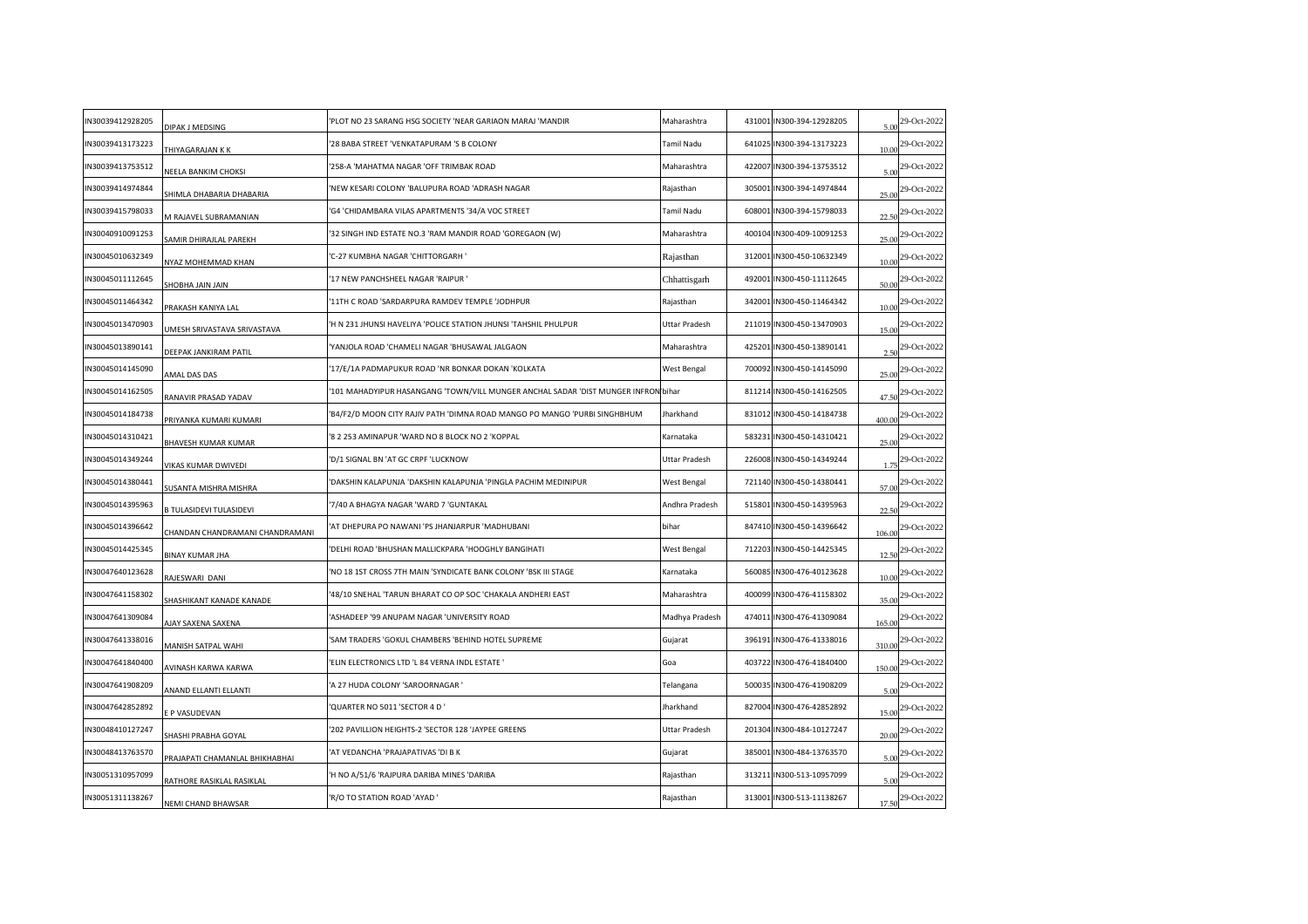| | | | | | | | |
|---|---|---|---|---|---|---|---|
| IN30039412928205 | DIPAK J MEDSING | 'PLOT NO 23 SARANG HSG SOCIETY 'NEAR GARIAON MARAJ 'MANDIR | Maharashtra | 431001 | IN300-394-12928205 | 5.00 | 29-Oct-2022 |
| IN30039413173223 | THIYAGARAJAN K K | '28 BABA STREET 'VENKATAPURAM '5 B COLONY | Tamil Nadu | 641025 | IN300-394-13173223 | 10.00 | 29-Oct-2022 |
| IN30039413753512 | NEELA BANKIM CHOKSI | '258-A 'MAHATMA NAGAR 'OFF TRIMBAK ROAD | Maharashtra | 422007 | IN300-394-13753512 | 5.00 | 29-Oct-2022 |
| IN30039414974844 | SHIMLA DHABARIA DHABARIA | 'NEW KESARI COLONY 'BALUPURA ROAD 'ADRASH NAGAR | Rajasthan | 305001 | IN300-394-14974844 | 25.00 | 29-Oct-2022 |
| IN30039415798033 | M RAJAVEL SUBRAMANIAN | 'G4 'CHIDAMBARA VILAS APARTMENTS '34/A VOC STREET | Tamil Nadu | 608001 | IN300-394-15798033 | 22.50 | 29-Oct-2022 |
| IN30040910091253 | SAMIR DHIRAJLAL PAREKH | '32 SINGH IND ESTATE NO.3 'RAM MANDIR ROAD 'GOREGAON (W) | Maharashtra | 400104 | IN300-409-10091253 | 25.00 | 29-Oct-2022 |
| IN30045010632349 | NYAZ MOHEMMAD KHAN | 'C-27 KUMBHA NAGAR 'CHITTORGARH ' | Rajasthan | 312001 | IN300-450-10632349 | 10.00 | 29-Oct-2022 |
| IN30045011112645 | SHOBHA JAIN JAIN | '17 NEW PANCHSHEEL NAGAR 'RAIPUR ' | Chhattisgarh | 492001 | IN300-450-11112645 | 50.00 | 29-Oct-2022 |
| IN30045011464342 | PRAKASH KANIYA LAL | '11TH C ROAD 'SARDARPURA RAMDEV TEMPLE 'JODHPUR | Rajasthan | 342001 | IN300-450-11464342 | 10.00 | 29-Oct-2022 |
| IN30045013470903 | UMESH SRIVASTAVA SRIVASTAVA | 'H N 231 JHUNSI HAVELIYA 'POLICE STATION JHUNSI 'TAHSHIL PHULPUR | Uttar Pradesh | 211019 | IN300-450-13470903 | 15.00 | 29-Oct-2022 |
| IN30045013890141 | DEEPAK JANKIRAM PATIL | 'YANJOLA ROAD 'CHAMELI NAGAR 'BHUSAWAL JALGAON | Maharashtra | 425201 | IN300-450-13890141 | 2.50 | 29-Oct-2022 |
| IN30045014145090 | AMAL DAS DAS | '17/E/1A PADMAPUKUR ROAD 'NR BONKAR DOKAN 'KOLKATA | West Bengal | 700092 | IN300-450-14145090 | 25.00 | 29-Oct-2022 |
| IN30045014162505 | RANAVIR PRASAD YADAV | '101 MAHADYIPUR HASANGANG 'TOWN/VILL MUNGER ANCHAL SADAR 'DIST MUNGER INFRON | bihar | 811214 | IN300-450-14162505 | 47.50 | 29-Oct-2022 |
| IN30045014184738 | PRIYANKA KUMARI KUMARI | 'B4/F2/D MOON CITY RAJIV PATH 'DIMNA ROAD MANGO PO MANGO 'PURBI SINGHBHUM | Jharkhand | 831012 | IN300-450-14184738 | 400.00 | 29-Oct-2022 |
| IN30045014310421 | BHAVESH KUMAR KUMAR | '8 2 253 AMINAPUR 'WARD NO 8 BLOCK NO 2 'KOPPAL | Karnataka | 583231 | IN300-450-14310421 | 25.00 | 29-Oct-2022 |
| IN30045014349244 | VIKAS KUMAR DWIVEDI | 'D/1 SIGNAL BN 'AT GC CRPF 'LUCKNOW | Uttar Pradesh | 226008 | IN300-450-14349244 | 1.75 | 29-Oct-2022 |
| IN30045014380441 | SUSANTA MISHRA MISHRA | 'DAKSHIN KALAPUNJA 'DAKSHIN KALAPUNJA 'PINGLA PACHIM MEDINIPUR | West Bengal | 721140 | IN300-450-14380441 | 57.00 | 29-Oct-2022 |
| IN30045014395963 | B TULASIDEVI TULASIDEVI | '7/40 A BHAGYA NAGAR 'WARD 7 'GUNTAKAL | Andhra Pradesh | 515801 | IN300-450-14395963 | 22.50 | 29-Oct-2022 |
| IN30045014396642 | CHANDAN CHANDRAMANI CHANDRAMANI | 'AT DHEPURA PO NAWANI 'PS JHANJARPUR 'MADHUBANI | bihar | 847410 | IN300-450-14396642 | 106.00 | 29-Oct-2022 |
| IN30045014425345 | BINAY KUMAR JHA | 'DELHI ROAD 'BHUSHAN MALLICKPARA 'HOOGHLY BANGIHATI | West Bengal | 712203 | IN300-450-14425345 | 12.50 | 29-Oct-2022 |
| IN30047640123628 | RAJESWARI DANI | 'NO 18 1ST CROSS 7TH MAIN 'SYNDICATE BANK COLONY 'BSK III STAGE | Karnataka | 560085 | IN300-476-40123628 | 10.00 | 29-Oct-2022 |
| IN30047641158302 | SHASHIKANT KANADE KANADE | '48/10 SNEHAL 'TARUN BHARAT CO OP SOC 'CHAKALA ANDHERI EAST | Maharashtra | 400099 | IN300-476-41158302 | 35.00 | 29-Oct-2022 |
| IN30047641309084 | AJAY SAXENA SAXENA | 'ASHADEEP '99 ANUPAM NAGAR 'UNIVERSITY ROAD | Madhya Pradesh | 474011 | IN300-476-41309084 | 165.00 | 29-Oct-2022 |
| IN30047641338016 | MANISH SATPAL WAHI | 'SAM TRADERS 'GOKUL CHAMBERS 'BEHIND HOTEL SUPREME | Gujarat | 396191 | IN300-476-41338016 | 310.00 | 29-Oct-2022 |
| IN30047641840400 | AVINASH KARWA KARWA | 'ELIN ELECTRONICS LTD 'L 84 VERNA INDL ESTATE ' | Goa | 403722 | IN300-476-41840400 | 150.00 | 29-Oct-2022 |
| IN30047641908209 | ANAND ELLANTI ELLANTI | 'A 27 HUDA COLONY 'SAROORNAGAR ' | Telangana | 500035 | IN300-476-41908209 | 5.00 | 29-Oct-2022 |
| IN30047642852892 | E P VASUDEVAN | 'QUARTER NO 5011 'SECTOR 4 D ' | Jharkhand | 827004 | IN300-476-42852892 | 15.00 | 29-Oct-2022 |
| IN30048410127247 | SHASHI PRABHA GOYAL | '202 PAVILLION HEIGHTS-2 'SECTOR 128 'JAYPEE GREENS | Uttar Pradesh | 201304 | IN300-484-10127247 | 20.00 | 29-Oct-2022 |
| IN30048413763570 | PRAJAPATI CHAMANLAL BHIKHABHAI | 'AT VEDANCHA 'PRAJAPATIVAS 'DI B K | Gujarat | 385001 | IN300-484-13763570 | 5.00 | 29-Oct-2022 |
| IN30051310957099 | RATHORE RASIKLAL RASIKLAL | 'H NO A/51/6 'RAJPURA DARIBA MINES 'DARIBA | Rajasthan | 313211 | IN300-513-10957099 | 5.00 | 29-Oct-2022 |
| IN30051311138267 | NEMI CHAND BHAWSAR | 'R/O TO STATION ROAD 'AYAD ' | Rajasthan | 313001 | IN300-513-11138267 | 17.50 | 29-Oct-2022 |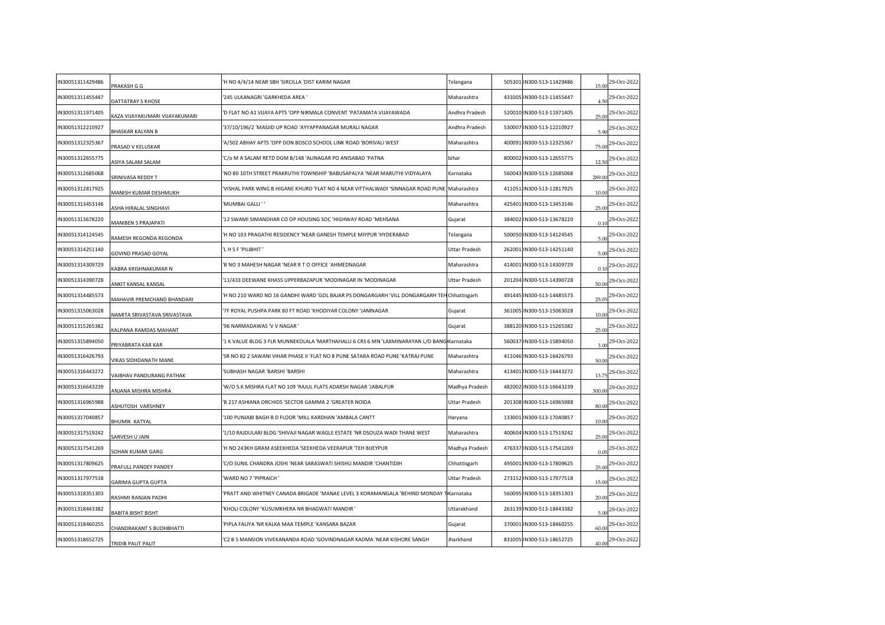| | | | | | | | |
|---|---|---|---|---|---|---|---|
| IN30051311429486 | PRAKASH G G | 'H NO 4/4/14 NEAR SBH 'SIRCILLA 'DIST KARIM NAGAR | Telangana | 505301 | IN300-513-11429486 | 15.00 | 29-Oct-2022 |
| IN30051311455447 | DATTATRAY S KHOSE | '245 ULKANAGRI 'GARKHEDA AREA ' | Maharashtra | 431005 | IN300-513-11455447 | 4.50 | 29-Oct-2022 |
| IN30051311971405 | KAZA VIJAYAKUMARI VIJAYAKUMARI | 'D FLAT NO A1 VIJAYA APTS 'OPP NIRMALA CONVENT 'PATAMATA VIJAYAWADA | Andhra Pradesh | 520010 | IN300-513-11971405 | 25.00 | 29-Oct-2022 |
| IN30051312210927 | BHASKAR KALYAN B | '37/10/196/2 'MASJID UP ROAD 'AYYAPPANAGAR MURALI NAGAR | Andhra Pradesh | 530007 | IN300-513-12210927 | 5.90 | 29-Oct-2022 |
| IN30051312325367 | PRASAD V KELUSKAR | 'A/502 ABHAY APTS 'OPP DON BOSCO SCHOOL LINK ROAD 'BORIVALI WEST | Maharashtra | 400091 | IN300-513-12325367 | 75.00 | 29-Oct-2022 |
| IN30051312655775 | ASIYA SALAM SALAM | 'C/o M A SALAM RETD DGM B/148 'ALINAGAR PO ANISABAD 'PATNA | bihar | 800002 | IN300-513-12655775 | 12.50 | 29-Oct-2022 |
| IN30051312685068 | SRINIVASA REDDY T | 'NO 80 10TH STREET PRAKRUTHI TOWNSHIP 'BABUSAPALYA 'NEAR MARUTHI VIDYALAYA | Karnataka | 560043 | IN300-513-12685068 | 289.00 | 29-Oct-2022 |
| IN30051312817925 | MANISH KUMAR DESHMUKH | 'VISHAL PARK WING B HIGANE KHURD 'FLAT NO 4 NEAR VITTHALWADI 'SINNAGAR ROAD PUNE | Maharashtra | 411051 | IN300-513-12817925 | 10.00 | 29-Oct-2022 |
| IN30051313453146 | ASHA HIRALAL SINGHAVI | 'MUMBAI GALLI ' ' | Maharashtra | 425401 | IN300-513-13453146 | 25.00 | 29-Oct-2022 |
| IN30051313678220 | MANIBEN S PRAJAPATI | '12 SWAMI SIMANDHAR CO OP HOUSING SOC 'HIGHWAY ROAD 'MEHSANA | Gujarat | 384002 | IN300-513-13678220 | 0.10 | 29-Oct-2022 |
| IN30051314124545 | RAMESH REGONDA REGONDA | 'H NO 103 PRAGATHI RESIDENCY 'NEAR GANESH TEMPLE MIYPUR 'HYDERABAD | Telangana | 500050 | IN300-513-14124545 | 5.00 | 29-Oct-2022 |
| IN30051314251140 | GOVIND PRASAD GOYAL | 'L H S F 'PILIBHIT ' | Uttar Pradesh | 262001 | IN300-513-14251140 | 5.00 | 29-Oct-2022 |
| IN30051314309729 | KABRA KRISHNAKUMAR N | 'B NO 3 MAHESH NAGAR 'NEAR R T O OFFICE 'AHMEDNAGAR | Maharashtra | 414001 | IN300-513-14309729 | 0.10 | 29-Oct-2022 |
| IN30051314390728 | ANKIT KANSAL KANSAL | '11/433 DEEWANE KHASS UPPERBAZAPUR 'MODINAGAR IN 'MODINAGAR | Uttar Pradesh | 201204 | IN300-513-14390728 | 50.00 | 29-Oct-2022 |
| IN30051314485573 | MAHAVIR PREMCHAND BHANDARI | 'H NO 210 WARD NO 16 GANDHI WARD 'GOL BAJAR PS DONGARGARH 'VILL DONGARGARH TEH | Chhattisgarh | 491445 | IN300-513-14485573 | 25.05 | 29-Oct-2022 |
| IN30051315063028 | NAMITA SRIVASTAVA SRIVASTAVA | '7F ROYAL PUSHPA PARK 80 FT ROAD 'KHODIYAR COLONY 'JAMNAGAR | Gujarat | 361005 | IN300-513-15063028 | 10.00 | 29-Oct-2022 |
| IN30051315265382 | KALPANA RAMDAS MAHANT | '96 NARMADAWAS 'V V NAGAR ' | Gujarat | 388120 | IN300-513-15265382 | 25.00 | 29-Oct-2022 |
| IN30051315894050 | PRIYABRATA KAR KAR | '1 K VALUE BLDG 3 FLR MUNNEKOLALA 'MARTHAHALLI 6 CRS 6 MN 'LAXMINARAYAN L/O BANG | Karnataka | 560037 | IN300-513-15894050 | 3.00 | 29-Oct-2022 |
| IN30051316426793 | VIKAS SIDHDANATH MANE | 'SR NO 82 2 SAWANI VIHAR PHASE II 'FLAT NO 8 PUNE SATARA ROAD PUNE 'KATRAJ PUNE | Maharashtra | 411046 | IN300-513-16426793 | 50.00 | 29-Oct-2022 |
| IN30051316443272 | VAIBHAV PANDURANG PATHAK | 'SUBHASH NAGAR 'BARSHI 'BARSHI | Maharashtra | 413401 | IN300-513-16443272 | 13.75 | 29-Oct-2022 |
| IN30051316643239 | ANJANA MISHRA MISHRA | 'W/O S.K.MISHRA FLAT NO 109 'RAJUL FLATS ADARSH NAGAR 'JABALPUR | Madhya Pradesh | 482002 | IN300-513-16643239 | 300.00 | 29-Oct-2022 |
| IN30051316965988 | ASHUTOSH VARSHNEY | 'B 217 ASHIANA ORCHIDS 'SECTOR GAMMA 2 'GREATER NOIDA | Uttar Pradesh | 201308 | IN300-513-16965988 | 80.00 | 29-Oct-2022 |
| IN30051317040857 | BHUMIK KATYAL | '100 PUNJABI BAGH B D FLOOR 'MILL KARDHAN 'AMBALA CANTT | Haryana | 133001 | IN300-513-17040857 | 10.00 | 29-Oct-2022 |
| IN30051317519242 | SARVESH U JAIN | '1/10 RAJDULARI BLDG 'SHIVAJI NAGAR WAGLE ESTATE 'NR DSOUZA WADI THANE WEST | Maharashtra | 400604 | IN300-513-17519242 | 25.00 | 29-Oct-2022 |
| IN30051317541269 | SOHAN KUMAR GARG | 'H NO 243KH GRAM ASEEKHEDA 'SEEKHEDA VEERAPUR 'TEH BIJEYPUR | Madhya Pradesh | 476337 | IN300-513-17541269 | 0.05 | 29-Oct-2022 |
| IN30051317809625 | PRAFULL PANDEY PANDEY | 'C/O SUNIL CHANDRA JOSHI 'NEAR SARASWATI SHISHU MANDIR 'CHANTIDIH | Chhattisgarh | 495001 | IN300-513-17809625 | 25.00 | 29-Oct-2022 |
| IN30051317977518 | GARIMA GUPTA GUPTA | 'WARD NO 7 'PIPRAICH ' | Uttar Pradesh | 273152 | IN300-513-17977518 | 15.00 | 29-Oct-2022 |
| IN30051318351303 | RASHMI RANJAN PADHI | 'PRATT AND WHITNEY CANADA BRIGADE 'MANAE LEVEL 3 KORAMANGALA 'BEHIND MONDAY T | Karnataka | 560095 | IN300-513-18351303 | 20.00 | 29-Oct-2022 |
| IN30051318443382 | BABITA BISHT BISHT | 'KHOLI COLONY 'KUSUMKHERA NR BHAGWATI MANDIR ' | Uttarakhand | 263139 | IN300-513-18443382 | 5.00 | 29-Oct-2022 |
| IN30051318460255 | CHANDRAKANT S BUDHBHATTI | 'PIPLA FALIYA 'NR KALKA MAA TEMPLE 'KANSARA BAZAR | Gujarat | 370001 | IN300-513-18460255 | 60.00 | 29-Oct-2022 |
| IN30051318652725 | TRIDIB PALIT PALIT | 'C2 B S MANSION VIVEKANANDA ROAD 'GOVINDNAGAR KADMA 'NEAR KISHORE SANGH | Jharkhand | 831005 | IN300-513-18652725 | 40.00 | 29-Oct-2022 |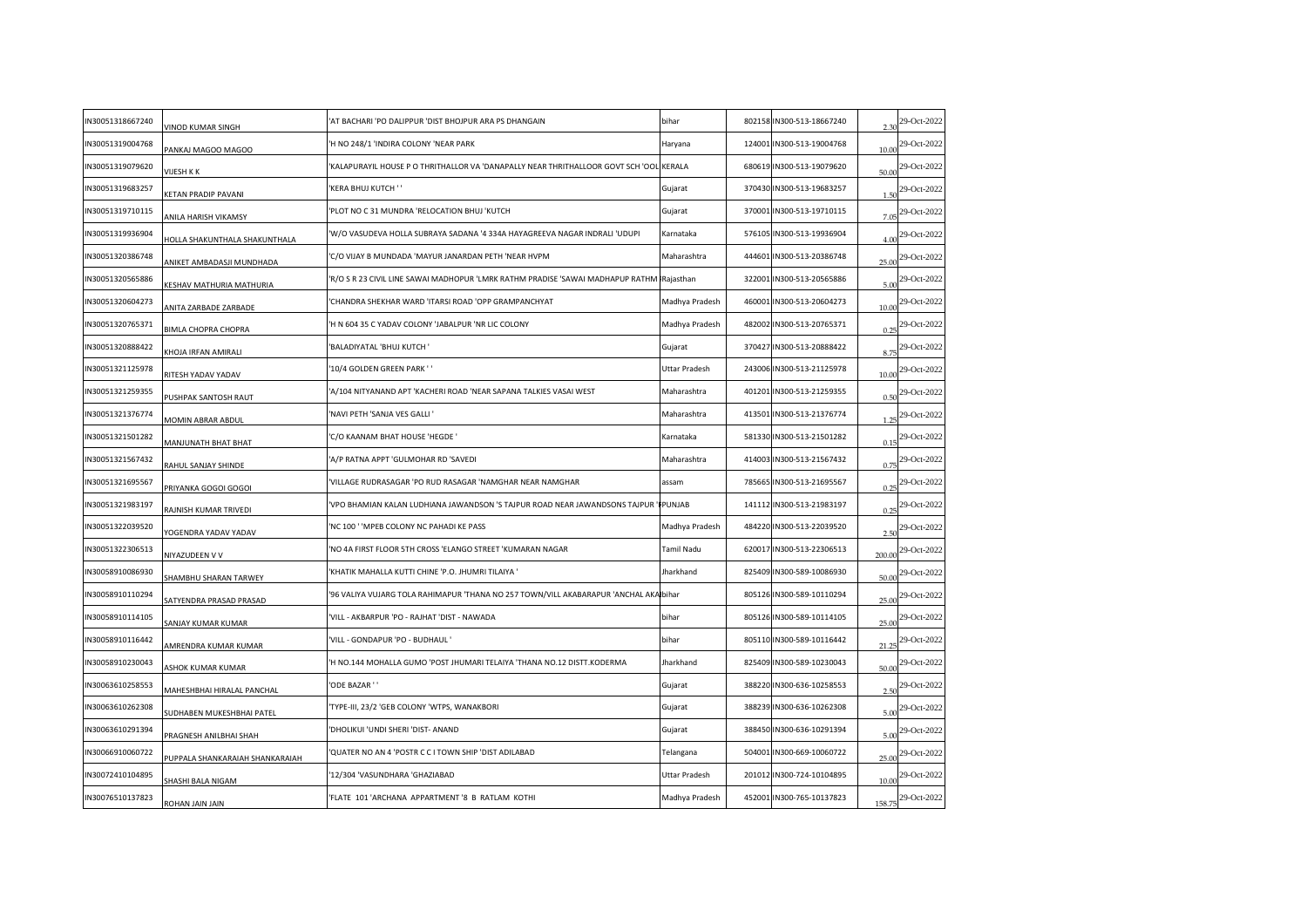| | | | | | | | |
|---|---|---|---|---|---|---|---|
| IN30051318667240 | VINOD KUMAR SINGH | 'AT BACHARI 'PO DALIPPUR 'DIST BHOJPUR ARA PS DHANGAIN | bihar | 802158 | IN300-513-18667240 | 2.30 | 29-Oct-2022 |
| IN30051319004768 | PANKAJ MAGOO MAGOO | 'H NO 248/1 'INDIRA COLONY 'NEAR PARK | Haryana | 124001 | IN300-513-19004768 | 10.00 | 29-Oct-2022 |
| IN30051319079620 | VIJESH K K | 'KALAPURAYIL HOUSE P O THRITHALLOR VA 'DANAPALLY NEAR THRITHALLOOR GOVT SCH 'OOL | KERALA | 680619 | IN300-513-19079620 | 50.00 | 29-Oct-2022 |
| IN30051319683257 | KETAN PRADIP PAVANI | 'KERA BHUJ KUTCH ' ' | Gujarat | 370430 | IN300-513-19683257 | 1.50 | 29-Oct-2022 |
| IN30051319710115 | ANILA HARISH VIKAMSY | 'PLOT NO C 31 MUNDRA 'RELOCATION BHUJ 'KUTCH | Gujarat | 370001 | IN300-513-19710115 | 7.05 | 29-Oct-2022 |
| IN30051319936904 | HOLLA SHAKUNTHALA SHAKUNTHALA | 'W/O VASUDEVA HOLLA SUBRAYA SADANA '4 334A HAYAGREEVA NAGAR INDRALI 'UDUPI | Karnataka | 576105 | IN300-513-19936904 | 4.00 | 29-Oct-2022 |
| IN30051320386748 | ANIKET AMBADASJI MUNDHADA | 'C/O VIJAY B MUNDADA 'MAYUR JANARDAN PETH 'NEAR HVPM | Maharashtra | 444601 | IN300-513-20386748 | 25.00 | 29-Oct-2022 |
| IN30051320565886 | KESHAV MATHURIA MATHURIA | 'R/O S R 23 CIVIL LINE SAWAI MADHOPUR 'LMRK RATHM PRADISE 'SAWAI MADHAPUR RATHM | Rajasthan | 322001 | IN300-513-20565886 | 5.00 | 29-Oct-2022 |
| IN30051320604273 | ANITA ZARBADE ZARBADE | 'CHANDRA SHEKHAR WARD 'ITARSI ROAD 'OPP GRAMPANCHYAT | Madhya Pradesh | 460001 | IN300-513-20604273 | 10.00 | 29-Oct-2022 |
| IN30051320765371 | BIMLA CHOPRA CHOPRA | 'H N 604 35 C YADAV COLONY 'JABALPUR 'NR LIC COLONY | Madhya Pradesh | 482002 | IN300-513-20765371 | 0.25 | 29-Oct-2022 |
| IN30051320888422 | KHOJA IRFAN AMIRALI | 'BALADIYATAL 'BHUJ KUTCH ' | Gujarat | 370427 | IN300-513-20888422 | 8.75 | 29-Oct-2022 |
| IN30051321125978 | RITESH YADAV YADAV | '10/4 GOLDEN GREEN PARK ' ' | Uttar Pradesh | 243006 | IN300-513-21125978 | 10.00 | 29-Oct-2022 |
| IN30051321259355 | PUSHPAK SANTOSH RAUT | 'A/104 NITYANAND APT 'KACHERI ROAD 'NEAR SAPANA TALKIES VASAI WEST | Maharashtra | 401201 | IN300-513-21259355 | 0.50 | 29-Oct-2022 |
| IN30051321376774 | MOMIN ABRAR ABDUL | 'NAVI PETH 'SANJA VES GALLI ' | Maharashtra | 413501 | IN300-513-21376774 | 1.25 | 29-Oct-2022 |
| IN30051321501282 | MANJUNATH BHAT BHAT | 'C/O KAANAM BHAT HOUSE 'HEGDE ' | Karnataka | 581330 | IN300-513-21501282 | 0.15 | 29-Oct-2022 |
| IN30051321567432 | RAHUL SANJAY SHINDE | 'A/P RATNA APPT 'GULMOHAR RD 'SAVEDI | Maharashtra | 414003 | IN300-513-21567432 | 0.75 | 29-Oct-2022 |
| IN30051321695567 | PRIYANKA GOGOI GOGOI | 'VILLAGE RUDRASAGAR 'PO RUD RASAGAR 'NAMGHAR NEAR NAMGHAR | assam | 785665 | IN300-513-21695567 | 0.25 | 29-Oct-2022 |
| IN30051321983197 | RAJNISH KUMAR TRIVEDI | 'VPO BHAMIAN KALAN LUDHIANA JAWANDSON 'S TAJPUR ROAD NEAR JAWANDSONS TAJPUR ' | PUNJAB | 141112 | IN300-513-21983197 | 0.25 | 29-Oct-2022 |
| IN30051322039520 | YOGENDRA YADAV YADAV | 'NC 100 ' 'MPEB COLONY NC PAHADI KE PASS | Madhya Pradesh | 484220 | IN300-513-22039520 | 2.50 | 29-Oct-2022 |
| IN30051322306513 | NIYAZUDEEN V V | 'NO 4A FIRST FLOOR 5TH CROSS 'ELANGO STREET 'KUMARAN NAGAR | Tamil Nadu | 620017 | IN300-513-22306513 | 200.00 | 29-Oct-2022 |
| IN30058910086930 | SHAMBHU SHARAN TARWEY | 'KHATIK MAHALLA KUTTI CHINE 'P.O. JHUMRI TILAIYA ' | Jharkhand | 825409 | IN300-589-10086930 | 50.00 | 29-Oct-2022 |
| IN30058910110294 | SATYENDRA PRASAD PRASAD | '96 VALIYA VUJARG TOLA RAHIMAPUR 'THANA NO 257 TOWN/VILL AKABARAPUR 'ANCHAL AKA | bihar | 805126 | IN300-589-10110294 | 25.00 | 29-Oct-2022 |
| IN30058910114105 | SANJAY KUMAR KUMAR | 'VILL - AKBARPUR 'PO - RAJHAT 'DIST - NAWADA | bihar | 805126 | IN300-589-10114105 | 25.00 | 29-Oct-2022 |
| IN30058910116442 | AMRENDRA KUMAR KUMAR | 'VILL - GONDAPUR 'PO - BUDHAUL ' | bihar | 805110 | IN300-589-10116442 | 21.25 | 29-Oct-2022 |
| IN30058910230043 | ASHOK KUMAR KUMAR | 'H NO.144 MOHALLA GUMO 'POST JHUMARI TELAIYA 'THANA NO.12 DISTT.KODERMA | Jharkhand | 825409 | IN300-589-10230043 | 50.00 | 29-Oct-2022 |
| IN30063610258553 | MAHESHBHAI HIRALAL PANCHAL | 'ODE BAZAR ' ' | Gujarat | 388220 | IN300-636-10258553 | 2.50 | 29-Oct-2022 |
| IN30063610262308 | SUDHABEN MUKESHBHAI PATEL | 'TYPE-III, 23/2 'GEB COLONY 'WTPS, WANAKBORI | Gujarat | 388239 | IN300-636-10262308 | 5.00 | 29-Oct-2022 |
| IN30063610291394 | PRAGNESH ANILBHAI SHAH | 'DHOLIKUI 'UNDI SHERI 'DIST- ANAND | Gujarat | 388450 | IN300-636-10291394 | 5.00 | 29-Oct-2022 |
| IN30066910060722 | PUPPALA SHANKARAIAH SHANKARAIAH | 'QUATER NO AN 4 'POSTR C C I TOWN SHIP 'DIST ADILABAD | Telangana | 504001 | IN300-669-10060722 | 25.00 | 29-Oct-2022 |
| IN30072410104895 | SHASHI BALA NIGAM | '12/304 'VASUNDHARA 'GHAZIABAD | Uttar Pradesh | 201012 | IN300-724-10104895 | 10.00 | 29-Oct-2022 |
| IN30076510137823 | ROHAN JAIN JAIN | 'FLATE 101 'ARCHANA APPARTMENT '8 B RATLAM KOTHI | Madhya Pradesh | 452001 | IN300-765-10137823 | 158.75 | 29-Oct-2022 |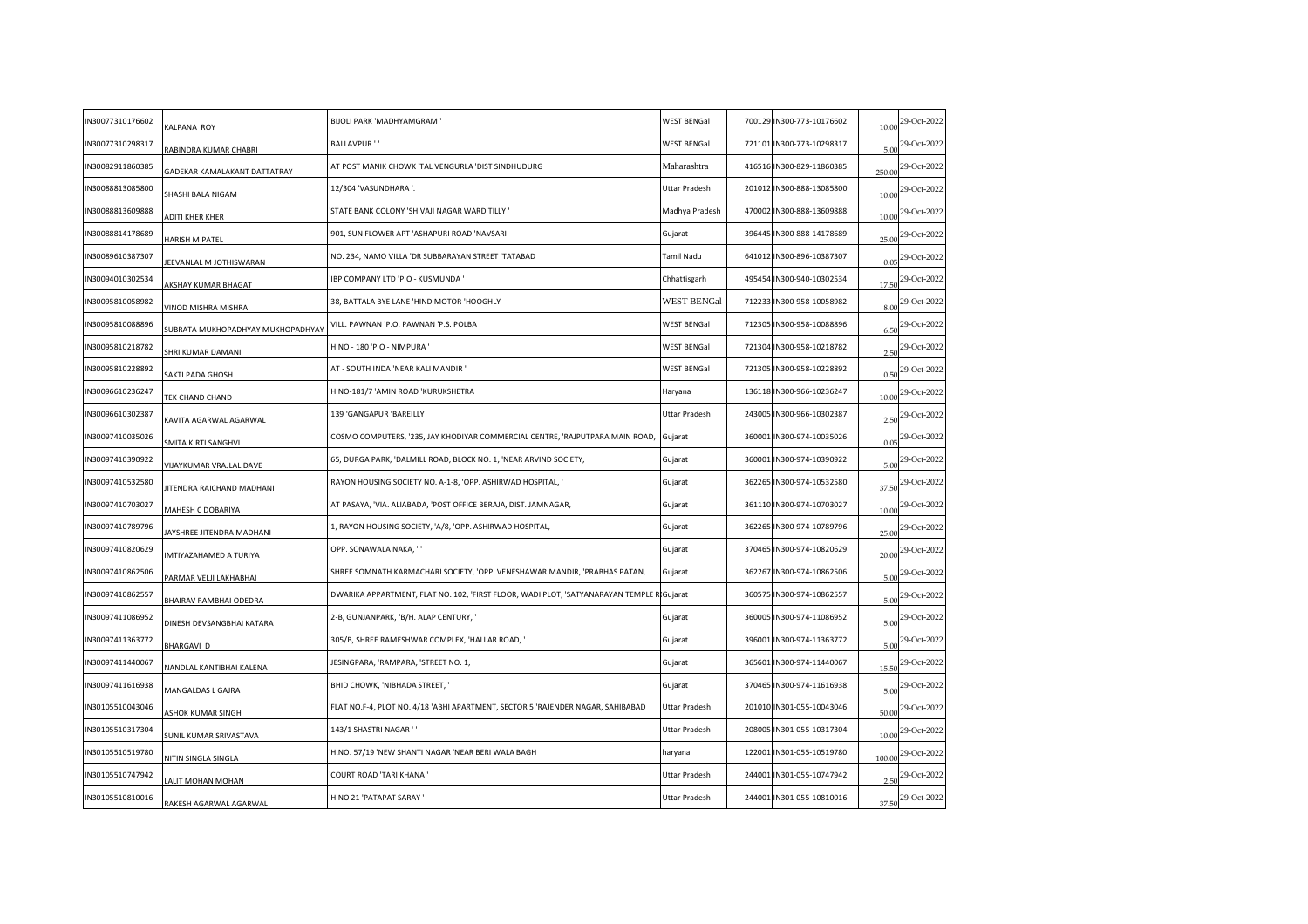| | | | | | | | |
|---|---|---|---|---|---|---|---|
| IN30077310176602 | KALPANA ROY | 'BIJOLI PARK 'MADHYAMGRAM ' | WEST BENGal | 700129 | IN300-773-10176602 | 10.00 | 29-Oct-2022 |
| IN30077310298317 | RABINDRA KUMAR CHABRI | 'BALLAVPUR ' ' | WEST BENGal | 721101 | IN300-773-10298317 | 5.00 | 29-Oct-2022 |
| IN30082911860385 | GADEKAR KAMALAKANT DATTATRAY | 'AT POST MANIK CHOWK 'TAL VENGURLA 'DIST SINDHUDURG | Maharashtra | 416516 | IN300-829-11860385 | 250.00 | 29-Oct-2022 |
| IN30088813085800 | SHASHI BALA NIGAM | '12/304 'VASUNDHARA '. | Uttar Pradesh | 201012 | IN300-888-13085800 | 10.00 | 29-Oct-2022 |
| IN30088813609888 | ADITI KHER KHER | 'STATE BANK COLONY 'SHIVAJI NAGAR WARD TILLY ' | Madhya Pradesh | 470002 | IN300-888-13609888 | 10.00 | 29-Oct-2022 |
| IN30088814178689 | HARISH M PATEL | '901, SUN FLOWER APT 'ASHAPURI ROAD 'NAVSARI | Gujarat | 396445 | IN300-888-14178689 | 25.00 | 29-Oct-2022 |
| IN30089610387307 | JEEVANLAL M JOTHISWARAN | 'NO. 234, NAMO VILLA 'DR SUBBARAYAN STREET 'TATABAD | Tamil Nadu | 641012 | IN300-896-10387307 | 0.05 | 29-Oct-2022 |
| IN30094010302534 | AKSHAY KUMAR BHAGAT | 'IBP COMPANY LTD 'P.O - KUSMUNDA ' | Chhattisgarh | 495454 | IN300-940-10302534 | 17.50 | 29-Oct-2022 |
| IN30095810058982 | VINOD MISHRA MISHRA | '38, BATTALA BYE LANE 'HIND MOTOR 'HOOGHLY | WEST BENGal | 712233 | IN300-958-10058982 | 8.00 | 29-Oct-2022 |
| IN30095810088896 | SUBRATA MUKHOPADHYAY MUKHOPADHYAY | 'VILL. PAWNAN 'P.O. PAWNAN 'P.S. POLBA | WEST BENGal | 712305 | IN300-958-10088896 | 6.50 | 29-Oct-2022 |
| IN30095810218782 | SHRI KUMAR DAMANI | 'H NO - 180 'P.O - NIMPURA ' | WEST BENGal | 721304 | IN300-958-10218782 | 2.50 | 29-Oct-2022 |
| IN30095810228892 | SAKTI PADA GHOSH | 'AT - SOUTH INDA 'NEAR KALI MANDIR ' | WEST BENGal | 721305 | IN300-958-10228892 | 0.50 | 29-Oct-2022 |
| IN30096610236247 | TEK CHAND CHAND | 'H NO-181/7 'AMIN ROAD 'KURUKSHETRA | Haryana | 136118 | IN300-966-10236247 | 10.00 | 29-Oct-2022 |
| IN30096610302387 | KAVITA AGARWAL AGARWAL | '139 'GANGAPUR 'BAREILLY | Uttar Pradesh | 243005 | IN300-966-10302387 | 2.50 | 29-Oct-2022 |
| IN30097410035026 | SMITA KIRTI SANGHVI | 'COSMO COMPUTERS, '235, JAY KHODIYAR COMMERCIAL CENTRE, 'RAJPUTPARA MAIN ROAD, | Gujarat | 360001 | IN300-974-10035026 | 0.05 | 29-Oct-2022 |
| IN30097410390922 | VIJAYKUMAR VRAJLAL DAVE | '65, DURGA PARK, 'DALMILL ROAD, BLOCK NO. 1, 'NEAR ARVIND SOCIETY, | Gujarat | 360001 | IN300-974-10390922 | 5.00 | 29-Oct-2022 |
| IN30097410532580 | JITENDRA RAICHAND MADHANI | 'RAYON HOUSING SOCIETY NO. A-1-8, 'OPP. ASHIRWAD HOSPITAL, ' | Gujarat | 362265 | IN300-974-10532580 | 37.50 | 29-Oct-2022 |
| IN30097410703027 | MAHESH C DOBARIYA | 'AT PASAYA, 'VIA. ALIABADA, 'POST OFFICE BERAJA, DIST. JAMNAGAR, | Gujarat | 361110 | IN300-974-10703027 | 10.00 | 29-Oct-2022 |
| IN30097410789796 | JAYSHREE JITENDRA MADHANI | '1, RAYON HOUSING SOCIETY, 'A/8, 'OPP. ASHIRWAD HOSPITAL, | Gujarat | 362265 | IN300-974-10789796 | 25.00 | 29-Oct-2022 |
| IN30097410820629 | IMTIYAZAHAMED A TURIYA | 'OPP. SONAWALA NAKA, ' ' | Gujarat | 370465 | IN300-974-10820629 | 20.00 | 29-Oct-2022 |
| IN30097410862506 | PARMAR VELJI LAKHABHAI | 'SHREE SOMNATH KARMACHARI SOCIETY, 'OPP. VENESHAWAR MANDIR, 'PRABHAS PATAN, | Gujarat | 362267 | IN300-974-10862506 | 5.00 | 29-Oct-2022 |
| IN30097410862557 | BHAIRAV RAMBHAI ODEDRA | 'DWARIKA APPARTMENT, FLAT NO. 102, 'FIRST FLOOR, WADI PLOT, 'SATYANARAYAN TEMPLE R | Gujarat | 360575 | IN300-974-10862557 | 5.00 | 29-Oct-2022 |
| IN30097411086952 | DINESH DEVSANGBHAI KATARA | '2-B, GUNJANPARK, 'B/H. ALAP CENTURY, ' | Gujarat | 360005 | IN300-974-11086952 | 5.00 | 29-Oct-2022 |
| IN30097411363772 | BHARGAVI D | '305/B, SHREE RAMESHWAR COMPLEX, 'HALLAR ROAD, ' | Gujarat | 396001 | IN300-974-11363772 | 5.00 | 29-Oct-2022 |
| IN30097411440067 | NANDLAL KANTIBHAI KALENA | 'JESINGPARA, 'RAMPARA, 'STREET NO. 1, | Gujarat | 365601 | IN300-974-11440067 | 15.50 | 29-Oct-2022 |
| IN30097411616938 | MANGALDAS L GAJRA | 'BHID CHOWK, 'NIBHADA STREET, ' | Gujarat | 370465 | IN300-974-11616938 | 5.00 | 29-Oct-2022 |
| IN30105510043046 | ASHOK KUMAR SINGH | 'FLAT NO.F-4, PLOT NO. 4/18 'ABHI APARTMENT, SECTOR 5 'RAJENDER NAGAR, SAHIBABAD | Uttar Pradesh | 201010 | IN301-055-10043046 | 50.00 | 29-Oct-2022 |
| IN30105510317304 | SUNIL KUMAR SRIVASTAVA | '143/1 SHASTRI NAGAR ' ' | Uttar Pradesh | 208005 | IN301-055-10317304 | 10.00 | 29-Oct-2022 |
| IN30105510519780 | NITIN SINGLA SINGLA | 'H.NO. 57/19 'NEW SHANTI NAGAR 'NEAR BERI WALA BAGH | haryana | 122001 | IN301-055-10519780 | 100.00 | 29-Oct-2022 |
| IN30105510747942 | LALIT MOHAN MOHAN | 'COURT ROAD 'TARI KHANA ' | Uttar Pradesh | 244001 | IN301-055-10747942 | 2.50 | 29-Oct-2022 |
| IN30105510810016 | RAKESH AGARWAL AGARWAL | 'H NO 21 'PATAPAT SARAY ' | Uttar Pradesh | 244001 | IN301-055-10810016 | 37.50 | 29-Oct-2022 |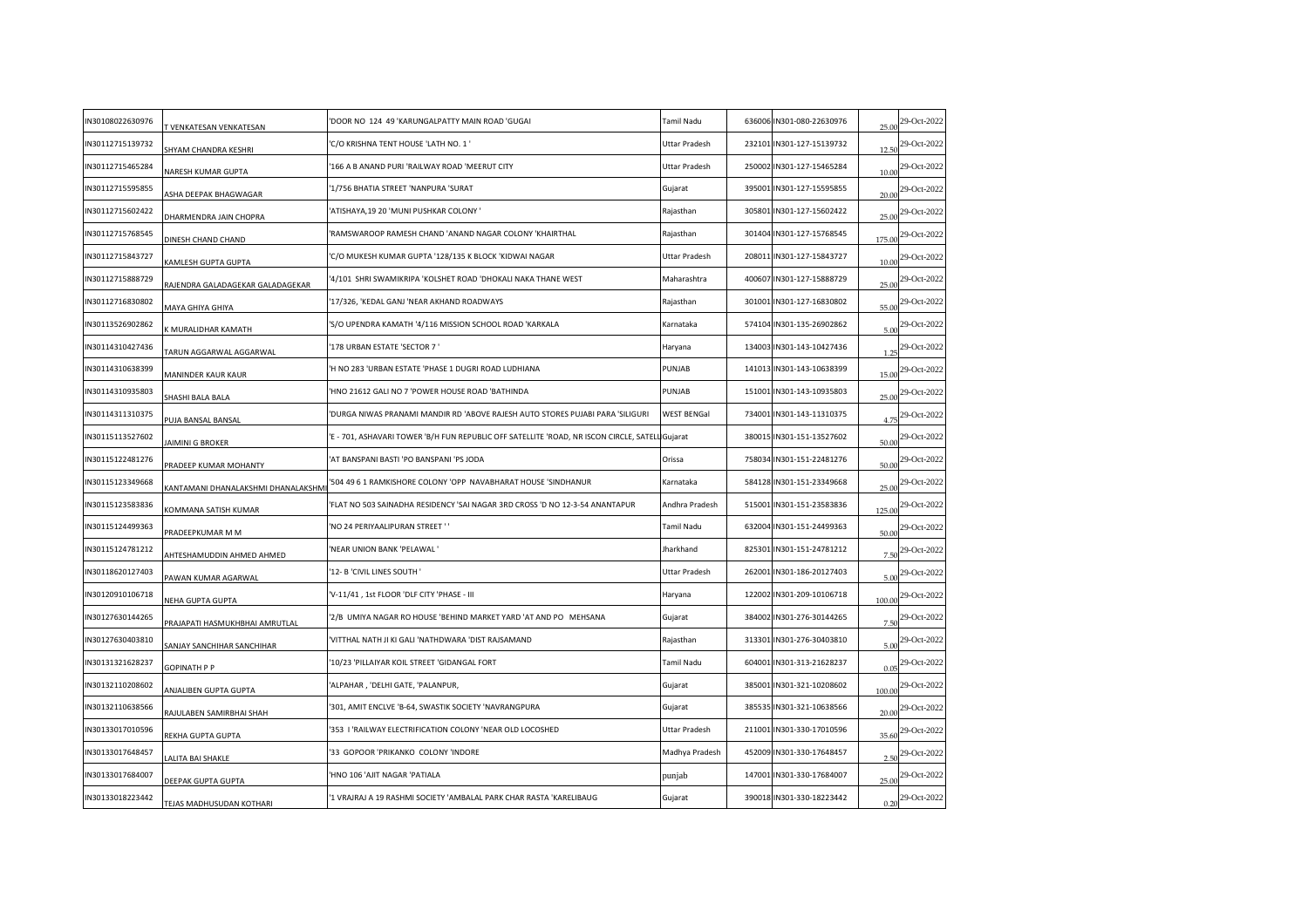| | | | | | | | |
|---|---|---|---|---|---|---|---|
| IN30108022630976 | T VENKATESAN VENKATESAN | 'DOOR NO 124 49 'KARUNGALPATTY MAIN ROAD 'GUGAI | Tamil Nadu | 636006 | IN301-080-22630976 | 25.00 | 29-Oct-2022 |
| IN30112715139732 | SHYAM CHANDRA KESHRI | 'C/O KRISHNA TENT HOUSE 'LATH NO. 1 ' | Uttar Pradesh | 232101 | IN301-127-15139732 | 12.50 | 29-Oct-2022 |
| IN30112715465284 | NARESH KUMAR GUPTA | '166 A B ANAND PURI 'RAILWAY ROAD 'MEERUT CITY | Uttar Pradesh | 250002 | IN301-127-15465284 | 10.00 | 29-Oct-2022 |
| IN30112715595855 | ASHA DEEPAK BHAGWAGAR | '1/756 BHATIA STREET 'NANPURA 'SURAT | Gujarat | 395001 | IN301-127-15595855 | 20.00 | 29-Oct-2022 |
| IN30112715602422 | DHARMENDRA JAIN CHOPRA | 'ATISHAYA,19 20 'MUNI PUSHKAR COLONY ' | Rajasthan | 305801 | IN301-127-15602422 | 25.00 | 29-Oct-2022 |
| IN30112715768545 | DINESH CHAND CHAND | 'RAMSWAROOP RAMESH CHAND 'ANAND NAGAR COLONY 'KHAIRTHAL | Rajasthan | 301404 | IN301-127-15768545 | 175.00 | 29-Oct-2022 |
| IN30112715843727 | KAMLESH GUPTA GUPTA | 'C/O MUKESH KUMAR GUPTA '128/135 K BLOCK 'KIDWAI NAGAR | Uttar Pradesh | 208011 | IN301-127-15843727 | 10.00 | 29-Oct-2022 |
| IN30112715888729 | RAJENDRA GALADAGEKAR GALADAGEKAR | '4/101 SHRI SWAMIKRIPA 'KOLSHET ROAD 'DHOKALI NAKA THANE WEST | Maharashtra | 400607 | IN301-127-15888729 | 25.00 | 29-Oct-2022 |
| IN30112716830802 | MAYA GHIYA GHIYA | '17/326, 'KEDAL GANJ 'NEAR AKHAND ROADWAYS | Rajasthan | 301001 | IN301-127-16830802 | 55.00 | 29-Oct-2022 |
| IN30113526902862 | K MURALIDHAR KAMATH | 'S/O UPENDRA KAMATH '4/116 MISSION SCHOOL ROAD 'KARKALA | Karnataka | 574104 | IN301-135-26902862 | 5.00 | 29-Oct-2022 |
| IN30114310427436 | TARUN AGGARWAL AGGARWAL | '178 URBAN ESTATE 'SECTOR 7 ' | Haryana | 134003 | IN301-143-10427436 | 1.25 | 29-Oct-2022 |
| IN30114310638399 | MANINDER KAUR KAUR | 'H NO 283 'URBAN ESTATE 'PHASE 1 DUGRI ROAD LUDHIANA | PUNJAB | 141013 | IN301-143-10638399 | 15.00 | 29-Oct-2022 |
| IN30114310935803 | SHASHI BALA BALA | 'HNO 21612 GALI NO 7 'POWER HOUSE ROAD 'BATHINDA | PUNJAB | 151001 | IN301-143-10935803 | 25.00 | 29-Oct-2022 |
| IN30114311310375 | PUJA BANSAL BANSAL | 'DURGA NIWAS PRANAMI MANDIR RD 'ABOVE RAJESH AUTO STORES PUJABI PARA 'SILIGURI | WEST BENGal | 734001 | IN301-143-11310375 | 4.75 | 29-Oct-2022 |
| IN30115113527602 | JAIMINI G BROKER | 'E - 701, ASHAVARI TOWER 'B/H FUN REPUBLIC OFF SATELLITE 'ROAD, NR ISCON CIRCLE, SATELL | Gujarat | 380015 | IN301-151-13527602 | 50.00 | 29-Oct-2022 |
| IN30115122481276 | PRADEEP KUMAR MOHANTY | 'AT BANSPANI BASTI 'PO BANSPANI 'PS JODA | Orissa | 758034 | IN301-151-22481276 | 50.00 | 29-Oct-2022 |
| IN30115123349668 | KANTAMANI DHANALAKSHMI DHANALAKSHMI | '504 49 6 1 RAMKISHORE COLONY 'OPP NAVABHARAT HOUSE 'SINDHANUR | Karnataka | 584128 | IN301-151-23349668 | 25.00 | 29-Oct-2022 |
| IN30115123583836 | KOMMANA SATISH KUMAR | 'FLAT NO 503 SAINADHA RESIDENCY 'SAI NAGAR 3RD CROSS 'D NO 12-3-54 ANANTAPUR | Andhra Pradesh | 515001 | IN301-151-23583836 | 125.00 | 29-Oct-2022 |
| IN30115124499363 | PRADEEPKUMAR M M | 'NO 24 PERIYAALIPURAN STREET ' ' | Tamil Nadu | 632004 | IN301-151-24499363 | 50.00 | 29-Oct-2022 |
| IN30115124781212 | AHTESHAMUDDIN AHMED AHMED | 'NEAR UNION BANK 'PELAWAL ' | Jharkhand | 825301 | IN301-151-24781212 | 7.50 | 29-Oct-2022 |
| IN30118620127403 | PAWAN KUMAR AGARWAL | '12- B 'CIVIL LINES SOUTH ' | Uttar Pradesh | 262001 | IN301-186-20127403 | 5.00 | 29-Oct-2022 |
| IN30120910106718 | NEHA GUPTA GUPTA | 'V-11/41 , 1st FLOOR 'DLF CITY 'PHASE - III | Haryana | 122002 | IN301-209-10106718 | 100.00 | 29-Oct-2022 |
| IN30127630144265 | PRAJAPATI HASMUKHBHAI AMRUTLAL | '2/B UMIYA NAGAR RO HOUSE 'BEHIND MARKET YARD 'AT AND PO MEHSANA | Gujarat | 384002 | IN301-276-30144265 | 7.50 | 29-Oct-2022 |
| IN30127630403810 | SANJAY SANCHIHAR SANCHIHAR | 'VITTHAL NATH JI KI GALI 'NATHDWARA 'DIST RAJSAMAND | Rajasthan | 313301 | IN301-276-30403810 | 5.00 | 29-Oct-2022 |
| IN30131321628237 | GOPINATH P P | '10/23 'PILLAIYAR KOIL STREET 'GIDANGAL FORT | Tamil Nadu | 604001 | IN301-313-21628237 | 0.05 | 29-Oct-2022 |
| IN30132110208602 | ANJALIBEN GUPTA GUPTA | 'ALPAHAR , 'DELHI GATE, 'PALANPUR, | Gujarat | 385001 | IN301-321-10208602 | 100.00 | 29-Oct-2022 |
| IN30132110638566 | RAJULABEN SAMIRBHAI SHAH | '301, AMIT ENCLVE 'B-64, SWASTIK SOCIETY 'NAVRANGPURA | Gujarat | 385535 | IN301-321-10638566 | 20.00 | 29-Oct-2022 |
| IN30133017010596 | REKHA GUPTA GUPTA | '353 I 'RAILWAY ELECTRIFICATION COLONY 'NEAR OLD LOCOSHED | Uttar Pradesh | 211001 | IN301-330-17010596 | 35.60 | 29-Oct-2022 |
| IN30133017648457 | LALITA BAI SHAKLE | '33 GOPOOR 'PRIKANKO COLONY 'INDORE | Madhya Pradesh | 452009 | IN301-330-17648457 | 2.50 | 29-Oct-2022 |
| IN30133017684007 | DEEPAK GUPTA GUPTA | 'HNO 106 'AJIT NAGAR 'PATIALA | punjab | 147001 | IN301-330-17684007 | 25.00 | 29-Oct-2022 |
| IN30133018223442 | TEJAS MADHUSUDAN KOTHARI | '1 VRAJRAJ A 19 RASHMI SOCIETY 'AMBALAL PARK CHAR RASTA 'KARELIBAUG | Gujarat | 390018 | IN301-330-18223442 | 0.20 | 29-Oct-2022 |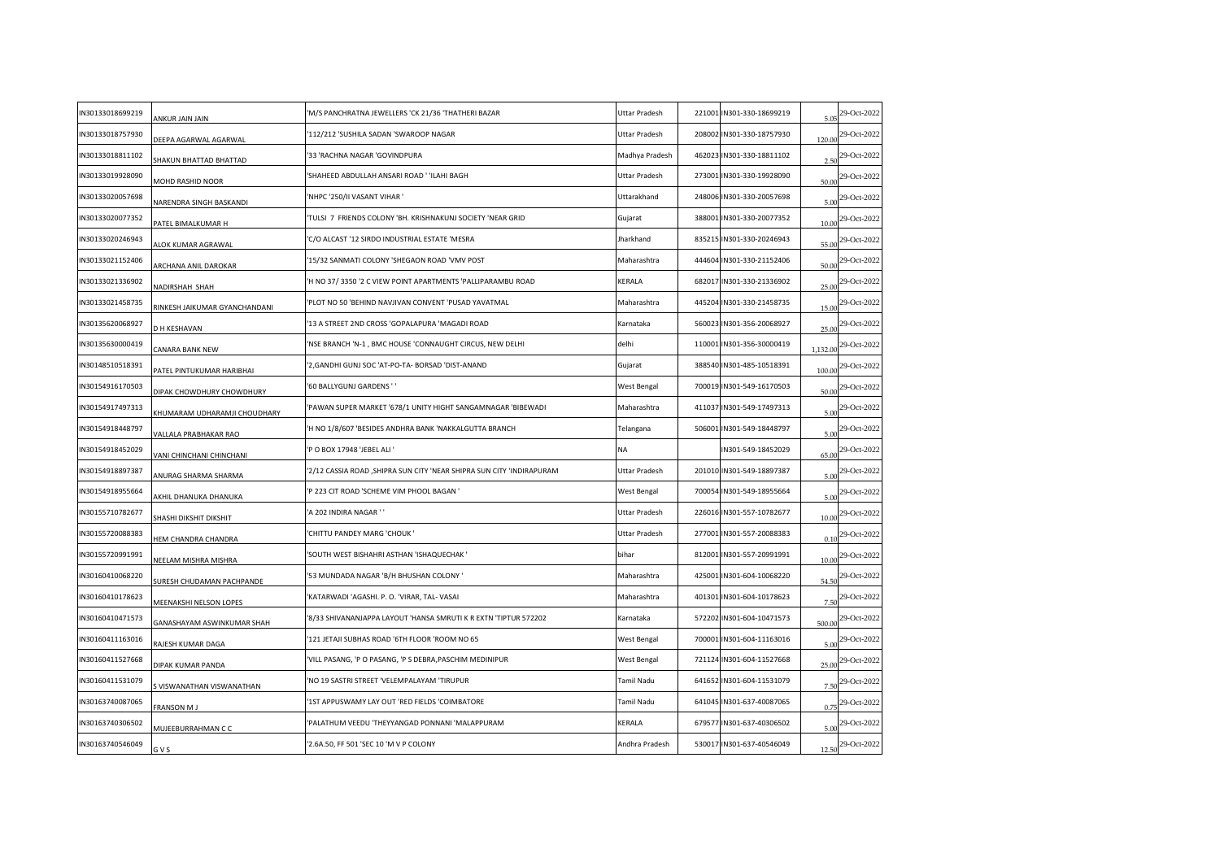| | | | | | | | |
|---|---|---|---|---|---|---|---|
| IN30133018699219 | ANKUR JAIN JAIN | 'M/S PANCHRATNA JEWELLERS 'CK 21/36 'THATHERI BAZAR | Uttar Pradesh | 221001 | IN301-330-18699219 | 5.05 | 29-Oct-2022 |
| IN30133018757930 | DEEPA AGARWAL AGARWAL | '112/212 'SUSHILA SADAN 'SWAROOP NAGAR | Uttar Pradesh | 208002 | IN301-330-18757930 | 120.00 | 29-Oct-2022 |
| IN30133018811102 | SHAKUN BHATTAD BHATTAD | '33 'RACHNA NAGAR 'GOVINDPURA | Madhya Pradesh | 462023 | IN301-330-18811102 | 2.50 | 29-Oct-2022 |
| IN30133019928090 | MOHD RASHID NOOR | 'SHAHEED ABDULLAH ANSARI ROAD ' 'ILAHI BAGH | Uttar Pradesh | 273001 | IN301-330-19928090 | 50.00 | 29-Oct-2022 |
| IN30133020057698 | NARENDRA SINGH BASKANDI | 'NHPC '250/II VASANT VIHAR ' | Uttarakhand | 248006 | IN301-330-20057698 | 5.00 | 29-Oct-2022 |
| IN30133020077352 | PATEL BIMALKUMAR H | 'TULSI 7 FRIENDS COLONY 'BH. KRISHNAKUNJ SOCIETY 'NEAR GRID | Gujarat | 388001 | IN301-330-20077352 | 10.00 | 29-Oct-2022 |
| IN30133020246943 | ALOK KUMAR AGRAWAL | 'C/O ALCAST '12 SIRDO INDUSTRIAL ESTATE 'MESRA | Jharkhand | 835215 | IN301-330-20246943 | 55.00 | 29-Oct-2022 |
| IN30133021152406 | ARCHANA ANIL DAROKAR | '15/32 SANMATI COLONY 'SHEGAON ROAD 'VMV POST | Maharashtra | 444604 | IN301-330-21152406 | 50.00 | 29-Oct-2022 |
| IN30133021336902 | NADIRSHAH SHAH | 'H NO 37/ 3350 '2 C VIEW POINT APARTMENTS 'PALLIPARAMBU ROAD | KERALA | 682017 | IN301-330-21336902 | 25.00 | 29-Oct-2022 |
| IN30133021458735 | RINKESH JAIKUMAR GYANCHANDANI | 'PLOT NO 50 'BEHIND NAVJIVAN CONVENT 'PUSAD YAVATMAL | Maharashtra | 445204 | IN301-330-21458735 | 15.00 | 29-Oct-2022 |
| IN30135620068927 | D H KESHAVAN | '13 A STREET 2ND CROSS 'GOPALAPURA 'MAGADI ROAD | Karnataka | 560023 | IN301-356-20068927 | 25.00 | 29-Oct-2022 |
| IN30135630000419 | CANARA BANK NEW | 'NSE BRANCH 'N-1 , BMC HOUSE 'CONNAUGHT CIRCUS, NEW DELHI | delhi | 110001 | IN301-356-30000419 | 1,132.00 | 29-Oct-2022 |
| IN30148510518391 | PATEL PINTUKUMAR HARIBHAI | '2,GANDHI GUNJ SOC 'AT-PO-TA- BORSAD 'DIST-ANAND | Gujarat | 388540 | IN301-485-10518391 | 100.00 | 29-Oct-2022 |
| IN30154916170503 | DIPAK CHOWDHURY CHOWDHURY | '60 BALLYGUNJ GARDENS ' ' | West Bengal | 700019 | IN301-549-16170503 | 50.00 | 29-Oct-2022 |
| IN30154917497313 | KHUMARAM UDHARAMJI CHOUDHARY | 'PAWAN SUPER MARKET '678/1 UNITY HIGHT SANGAMNAGAR 'BIBEWADI | Maharashtra | 411037 | IN301-549-17497313 | 5.00 | 29-Oct-2022 |
| IN30154918448797 | VALLALA PRABHAKAR RAO | 'H NO 1/8/607 'BESIDES ANDHRA BANK 'NAKKALGUTTA BRANCH | Telangana | 506001 | IN301-549-18448797 | 5.00 | 29-Oct-2022 |
| IN30154918452029 | VANI CHINCHANI CHINCHANI | 'P O BOX 17948 'JEBEL ALI ' | NA | | IN301-549-18452029 | 65.00 | 29-Oct-2022 |
| IN30154918897387 | ANURAG SHARMA SHARMA | '2/12 CASSIA ROAD ,SHIPRA SUN CITY 'NEAR SHIPRA SUN CITY 'INDIRAPURAM | Uttar Pradesh | 201010 | IN301-549-18897387 | 5.00 | 29-Oct-2022 |
| IN30154918955664 | AKHIL DHANUKA DHANUKA | 'P 223 CIT ROAD 'SCHEME VIM PHOOL BAGAN ' | West Bengal | 700054 | IN301-549-18955664 | 5.00 | 29-Oct-2022 |
| IN30155710782677 | SHASHI DIKSHIT DIKSHIT | 'A 202 INDIRA NAGAR ' ' | Uttar Pradesh | 226016 | IN301-557-10782677 | 10.00 | 29-Oct-2022 |
| IN30155720088383 | HEM CHANDRA CHANDRA | 'CHITTU PANDEY MARG 'CHOUK ' | Uttar Pradesh | 277001 | IN301-557-20088383 | 0.10 | 29-Oct-2022 |
| IN30155720991991 | NEELAM MISHRA MISHRA | 'SOUTH WEST BISHAHRI ASTHAN 'ISHAQUECHAK ' | bihar | 812001 | IN301-557-20991991 | 10.00 | 29-Oct-2022 |
| IN30160410068220 | SURESH CHUDAMAN PACHPANDE | '53 MUNDADA NAGAR 'B/H BHUSHAN COLONY ' | Maharashtra | 425001 | IN301-604-10068220 | 54.50 | 29-Oct-2022 |
| IN30160410178623 | MEENAKSHI NELSON LOPES | 'KATARWADI 'AGASHI. P. O. 'VIRAR, TAL- VASAI | Maharashtra | 401301 | IN301-604-10178623 | 7.50 | 29-Oct-2022 |
| IN30160410471573 | GANASHAYAM ASWINKUMAR SHAH | '8/33 SHIVANANJAPPA LAYOUT 'HANSA SMRUTI K R EXTN 'TIPTUR 572202 | Karnataka | 572202 | IN301-604-10471573 | 500.00 | 29-Oct-2022 |
| IN30160411163016 | RAJESH KUMAR DAGA | '121 JETAJI SUBHAS ROAD '6TH FLOOR 'ROOM NO 65 | West Bengal | 700001 | IN301-604-11163016 | 5.00 | 29-Oct-2022 |
| IN30160411527668 | DIPAK KUMAR PANDA | 'VILL PASANG, 'P O PASANG, 'P S DEBRA,PASCHIM MEDINIPUR | West Bengal | 721124 | IN301-604-11527668 | 25.00 | 29-Oct-2022 |
| IN30160411531079 | S VISWANATHAN VISWANATHAN | 'NO 19 SASTRI STREET 'VELEMPALAYAM 'TIRUPUR | Tamil Nadu | 641652 | IN301-604-11531079 | 7.50 | 29-Oct-2022 |
| IN30163740087065 | FRANSON M J | '1ST APPUSWAMY LAY OUT 'RED FIELDS 'COIMBATORE | Tamil Nadu | 641045 | IN301-637-40087065 | 0.75 | 29-Oct-2022 |
| IN30163740306502 | MUJEEBURRAHMAN C C | 'PALATHUM VEEDU 'THEYYANGAD PONNANI 'MALAPPURAM | KERALA | 679577 | IN301-637-40306502 | 5.00 | 29-Oct-2022 |
| IN30163740546049 | G V S | '2.6A.50, FF 501 'SEC 10 'M V P COLONY | Andhra Pradesh | 530017 | IN301-637-40546049 | 12.50 | 29-Oct-2022 |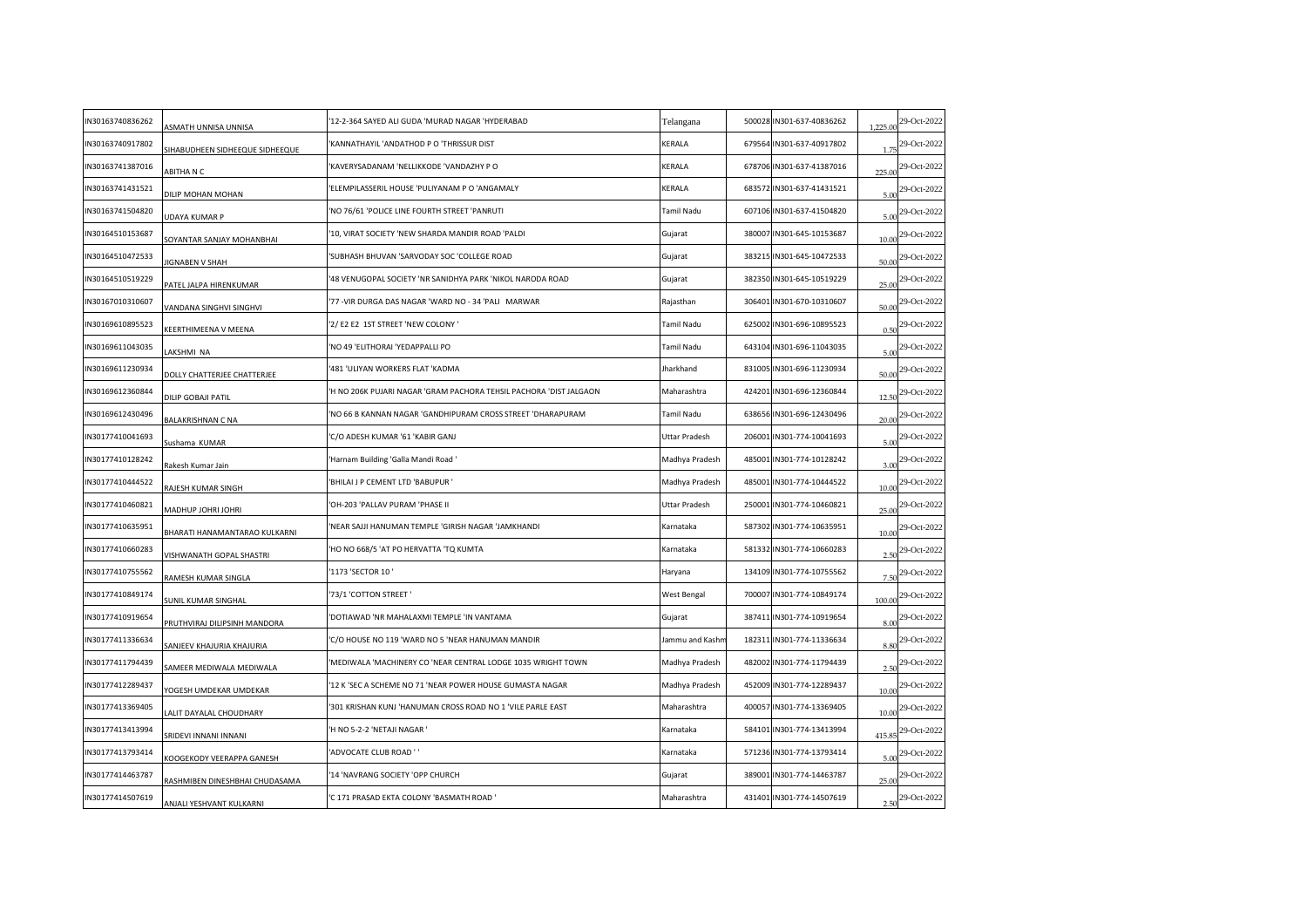| | | | | | | | |
|---|---|---|---|---|---|---|---|
| IN30163740836262 | ASMATH UNNISA UNNISA | '12-2-364 SAYED ALI GUDA 'MURAD NAGAR 'HYDERABAD | Telangana | 500028 | IN301-637-40836262 | 1,225.00 | 29-Oct-2022 |
| IN30163740917802 | SIHABUDHEEN SIDHEEQUE SIDHEEQUE | 'KANNATHAYIL 'ANDATHOD P O 'THRISSUR DIST | KERALA | 679564 | IN301-637-40917802 | 1.75 | 29-Oct-2022 |
| IN30163741387016 | ABITHA N C | 'KAVERYSADANAM 'NELLIKKODE 'VANDAZHY P O | KERALA | 678706 | IN301-637-41387016 | 225.00 | 29-Oct-2022 |
| IN30163741431521 | DILIP MOHAN MOHAN | 'ELEMPILASSERIL HOUSE 'PULIYANAM P O 'ANGAMALY | KERALA | 683572 | IN301-637-41431521 | 5.00 | 29-Oct-2022 |
| IN30163741504820 | UDAYA KUMAR P | 'NO 76/61 'POLICE LINE FOURTH STREET 'PANRUTI | Tamil Nadu | 607106 | IN301-637-41504820 | 5.00 | 29-Oct-2022 |
| IN30164510153687 | SOYANTAR SANJAY MOHANBHAI | '10, VIRAT SOCIETY 'NEW SHARDA MANDIR ROAD 'PALDI | Gujarat | 380007 | IN301-645-10153687 | 10.00 | 29-Oct-2022 |
| IN30164510472533 | JIGNABEN V SHAH | 'SUBHASH BHUVAN 'SARVODAY SOC 'COLLEGE ROAD | Gujarat | 383215 | IN301-645-10472533 | 50.00 | 29-Oct-2022 |
| IN30164510519229 | PATEL JALPA HIRENKUMAR | '48 VENUGOPAL SOCIETY 'NR SANIDHYA PARK 'NIKOL NARODA ROAD | Gujarat | 382350 | IN301-645-10519229 | 25.00 | 29-Oct-2022 |
| IN30167010310607 | VANDANA SINGHVI SINGHVI | '77 -VIR DURGA DAS NAGAR 'WARD NO - 34 'PALI MARWAR | Rajasthan | 306401 | IN301-670-10310607 | 50.00 | 29-Oct-2022 |
| IN30169610895523 | KEERTHIMEENA V MEENA | '2/ E2 E2 1ST STREET 'NEW COLONY ' | Tamil Nadu | 625002 | IN301-696-10895523 | 0.50 | 29-Oct-2022 |
| IN30169611043035 | LAKSHMI NA | 'NO 49 'ELITHORAI 'YEDAPPALLI PO | Tamil Nadu | 643104 | IN301-696-11043035 | 5.00 | 29-Oct-2022 |
| IN30169611230934 | DOLLY CHATTERJEE CHATTERJEE | '481 'ULIYAN WORKERS FLAT 'KADMA | Jharkhand | 831005 | IN301-696-11230934 | 50.00 | 29-Oct-2022 |
| IN30169612360844 | DILIP GOBAJI PATIL | 'H NO 206K PUJARI NAGAR 'GRAM PACHORA TEHSIL PACHORA 'DIST JALGAON | Maharashtra | 424201 | IN301-696-12360844 | 12.50 | 29-Oct-2022 |
| IN30169612430496 | BALAKRISHNAN C NA | 'NO 66 B KANNAN NAGAR 'GANDHIPURAM CROSS STREET 'DHARAPURAM | Tamil Nadu | 638656 | IN301-696-12430496 | 20.00 | 29-Oct-2022 |
| IN30177410041693 | Sushama KUMAR | 'C/O ADESH KUMAR '61 'KABIR GANJ | Uttar Pradesh | 206001 | IN301-774-10041693 | 5.00 | 29-Oct-2022 |
| IN30177410128242 | Rakesh Kumar Jain | 'Harnam Building 'Galla Mandi Road ' | Madhya Pradesh | 485001 | IN301-774-10128242 | 3.00 | 29-Oct-2022 |
| IN30177410444522 | RAJESH KUMAR SINGH | 'BHILAI J P CEMENT LTD 'BABUPUR ' | Madhya Pradesh | 485001 | IN301-774-10444522 | 10.00 | 29-Oct-2022 |
| IN30177410460821 | MADHUP JOHRI JOHRI | 'OH-203 'PALLAV PURAM 'PHASE II | Uttar Pradesh | 250001 | IN301-774-10460821 | 25.00 | 29-Oct-2022 |
| IN30177410635951 | BHARATI HANAMANTARAO KULKARNI | 'NEAR SAJJI HANUMAN TEMPLE 'GIRISH NAGAR 'JAMKHANDI | Karnataka | 587302 | IN301-774-10635951 | 10.00 | 29-Oct-2022 |
| IN30177410660283 | VISHWANATH GOPAL SHASTRI | 'HO NO 668/5 'AT PO HERVATTA 'TQ KUMTA | Karnataka | 581332 | IN301-774-10660283 | 2.50 | 29-Oct-2022 |
| IN30177410755562 | RAMESH KUMAR SINGLA | '1173 'SECTOR 10 ' | Haryana | 134109 | IN301-774-10755562 | 7.50 | 29-Oct-2022 |
| IN30177410849174 | SUNIL KUMAR SINGHAL | '73/1 'COTTON STREET ' | West Bengal | 700007 | IN301-774-10849174 | 100.00 | 29-Oct-2022 |
| IN30177410919654 | PRUTHVIRAJ DILIPSINH MANDORA | 'DOTIAWAD 'NR MAHALAXMI TEMPLE 'IN VANTAMA | Gujarat | 387411 | IN301-774-10919654 | 8.00 | 29-Oct-2022 |
| IN30177411336634 | SANJEEV KHAJURIA KHAJURIA | 'C/O HOUSE NO 119 'WARD NO 5 'NEAR HANUMAN MANDIR | Jammu and Kashm | 182311 | IN301-774-11336634 | 8.80 | 29-Oct-2022 |
| IN30177411794439 | SAMEER MEDIWALA MEDIWALA | 'MEDIWALA 'MACHINERY CO 'NEAR CENTRAL LODGE 1035 WRIGHT TOWN | Madhya Pradesh | 482002 | IN301-774-11794439 | 2.50 | 29-Oct-2022 |
| IN30177412289437 | YOGESH UMDEKAR UMDEKAR | '12 K 'SEC A SCHEME NO 71 'NEAR POWER HOUSE GUMASTA NAGAR | Madhya Pradesh | 452009 | IN301-774-12289437 | 10.00 | 29-Oct-2022 |
| IN30177413369405 | LALIT DAYALAL CHOUDHARY | '301 KRISHAN KUNJ 'HANUMAN CROSS ROAD NO 1 'VILE PARLE EAST | Maharashtra | 400057 | IN301-774-13369405 | 10.00 | 29-Oct-2022 |
| IN30177413413994 | SRIDEVI INNANI INNANI | 'H NO 5-2-2 'NETAJI NAGAR ' | Karnataka | 584101 | IN301-774-13413994 | 415.85 | 29-Oct-2022 |
| IN30177413793414 | KOOGEKODY VEERAPPA GANESH | 'ADVOCATE CLUB ROAD ' ' | Karnataka | 571236 | IN301-774-13793414 | 5.00 | 29-Oct-2022 |
| IN30177414463787 | RASHMIBEN DINESHBHAI CHUDASAMA | '14 'NAVRANG SOCIETY 'OPP CHURCH | Gujarat | 389001 | IN301-774-14463787 | 25.00 | 29-Oct-2022 |
| IN30177414507619 | ANJALI YESHVANT KULKARNI | 'C 171 PRASAD EKTA COLONY 'BASMATH ROAD ' | Maharashtra | 431401 | IN301-774-14507619 | 2.50 | 29-Oct-2022 |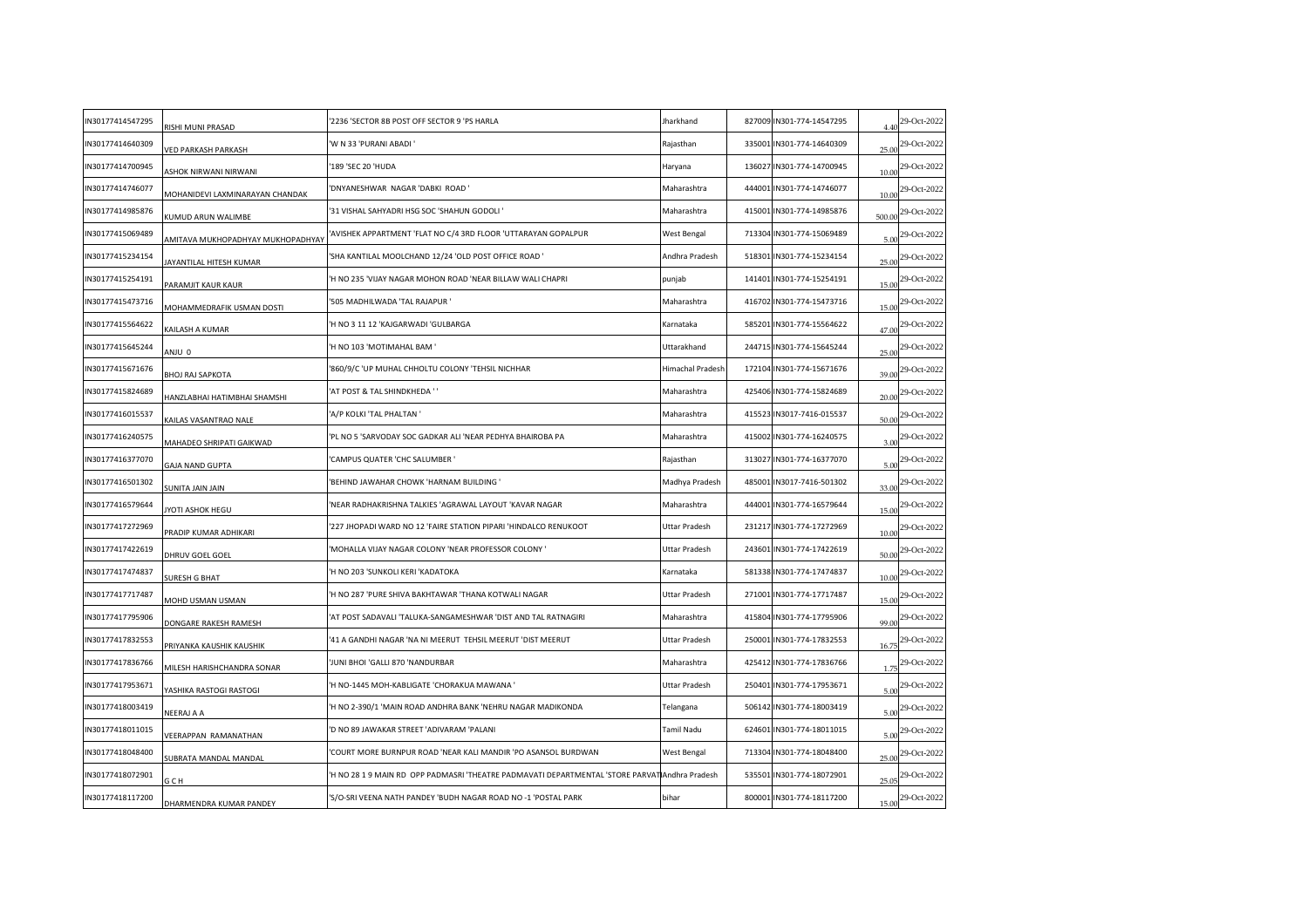| | | | | | | | |
|---|---|---|---|---|---|---|---|
| IN30177414547295 | RISHI MUNI PRASAD | '2236 'SECTOR 8B POST OFF SECTOR 9 'PS HARLA | Jharkhand | 827009 | IN301-774-14547295 | 4.40 | 29-Oct-2022 |
| IN30177414640309 | VED PARKASH PARKASH | 'W N 33 'PURANI ABADI ' | Rajasthan | 335001 | IN301-774-14640309 | 25.00 | 29-Oct-2022 |
| IN30177414700945 | ASHOK NIRWANI NIRWANI | '189 'SEC 20 'HUDA | Haryana | 136027 | IN301-774-14700945 | 10.00 | 29-Oct-2022 |
| IN30177414746077 | MOHANIDEVI LAXMINARAYAN CHANDAK | 'DNYANESHWAR NAGAR 'DABKI ROAD ' | Maharashtra | 444001 | IN301-774-14746077 | 10.00 | 29-Oct-2022 |
| IN30177414985876 | KUMUD ARUN WALIMBE | '31 VISHAL SAHYADRI HSG SOC 'SHAHUN GODOLI ' | Maharashtra | 415001 | IN301-774-14985876 | 500.00 | 29-Oct-2022 |
| IN30177415069489 | AMITAVA MUKHOPADHYAY MUKHOPADHYAY | 'AVISHEK APPARTMENT 'FLAT NO C/4 3RD FLOOR 'UTTARAYAN GOPALPUR | West Bengal | 713304 | IN301-774-15069489 | 5.00 | 29-Oct-2022 |
| IN30177415234154 | JAYANTILAL HITESH KUMAR | 'SHA KANTILAL MOOLCHAND 12/24 'OLD POST OFFICE ROAD ' | Andhra Pradesh | 518301 | IN301-774-15234154 | 25.00 | 29-Oct-2022 |
| IN30177415254191 | PARAMJIT KAUR KAUR | 'H NO 235 'VIJAY NAGAR MOHON ROAD 'NEAR BILLAW WALI CHAPRI | punjab | 141401 | IN301-774-15254191 | 15.00 | 29-Oct-2022 |
| IN30177415473716 | MOHAMMEDRAFIK USMAN DOSTI | '505 MADHILWADA 'TAL RAJAPUR ' | Maharashtra | 416702 | IN301-774-15473716 | 15.00 | 29-Oct-2022 |
| IN30177415564622 | KAILASH A KUMAR | 'H NO 3 11 12 'KAJGARWADI 'GULBARGA | Karnataka | 585201 | IN301-774-15564622 | 47.00 | 29-Oct-2022 |
| IN30177415645244 | ANJU 0 | 'H NO 103 'MOTIMAHAL BAM ' | Uttarakhand | 244715 | IN301-774-15645244 | 25.00 | 29-Oct-2022 |
| IN30177415671676 | BHOJ RAJ SAPKOTA | '860/9/C 'UP MUHAL CHHOLTU COLONY 'TEHSIL NICHHAR | Himachal Pradesh | 172104 | IN301-774-15671676 | 39.00 | 29-Oct-2022 |
| IN30177415824689 | HANZLABHAI HATIMBHAI SHAMSHI | 'AT POST & TAL SHINDKHEDA ' ' | Maharashtra | 425406 | IN301-774-15824689 | 20.00 | 29-Oct-2022 |
| IN30177416015537 | KAILAS VASANTRAO NALE | 'A/P KOLKI 'TAL PHALTAN ' | Maharashtra | 415523 | IN3017-7416-015537 | 50.00 | 29-Oct-2022 |
| IN30177416240575 | MAHADEO SHRIPATI GAIKWAD | 'PL NO 5 'SARVODAY SOC GADKAR ALI 'NEAR PEDHYA BHAIROBA PA | Maharashtra | 415002 | IN301-774-16240575 | 3.00 | 29-Oct-2022 |
| IN30177416377070 | GAJA NAND GUPTA | 'CAMPUS QUATER 'CHC SALUMBER ' | Rajasthan | 313027 | IN301-774-16377070 | 5.00 | 29-Oct-2022 |
| IN30177416501302 | SUNITA JAIN JAIN | 'BEHIND JAWAHAR CHOWK 'HARNAM BUILDING ' | Madhya Pradesh | 485001 | IN3017-7416-501302 | 33.00 | 29-Oct-2022 |
| IN30177416579644 | JYOTI ASHOK HEGU | 'NEAR RADHAKRISHNA TALKIES 'AGRAWAL LAYOUT 'KAVAR NAGAR | Maharashtra | 444001 | IN301-774-16579644 | 15.00 | 29-Oct-2022 |
| IN30177417272969 | PRADIP KUMAR ADHIKARI | '227 JHOPADI WARD NO 12 'FAIRE STATION PIPARI 'HINDALCO RENUKOOT | Uttar Pradesh | 231217 | IN301-774-17272969 | 10.00 | 29-Oct-2022 |
| IN30177417422619 | DHRUV GOEL GOEL | 'MOHALLA VIJAY NAGAR COLONY 'NEAR PROFESSOR COLONY ' | Uttar Pradesh | 243601 | IN301-774-17422619 | 50.00 | 29-Oct-2022 |
| IN30177417474837 | SURESH G BHAT | 'H NO 203 'SUNKOLI KERI 'KADATOKA | Karnataka | 581338 | IN301-774-17474837 | 10.00 | 29-Oct-2022 |
| IN30177417717487 | MOHD USMAN USMAN | 'H NO 287 'PURE SHIVA BAKHTAWAR 'THANA KOTWALI NAGAR | Uttar Pradesh | 271001 | IN301-774-17717487 | 15.00 | 29-Oct-2022 |
| IN30177417795906 | DONGARE RAKESH RAMESH | 'AT POST SADAVALI 'TALUKA-SANGAMESHWAR 'DIST AND TAL RATNAGIRI | Maharashtra | 415804 | IN301-774-17795906 | 99.00 | 29-Oct-2022 |
| IN30177417832553 | PRIYANKA KAUSHIK KAUSHIK | '41 A GANDHI NAGAR 'NA NI MEERUT TEHSIL MEERUT 'DIST MEERUT | Uttar Pradesh | 250001 | IN301-774-17832553 | 16.75 | 29-Oct-2022 |
| IN30177417836766 | MILESH HARISHCHANDRA SONAR | 'JUNI BHOI 'GALLI 870 'NANDURBAR | Maharashtra | 425412 | IN301-774-17836766 | 1.75 | 29-Oct-2022 |
| IN30177417953671 | YASHIKA RASTOGI RASTOGI | 'H NO-1445 MOH-KABLIGATE 'CHORAKUA MAWANA ' | Uttar Pradesh | 250401 | IN301-774-17953671 | 5.00 | 29-Oct-2022 |
| IN30177418003419 | NEERAJ A A | 'H NO 2-390/1 'MAIN ROAD ANDHRA BANK 'NEHRU NAGAR MADIKONDA | Telangana | 506142 | IN301-774-18003419 | 5.00 | 29-Oct-2022 |
| IN30177418011015 | VEERAPPAN RAMANATHAN | 'D NO 89 JAWAKAR STREET 'ADIVARAM 'PALANI | Tamil Nadu | 624601 | IN301-774-18011015 | 5.00 | 29-Oct-2022 |
| IN30177418048400 | SUBRATA MANDAL MANDAL | 'COURT MORE BURNPUR ROAD 'NEAR KALI MANDIR 'PO ASANSOL BURDWAN | West Bengal | 713304 | IN301-774-18048400 | 25.00 | 29-Oct-2022 |
| IN30177418072901 | G C H | 'H NO 28 1 9 MAIN RD OPP PADMASRI 'THEATRE PADMAVATI DEPARTMENTAL 'STORE PARVATI | Andhra Pradesh | 535501 | IN301-774-18072901 | 25.05 | 29-Oct-2022 |
| IN30177418117200 | DHARMENDRA KUMAR PANDEY | 'S/O-SRI VEENA NATH PANDEY 'BUDH NAGAR ROAD NO -1 'POSTAL PARK | bihar | 800001 | IN301-774-18117200 | 15.00 | 29-Oct-2022 |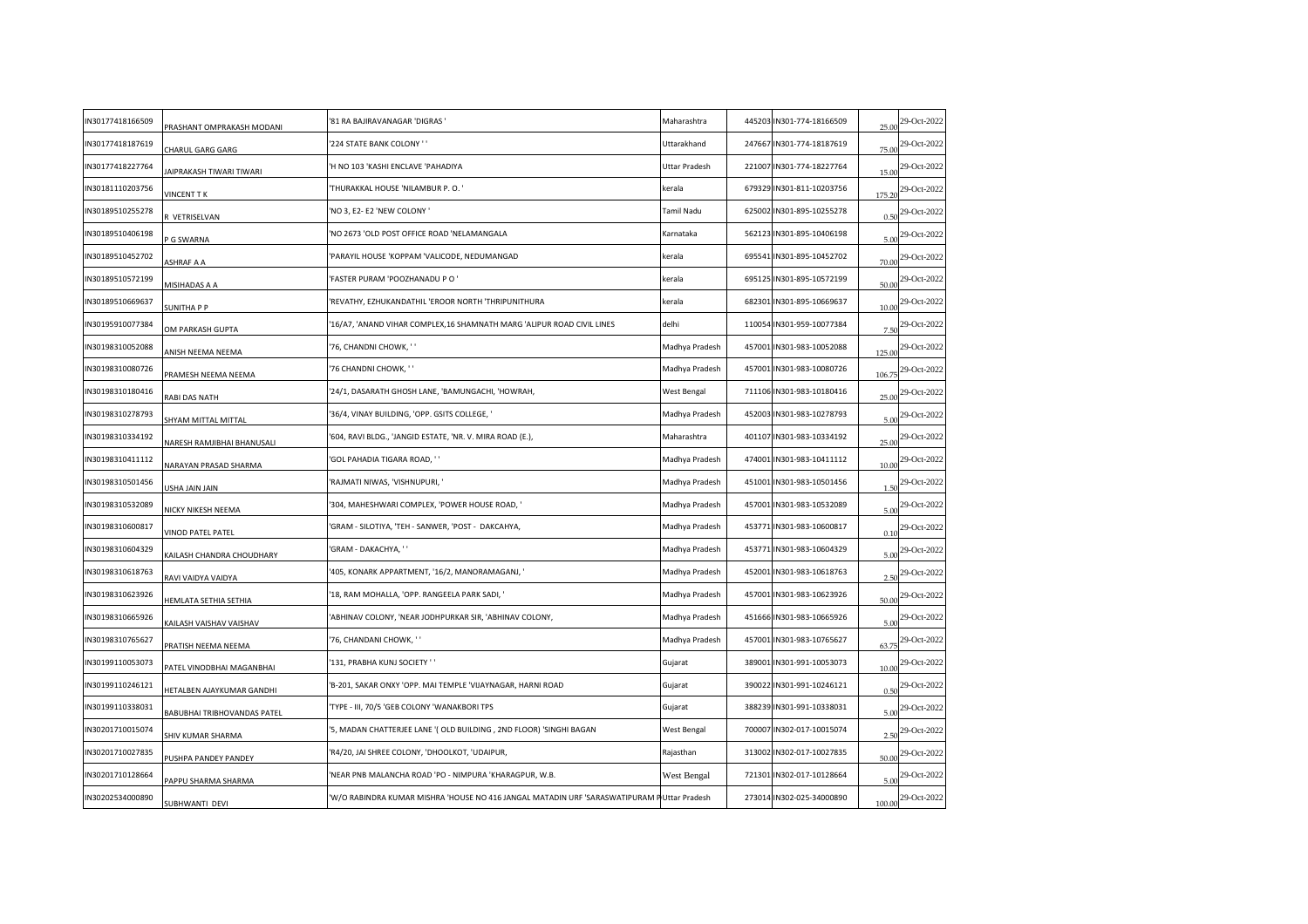| | | | | | | | |
|---|---|---|---|---|---|---|---|
| IN30177418166509 | PRASHANT OMPRAKASH MODANI | '81 RA BAJIRAVANAGAR 'DIGRAS ' | Maharashtra | 445203 | IN301-774-18166509 | 25.00 | 29-Oct-2022 |
| IN30177418187619 | CHARUL GARG GARG | '224 STATE BANK COLONY ' ' | Uttarakhand | 247667 | IN301-774-18187619 | 75.00 | 29-Oct-2022 |
| IN30177418227764 | JAIPRAKASH TIWARI TIWARI | 'H NO 103 'KASHI ENCLAVE 'PAHADIYA | Uttar Pradesh | 221007 | IN301-774-18227764 | 15.00 | 29-Oct-2022 |
| IN30181110203756 | VINCENT T K | 'THURAKKAL HOUSE 'NILAMBUR P. O. ' | kerala | 679329 | IN301-811-10203756 | 175.20 | 29-Oct-2022 |
| IN30189510255278 | R VETRISELVAN | 'NO 3, E2- E2 'NEW COLONY ' | Tamil Nadu | 625002 | IN301-895-10255278 | 0.50 | 29-Oct-2022 |
| IN30189510406198 | P G SWARNA | 'NO 2673 'OLD POST OFFICE ROAD 'NELAMANGALA | Karnataka | 562123 | IN301-895-10406198 | 5.00 | 29-Oct-2022 |
| IN30189510452702 | ASHRAF A A | 'PARAYIL HOUSE 'KOPPAM 'VALICODE, NEDUMANGAD | kerala | 695541 | IN301-895-10452702 | 70.00 | 29-Oct-2022 |
| IN30189510572199 | MISIHADAS A A | 'FASTER PURAM 'POOZHANADU P O ' | kerala | 695125 | IN301-895-10572199 | 50.00 | 29-Oct-2022 |
| IN30189510669637 | SUNITHA P P | 'REVATHY, EZHUKANDATHIL 'EROOR NORTH 'THRIPUNITHURA | kerala | 682301 | IN301-895-10669637 | 10.00 | 29-Oct-2022 |
| IN30195910077384 | OM PARKASH GUPTA | '16/A7, 'ANAND VIHAR COMPLEX,16 SHAMNATH MARG 'ALIPUR ROAD CIVIL LINES | delhi | 110054 | IN301-959-10077384 | 7.50 | 29-Oct-2022 |
| IN30198310052088 | ANISH NEEMA NEEMA | '76, CHANDNI CHOWK, ' ' | Madhya Pradesh | 457001 | IN301-983-10052088 | 125.00 | 29-Oct-2022 |
| IN30198310080726 | PRAMESH NEEMA NEEMA | '76 CHANDNI CHOWK, ' ' | Madhya Pradesh | 457001 | IN301-983-10080726 | 106.75 | 29-Oct-2022 |
| IN30198310180416 | RABI DAS NATH | '24/1, DASARATH GHOSH LANE, 'BAMUNGACHI, 'HOWRAH, | West Bengal | 711106 | IN301-983-10180416 | 25.00 | 29-Oct-2022 |
| IN30198310278793 | SHYAM MITTAL MITTAL | '36/4, VINAY BUILDING, 'OPP. GSITS COLLEGE, ' | Madhya Pradesh | 452003 | IN301-983-10278793 | 5.00 | 29-Oct-2022 |
| IN30198310334192 | NARESH RAMJIBHAI BHANUSALI | '604, RAVI BLDG., 'JANGID ESTATE, 'NR. V. MIRA ROAD (E.), | Maharashtra | 401107 | IN301-983-10334192 | 25.00 | 29-Oct-2022 |
| IN30198310411112 | NARAYAN PRASAD SHARMA | 'GOL PAHADIA TIGARA ROAD, ' ' | Madhya Pradesh | 474001 | IN301-983-10411112 | 10.00 | 29-Oct-2022 |
| IN30198310501456 | USHA JAIN JAIN | 'RAJMATI NIWAS, 'VISHNUPURI, ' | Madhya Pradesh | 451001 | IN301-983-10501456 | 1.50 | 29-Oct-2022 |
| IN30198310532089 | NICKY NIKESH NEEMA | '304, MAHESHWARI COMPLEX, 'POWER HOUSE ROAD, ' | Madhya Pradesh | 457001 | IN301-983-10532089 | 5.00 | 29-Oct-2022 |
| IN30198310600817 | VINOD PATEL PATEL | 'GRAM - SILOTIYA, 'TEH - SANWER, 'POST - DAKCAHYA, | Madhya Pradesh | 453771 | IN301-983-10600817 | 0.10 | 29-Oct-2022 |
| IN30198310604329 | KAILASH CHANDRA CHOUDHARY | 'GRAM - DAKACHYA, ' ' | Madhya Pradesh | 453771 | IN301-983-10604329 | 5.00 | 29-Oct-2022 |
| IN30198310618763 | RAVI VAIDYA VAIDYA | '405, KONARK APPARTMENT, '16/2, MANORAMAGANJ, ' | Madhya Pradesh | 452001 | IN301-983-10618763 | 2.50 | 29-Oct-2022 |
| IN30198310623926 | HEMLATA SETHIA SETHIA | '18, RAM MOHALLA, 'OPP. RANGEELA PARK SADI, ' | Madhya Pradesh | 457001 | IN301-983-10623926 | 50.00 | 29-Oct-2022 |
| IN30198310665926 | KAILASH VAISHAV VAISHAV | 'ABHINAV COLONY, 'NEAR JODHPURKAR SIR, 'ABHINAV COLONY, | Madhya Pradesh | 451666 | IN301-983-10665926 | 5.00 | 29-Oct-2022 |
| IN30198310765627 | PRATISH NEEMA NEEMA | '76, CHANDANI CHOWK, ' ' | Madhya Pradesh | 457001 | IN301-983-10765627 | 63.75 | 29-Oct-2022 |
| IN30199110053073 | PATEL VINODBHAI MAGANBHAI | '131, PRABHA KUNJ SOCIETY ' ' | Gujarat | 389001 | IN301-991-10053073 | 10.00 | 29-Oct-2022 |
| IN30199110246121 | HETALBEN AJAYKUMAR GANDHI | 'B-201, SAKAR ONXY 'OPP. MAI TEMPLE 'VIJAYNAGAR, HARNI ROAD | Gujarat | 390022 | IN301-991-10246121 | 0.50 | 29-Oct-2022 |
| IN30199110338031 | BABUBHAI TRIBHOVANDAS PATEL | 'TYPE - III, 70/5 'GEB COLONY 'WANAKBORI TPS | Gujarat | 388239 | IN301-991-10338031 | 5.00 | 29-Oct-2022 |
| IN30201710015074 | SHIV KUMAR SHARMA | '5, MADAN CHATTERJEE LANE '( OLD BUILDING , 2ND FLOOR) 'SINGHI BAGAN | West Bengal | 700007 | IN302-017-10015074 | 2.50 | 29-Oct-2022 |
| IN30201710027835 | PUSHPA PANDEY PANDEY | 'R4/20, JAI SHREE COLONY, 'DHOOLKOT, 'UDAIPUR, | Rajasthan | 313002 | IN302-017-10027835 | 50.00 | 29-Oct-2022 |
| IN30201710128664 | PAPPU SHARMA SHARMA | 'NEAR PNB MALANCHA ROAD 'PO - NIMPURA 'KHARAGPUR, W.B. | West Bengal | 721301 | IN302-017-10128664 | 5.00 | 29-Oct-2022 |
| IN30202534000890 | SUBHWANTI DEVI | 'W/O RABINDRA KUMAR MISHRA 'HOUSE NO 416 JANGAL MATADIN URF 'SARASWATIPURAM P | Uttar Pradesh | 273014 | IN302-025-34000890 | 100.00 | 29-Oct-2022 |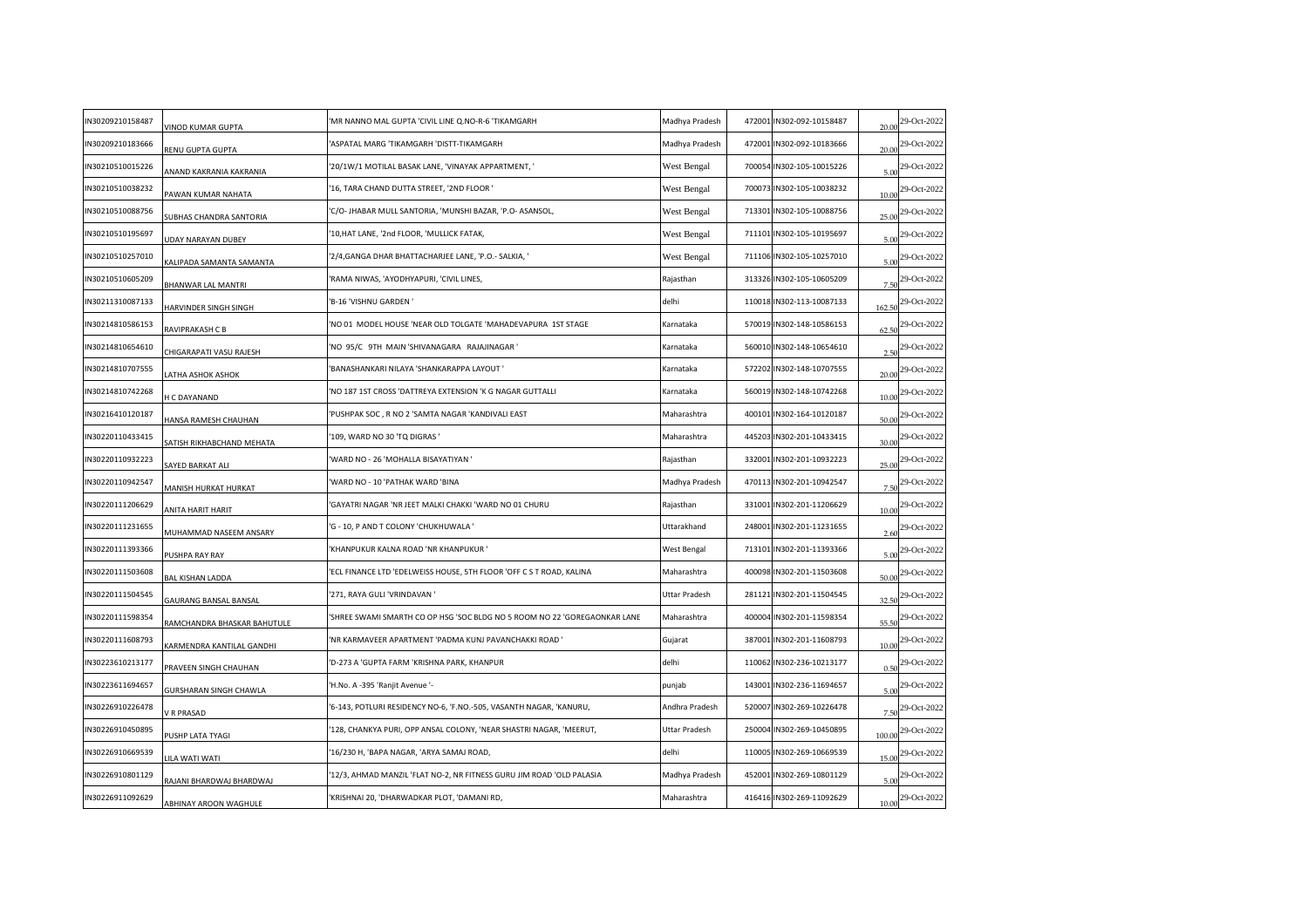| | | | | | | | |
|---|---|---|---|---|---|---|---|
| IN30209210158487 | VINOD KUMAR GUPTA | 'MR NANNO MAL GUPTA 'CIVIL LINE Q.NO-R-6 'TIKAMGARH | Madhya Pradesh | 472001 | IN302-092-10158487 | 20.00 | 29-Oct-2022 |
| IN30209210183666 | RENU GUPTA GUPTA | 'ASPATAL MARG 'TIKAMGARH 'DISTT-TIKAMGARH | Madhya Pradesh | 472001 | IN302-092-10183666 | 20.00 | 29-Oct-2022 |
| IN30210510015226 | ANAND KAKRANIA KAKRANIA | '20/1W/1 MOTILAL BASAK LANE, 'VINAYAK APPARTMENT, ' | West Bengal | 700054 | IN302-105-10015226 | 5.00 | 29-Oct-2022 |
| IN30210510038232 | PAWAN KUMAR NAHATA | '16, TARA CHAND DUTTA STREET, '2ND FLOOR ' | West Bengal | 700073 | IN302-105-10038232 | 10.00 | 29-Oct-2022 |
| IN30210510088756 | SUBHAS CHANDRA SANTORIA | 'C/O- JHABAR MULL SANTORIA, 'MUNSHI BAZAR, 'P.O- ASANSOL, | West Bengal | 713301 | IN302-105-10088756 | 25.00 | 29-Oct-2022 |
| IN30210510195697 | UDAY NARAYAN DUBEY | '10,HAT LANE, '2nd FLOOR, 'MULLICK FATAK, | West Bengal | 711101 | IN302-105-10195697 | 5.00 | 29-Oct-2022 |
| IN30210510257010 | KALIPADA SAMANTA SAMANTA | '2/4,GANGA DHAR BHATTACHARJEE LANE, 'P.O.- SALKIA, ' | West Bengal | 711106 | IN302-105-10257010 | 5.00 | 29-Oct-2022 |
| IN30210510605209 | BHANWAR LAL MANTRI | 'RAMA NIWAS, 'AYODHYAPURI, 'CIVIL LINES, | Rajasthan | 313326 | IN302-105-10605209 | 7.50 | 29-Oct-2022 |
| IN30211310087133 | HARVINDER SINGH SINGH | 'B-16 'VISHNU GARDEN ' | delhi | 110018 | IN302-113-10087133 | 162.50 | 29-Oct-2022 |
| IN30214810586153 | RAVIPRAKASH C B | 'NO 01 MODEL HOUSE 'NEAR OLD TOLGATE 'MAHADEVAPURA 1ST STAGE | Karnataka | 570019 | IN302-148-10586153 | 62.50 | 29-Oct-2022 |
| IN30214810654610 | CHIGARAPATI VASU RAJESH | 'NO 95/C 9TH MAIN 'SHIVANAGARA RAJAJINAGAR ' | Karnataka | 560010 | IN302-148-10654610 | 2.50 | 29-Oct-2022 |
| IN30214810707555 | LATHA ASHOK ASHOK | 'BANASHANKARI NILAYA 'SHANKARAPPA LAYOUT ' | Karnataka | 572202 | IN302-148-10707555 | 20.00 | 29-Oct-2022 |
| IN30214810742268 | H C DAYANAND | 'NO 187 1ST CROSS 'DATTREYA EXTENSION 'K G NAGAR GUTTALLI | Karnataka | 560019 | IN302-148-10742268 | 10.00 | 29-Oct-2022 |
| IN30216410120187 | HANSA RAMESH CHAUHAN | 'PUSHPAK SOC , R NO 2 'SAMTA NAGAR 'KANDIVALI EAST | Maharashtra | 400101 | IN302-164-10120187 | 50.00 | 29-Oct-2022 |
| IN30220110433415 | SATISH RIKHABCHAND MEHATA | '109, WARD NO 30 'TQ DIGRAS ' | Maharashtra | 445203 | IN302-201-10433415 | 30.00 | 29-Oct-2022 |
| IN30220110932223 | SAYED BARKAT ALI | 'WARD NO - 26 'MOHALLA BISAYATIYAN ' | Rajasthan | 332001 | IN302-201-10932223 | 25.00 | 29-Oct-2022 |
| IN30220110942547 | MANISH HURKAT HURKAT | 'WARD NO - 10 'PATHAK WARD 'BINA | Madhya Pradesh | 470113 | IN302-201-10942547 | 7.50 | 29-Oct-2022 |
| IN30220111206629 | ANITA HARIT HARIT | 'GAYATRI NAGAR 'NR JEET MALKI CHAKKI 'WARD NO 01 CHURU | Rajasthan | 331001 | IN302-201-11206629 | 10.00 | 29-Oct-2022 |
| IN30220111231655 | MUHAMMAD NASEEM ANSARY | 'G - 10, P AND T COLONY 'CHUKHUWALA ' | Uttarakhand | 248001 | IN302-201-11231655 | 2.60 | 29-Oct-2022 |
| IN30220111393366 | PUSHPA RAY RAY | 'KHANPUKUR KALNA ROAD 'NR KHANPUKUR ' | West Bengal | 713101 | IN302-201-11393366 | 5.00 | 29-Oct-2022 |
| IN30220111503608 | BAL KISHAN LADDA | 'ECL FINANCE LTD 'EDELWEISS HOUSE, 5TH FLOOR 'OFF C S T ROAD, KALINA | Maharashtra | 400098 | IN302-201-11503608 | 50.00 | 29-Oct-2022 |
| IN30220111504545 | GAURANG BANSAL BANSAL | '271, RAYA GULI 'VRINDAVAN ' | Uttar Pradesh | 281121 | IN302-201-11504545 | 32.50 | 29-Oct-2022 |
| IN30220111598354 | RAMCHANDRA BHASKAR BAHUTULE | 'SHREE SWAMI SMARTH CO OP HSG 'SOC BLDG NO 5 ROOM NO 22 'GOREGAONKAR LANE | Maharashtra | 400004 | IN302-201-11598354 | 55.50 | 29-Oct-2022 |
| IN30220111608793 | KARMENDRA KANTILAL GANDHI | 'NR KARMAVEER APARTMENT 'PADMA KUNJ PAVANCHAKKI ROAD ' | Gujarat | 387001 | IN302-201-11608793 | 10.00 | 29-Oct-2022 |
| IN30223610213177 | PRAVEEN SINGH CHAUHAN | 'D-273 A 'GUPTA FARM 'KRISHNA PARK, KHANPUR | delhi | 110062 | IN302-236-10213177 | 0.50 | 29-Oct-2022 |
| IN30223611694657 | GURSHARAN SINGH CHAWLA | 'H.No. A -395 'Ranjit Avenue '- | punjab | 143001 | IN302-236-11694657 | 5.00 | 29-Oct-2022 |
| IN30226910226478 | V R PRASAD | '6-143, POTLURI RESIDENCY NO-6, 'F.NO.-505, VASANTH NAGAR, 'KANURU, | Andhra Pradesh | 520007 | IN302-269-10226478 | 7.50 | 29-Oct-2022 |
| IN30226910450895 | PUSHP LATA TYAGI | '128, CHANKYA PURI, OPP ANSAL COLONY, 'NEAR SHASTRI NAGAR, 'MEERUT, | Uttar Pradesh | 250004 | IN302-269-10450895 | 100.00 | 29-Oct-2022 |
| IN30226910669539 | LILA WATI WATI | '16/230 H, 'BAPA NAGAR, 'ARYA SAMAJ ROAD, | delhi | 110005 | IN302-269-10669539 | 15.00 | 29-Oct-2022 |
| IN30226910801129 | RAJANI BHARDWAJ BHARDWAJ | '12/3, AHMAD MANZIL 'FLAT NO-2, NR FITNESS GURU JIM ROAD 'OLD PALASIA | Madhya Pradesh | 452001 | IN302-269-10801129 | 5.00 | 29-Oct-2022 |
| IN30226911092629 | ABHINAY AROON WAGHULE | 'KRISHNAI 20, 'DHARWADKAR PLOT, 'DAMANI RD, | Maharashtra | 416416 | IN302-269-11092629 | 10.00 | 29-Oct-2022 |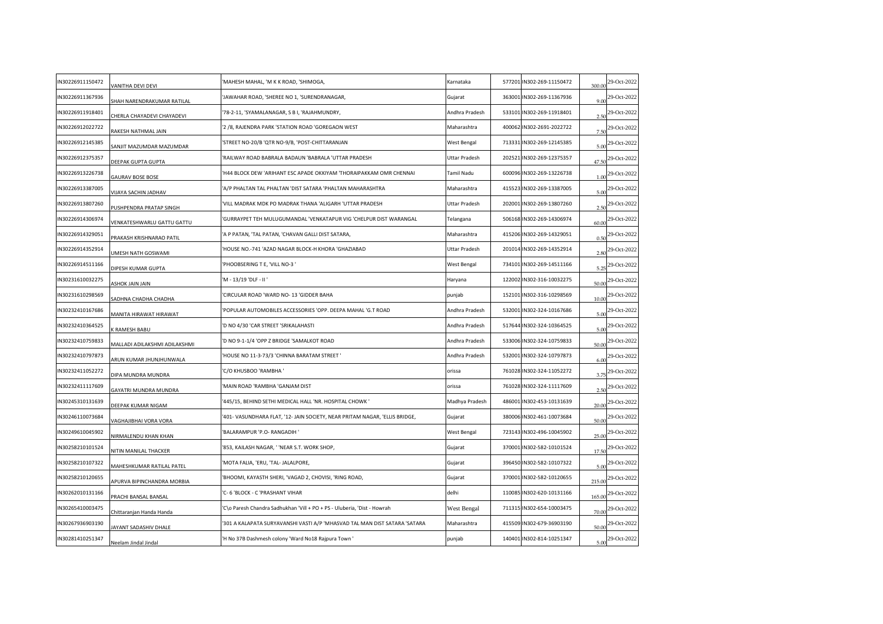| | | | | | | | |
|---|---|---|---|---|---|---|---|
| IN30226911150472 | VANITHA DEVI DEVI | 'MAHESH MAHAL, 'M K K ROAD, 'SHIMOGA, | Karnataka | 577201 | IN302-269-11150472 | 300.00 | 29-Oct-2022 |
| IN30226911367936 | SHAH NARENDRAKUMAR RATILAL | 'JAWAHAR ROAD, 'SHEREE NO 1, 'SURENDRANAGAR, | Gujarat | 363001 | IN302-269-11367936 | 9.00 | 29-Oct-2022 |
| IN30226911918401 | CHERLA CHAYADEVI CHAYADEVI | '78-2-11, 'SYAMALANAGAR, S B I, 'RAJAHMUNDRY, | Andhra Pradesh | 533101 | IN302-269-11918401 | 2.50 | 29-Oct-2022 |
| IN30226912022722 | RAKESH NATHMAL JAIN | '2 /8, RAJENDRA PARK 'STATION ROAD 'GOREGAON WEST | Maharashtra | 400062 | IN302-2691-2022722 | 7.50 | 29-Oct-2022 |
| IN30226912145385 | SANJIT MAZUMDAR MAZUMDAR | 'STREET NO-20/B 'QTR NO-9/B, 'POST-CHITTARANJAN | West Bengal | 713331 | IN302-269-12145385 | 5.00 | 29-Oct-2022 |
| IN30226912375357 | DEEPAK GUPTA GUPTA | 'RAILWAY ROAD BABRALA BADAUN 'BABRALA 'UTTAR PRADESH | Uttar Pradesh | 202521 | IN302-269-12375357 | 47.50 | 29-Oct-2022 |
| IN30226913226738 | GAURAV BOSE BOSE | 'H44 BLOCK DEW 'ARIHANT ESC APADE OKKIYAM 'THORAIPAKKAM OMR CHENNAI | Tamil Nadu | 600096 | IN302-269-13226738 | 1.00 | 29-Oct-2022 |
| IN30226913387005 | VIJAYA SACHIN JADHAV | 'A/P PHALTAN TAL PHALTAN 'DIST SATARA 'PHALTAN MAHARASHTRA | Maharashtra | 415523 | IN302-269-13387005 | 5.00 | 29-Oct-2022 |
| IN30226913807260 | PUSHPENDRA PRATAP SINGH | 'VILL MADRAK MDK PO MADRAK THANA 'ALIGARH 'UTTAR PRADESH | Uttar Pradesh | 202001 | IN302-269-13807260 | 2.50 | 29-Oct-2022 |
| IN30226914306974 | VENKATESHWARLU GATTU GATTU | 'GURRAYPET TEH MULUGUMANDAL 'VENKATAPUR VIG 'CHELPUR DIST WARANGAL | Telangana | 506168 | IN302-269-14306974 | 60.00 | 29-Oct-2022 |
| IN30226914329051 | PRAKASH KRISHNARAO PATIL | 'A P PATAN, 'TAL PATAN, 'CHAVAN GALLI DIST SATARA, | Maharashtra | 415206 | IN302-269-14329051 | 0.50 | 29-Oct-2022 |
| IN30226914352914 | UMESH NATH GOSWAMI | 'HOUSE NO.-741 'AZAD NAGAR BLOCK-H KHORA 'GHAZIABAD | Uttar Pradesh | 201014 | IN302-269-14352914 | 2.80 | 29-Oct-2022 |
| IN30226914511166 | DIPESH KUMAR GUPTA | 'PHOOBSERING T E, 'VILL NO-3 ' | West Bengal | 734101 | IN302-269-14511166 | 5.25 | 29-Oct-2022 |
| IN30231610032275 | ASHOK JAIN JAIN | 'M - 13/19 'DLF - II ' | Haryana | 122002 | IN302-316-10032275 | 50.00 | 29-Oct-2022 |
| IN30231610298569 | SADHNA CHADHA CHADHA | 'CIRCULAR ROAD 'WARD NO- 13 'GIDDER BAHA | punjab | 152101 | IN302-316-10298569 | 10.00 | 29-Oct-2022 |
| IN30232410167686 | MANITA HIRAWAT HIRAWAT | 'POPULAR AUTOMOBILES ACCESSORIES 'OPP. DEEPA MAHAL 'G.T ROAD | Andhra Pradesh | 532001 | IN302-324-10167686 | 5.00 | 29-Oct-2022 |
| IN30232410364525 | K RAMESH BABU | 'D NO 4/30 'CAR STREET 'SRIKALAHASTI | Andhra Pradesh | 517644 | IN302-324-10364525 | 5.00 | 29-Oct-2022 |
| IN30232410759833 | MALLADI ADILAKSHMI ADILAKSHMI | 'D NO 9-1-1/4 'OPP Z BRIDGE 'SAMALKOT ROAD | Andhra Pradesh | 533006 | IN302-324-10759833 | 50.00 | 29-Oct-2022 |
| IN30232410797873 | ARUN KUMAR JHUNJHUNWALA | 'HOUSE NO 11-3-73/3 'CHINNA BARATAM STREET ' | Andhra Pradesh | 532001 | IN302-324-10797873 | 6.00 | 29-Oct-2022 |
| IN30232411052272 | DIPA MUNDRA MUNDRA | 'C/O KHUSBOO 'RAMBHA ' | orissa | 761028 | IN302-324-11052272 | 3.75 | 29-Oct-2022 |
| IN30232411117609 | GAYATRI MUNDRA MUNDRA | 'MAIN ROAD 'RAMBHA 'GANJAM DIST | orissa | 761028 | IN302-324-11117609 | 2.50 | 29-Oct-2022 |
| IN30245310131639 | DEEPAK KUMAR NIGAM | '445/15, BEHIND SETHI MEDICAL HALL 'NR. HOSPITAL CHOWK ' | Madhya Pradesh | 486001 | IN302-453-10131639 | 20.00 | 29-Oct-2022 |
| IN30246110073684 | VAGHAJIBHAI VORA VORA | '401- VASUNDHARA FLAT, '12- JAIN SOCIETY, NEAR PRITAM NAGAR, 'ELLIS BRIDGE, | Gujarat | 380006 | IN302-461-10073684 | 50.00 | 29-Oct-2022 |
| IN30249610045902 | NIRMALENDU KHAN KHAN | 'BALARAMPUR 'P.O- RANGADIH ' | West Bengal | 723143 | IN302-496-10045902 | 25.00 | 29-Oct-2022 |
| IN30258210101524 | NITIN MANILAL THACKER | '853, KAILASH NAGAR, ' 'NEAR S.T. WORK SHOP, | Gujarat | 370001 | IN302-582-10101524 | 17.50 | 29-Oct-2022 |
| IN30258210107322 | MAHESHKUMAR RATILAL PATEL | 'MOTA FALIA, 'ERU, 'TAL- JALALPORE, | Gujarat | 396450 | IN302-582-10107322 | 5.00 | 29-Oct-2022 |
| IN30258210120655 | APURVA BIPINCHANDRA MORBIA | 'BHOOMI, KAYASTH SHERI, 'VAGAD 2, CHOVISI, 'RING ROAD, | Gujarat | 370001 | IN302-582-10120655 | 215.00 | 29-Oct-2022 |
| IN30262010131166 | PRACHI BANSAL BANSAL | 'C- 6 'BLOCK - C 'PRASHANT VIHAR | delhi | 110085 | IN302-620-10131166 | 165.00 | 29-Oct-2022 |
| IN30265410003475 | Chittaranjan Handa Handa | 'C\o Paresh Chandra Sadhukhan 'Vill + PO + PS - Uluberia, 'Dist - Howrah | West Bengal | 711315 | IN302-654-10003475 | 70.00 | 29-Oct-2022 |
| IN30267936903190 | JAYANT SADASHIV DHALE | '301 A KALAPATA SURYAVANSHI VASTI A/P 'MHASVAD TAL MAN DIST SATARA 'SATARA | Maharashtra | 415509 | IN302-679-36903190 | 50.00 | 29-Oct-2022 |
| IN30281410251347 | Neelam Jindal Jindal | 'H No 37B Dashmesh colony 'Ward No18 Rajpura Town ' | punjab | 140401 | IN302-814-10251347 | 5.00 | 29-Oct-2022 |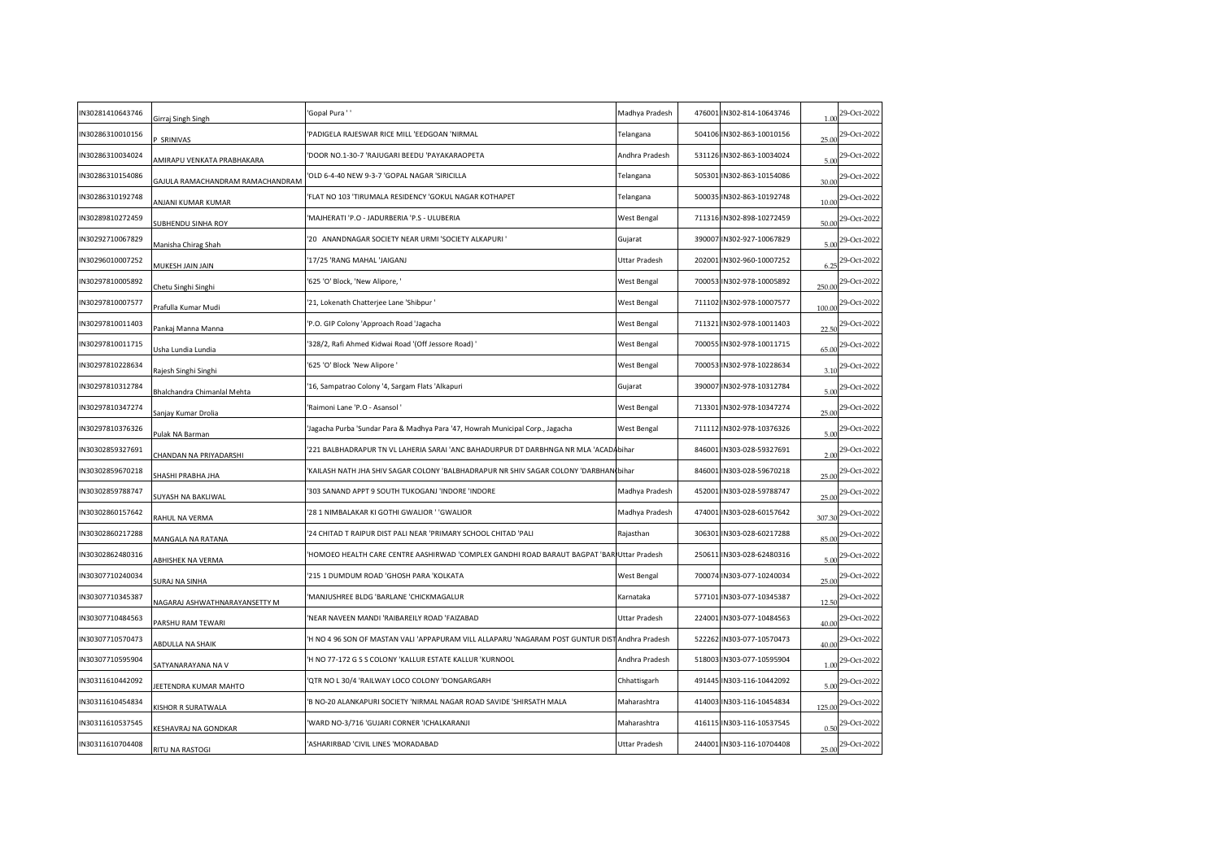| | | | | | | | |
|---|---|---|---|---|---|---|---|
| IN30281410643746 | Girraj Singh Singh | 'Gopal Pura ' ' | Madhya Pradesh | 476001 | IN302-814-10643746 | 1.00 | 29-Oct-2022 |
| IN30286310010156 | P SRINIVAS | 'PADIGELA RAJESWAR RICE MILL 'EEDGOAN 'NIRMAL | Telangana | 504106 | IN302-863-10010156 | 25.00 | 29-Oct-2022 |
| IN30286310034024 | AMIRAPU VENKATA PRABHAKARA | 'DOOR NO.1-30-7 'RAJUGARI BEEDU 'PAYAKARAOPETA | Andhra Pradesh | 531126 | IN302-863-10034024 | 5.00 | 29-Oct-2022 |
| IN30286310154086 | GAJULA RAMACHANDRAM RAMACHANDRAM | 'OLD 6-4-40 NEW 9-3-7 'GOPAL NAGAR 'SIRICILLA | Telangana | 505301 | IN302-863-10154086 | 30.00 | 29-Oct-2022 |
| IN30286310192748 | ANJANI KUMAR KUMAR | 'FLAT NO 103 'TIRUMALA RESIDENCY 'GOKUL NAGAR KOTHAPET | Telangana | 500035 | IN302-863-10192748 | 10.00 | 29-Oct-2022 |
| IN30289810272459 | SUBHENDU SINHA ROY | 'MAJHERATI 'P.O - JADURBERIA 'P.S - ULUBERIA | West Bengal | 711316 | IN302-898-10272459 | 50.00 | 29-Oct-2022 |
| IN30292710067829 | Manisha Chirag Shah | '20 ANANDNAGAR SOCIETY NEAR URMI 'SOCIETY ALKAPURI ' | Gujarat | 390007 | IN302-927-10067829 | 5.00 | 29-Oct-2022 |
| IN30296010007252 | MUKESH JAIN JAIN | '17/25 'RANG MAHAL 'JAIGANJ | Uttar Pradesh | 202001 | IN302-960-10007252 | 6.25 | 29-Oct-2022 |
| IN30297810005892 | Chetu Singhi Singhi | '625 'O' Block, 'New Alipore, ' | West Bengal | 700053 | IN302-978-10005892 | 250.00 | 29-Oct-2022 |
| IN30297810007577 | Prafulla Kumar Mudi | '21, Lokenath Chatterjee Lane 'Shibpur ' | West Bengal | 711102 | IN302-978-10007577 | 100.00 | 29-Oct-2022 |
| IN30297810011403 | Pankaj Manna Manna | 'P.O. GIP Colony 'Approach Road 'Jagacha | West Bengal | 711321 | IN302-978-10011403 | 22.50 | 29-Oct-2022 |
| IN30297810011715 | Usha Lundia Lundia | '328/2, Rafi Ahmed Kidwai Road '(Off Jessore Road) ' | West Bengal | 700055 | IN302-978-10011715 | 65.00 | 29-Oct-2022 |
| IN30297810228634 | Rajesh Singhi Singhi | '625 'O' Block 'New Alipore ' | West Bengal | 700053 | IN302-978-10228634 | 3.10 | 29-Oct-2022 |
| IN30297810312784 | Bhalchandra Chimanlal Mehta | '16, Sampatrao Colony '4, Sargam Flats 'Alkapuri | Gujarat | 390007 | IN302-978-10312784 | 5.00 | 29-Oct-2022 |
| IN30297810347274 | Sanjay Kumar Drolia | 'Raimoni Lane 'P.O - Asansol ' | West Bengal | 713301 | IN302-978-10347274 | 25.00 | 29-Oct-2022 |
| IN30297810376326 | Pulak NA Barman | 'Jagacha Purba 'Sundar Para & Madhya Para '47, Howrah Municipal Corp., Jagacha | West Bengal | 711112 | IN302-978-10376326 | 5.00 | 29-Oct-2022 |
| IN30302859327691 | CHANDAN NA PRIYADARSHI | '221 BALBHADRAPUR TN VL LAHERIA SARAI 'ANC BAHADURPUR DT DARBHNGA NR MLA 'ACADA | bihar | 846001 | IN303-028-59327691 | 2.00 | 29-Oct-2022 |
| IN30302859670218 | SHASHI PRABHA JHA | 'KAILASH NATH JHA SHIV SAGAR COLONY 'BALBHADRAPUR NR SHIV SAGAR COLONY 'DARBHAN | bihar | 846001 | IN303-028-59670218 | 25.00 | 29-Oct-2022 |
| IN30302859788747 | SUYASH NA BAKLIWAL | '303 SANAND APPT 9 SOUTH TUKOGANJ 'INDORE 'INDORE | Madhya Pradesh | 452001 | IN303-028-59788747 | 25.00 | 29-Oct-2022 |
| IN30302860157642 | RAHUL NA VERMA | '28 1 NIMBALAKAR KI GOTHI GWALIOR ' 'GWALIOR | Madhya Pradesh | 474001 | IN303-028-60157642 | 307.30 | 29-Oct-2022 |
| IN30302860217288 | MANGALA NA RATANA | '24 CHITAD T RAIPUR DIST PALI NEAR 'PRIMARY SCHOOL CHITAD 'PALI | Rajasthan | 306301 | IN303-028-60217288 | 85.00 | 29-Oct-2022 |
| IN30302862480316 | ABHISHEK NA VERMA | 'HOMOEO HEALTH CARE CENTRE AASHIRWAD 'COMPLEX GANDHI ROAD BARAUT BAGPAT 'BAR | Uttar Pradesh | 250611 | IN303-028-62480316 | 5.00 | 29-Oct-2022 |
| IN30307710240034 | SURAJ NA SINHA | '215 1 DUMDUM ROAD 'GHOSH PARA 'KOLKATA | West Bengal | 700074 | IN303-077-10240034 | 25.00 | 29-Oct-2022 |
| IN30307710345387 | NAGARAJ ASHWATHNARAYANSETTY M | 'MANJUSHREE BLDG 'BARLANE 'CHICKMAGALUR | Karnataka | 577101 | IN303-077-10345387 | 12.50 | 29-Oct-2022 |
| IN30307710484563 | PARSHU RAM TEWARI | 'NEAR NAVEEN MANDI 'RAIBAREILY ROAD 'FAIZABAD | Uttar Pradesh | 224001 | IN303-077-10484563 | 40.00 | 29-Oct-2022 |
| IN30307710570473 | ABDULLA NA SHAIK | 'H NO 4 96 SON OF MASTAN VALI 'APPAPURAM VILL ALLAPARU 'NAGARAM POST GUNTUR DIST | Andhra Pradesh | 522262 | IN303-077-10570473 | 40.00 | 29-Oct-2022 |
| IN30307710595904 | SATYANARAYANA NA V | 'H NO 77-172 G S S COLONY 'KALLUR ESTATE KALLUR 'KURNOOL | Andhra Pradesh | 518003 | IN303-077-10595904 | 1.00 | 29-Oct-2022 |
| IN30311610442092 | JEETENDRA KUMAR MAHTO | 'QTR NO L 30/4 'RAILWAY LOCO COLONY 'DONGARGARH | Chhattisgarh | 491445 | IN303-116-10442092 | 5.00 | 29-Oct-2022 |
| IN30311610454834 | KISHOR R SURATWALA | 'B NO-20 ALANKAPURI SOCIETY 'NIRMAL NAGAR ROAD SAVIDE 'SHIRSATH MALA | Maharashtra | 414003 | IN303-116-10454834 | 125.00 | 29-Oct-2022 |
| IN30311610537545 | KESHAVRAJ NA GONDKAR | 'WARD NO-3/716 'GUJARI CORNER 'ICHALKARANJI | Maharashtra | 416115 | IN303-116-10537545 | 0.50 | 29-Oct-2022 |
| IN30311610704408 | RITU NA RASTOGI | 'ASHARIRBAD 'CIVIL LINES 'MORADABAD | Uttar Pradesh | 244001 | IN303-116-10704408 | 25.00 | 29-Oct-2022 |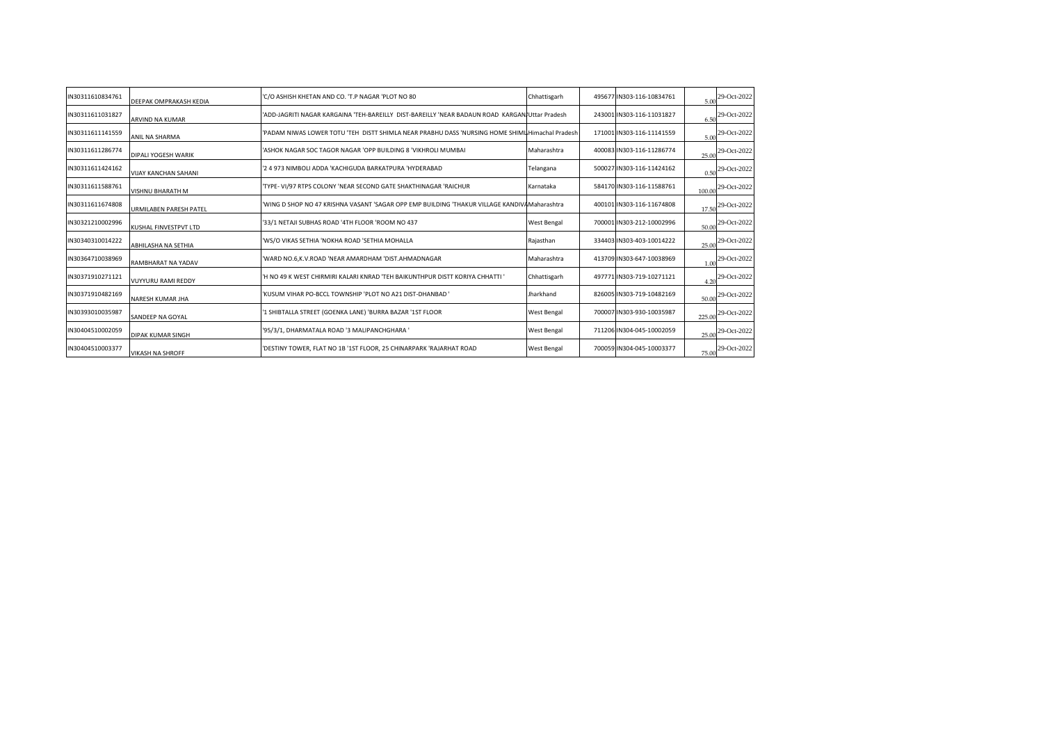| | | | | | | | |
|---|---|---|---|---|---|---|---|
| IN30311610834761 | DEEPAK OMPRAKASH KEDIA | 'C/O ASHISH KHETAN AND CO. 'T.P NAGAR 'PLOT NO 80 | Chhattisgarh | 495677 | IN303-116-10834761 | 5.00 | 29-Oct-2022 |
| IN30311611031827 | ARVIND NA KUMAR | 'ADD-JAGRITI NAGAR KARGAINA 'TEH-BAREILLY DIST-BAREILLY 'NEAR BADAUN ROAD KARGAN/ | Uttar Pradesh | 243001 | IN303-116-11031827 | 6.50 | 29-Oct-2022 |
| IN30311611141559 | ANIL NA SHARMA | 'PADAM NIWAS LOWER TOTU 'TEH DISTT SHIMLA NEAR PRABHU DASS 'NURSING HOME SHIML | Himachal Pradesh | 171001 | IN303-116-11141559 | 5.00 | 29-Oct-2022 |
| IN30311611286774 | DIPALI YOGESH WARIK | 'ASHOK NAGAR SOC TAGOR NAGAR 'OPP BUILDING 8 'VIKHROLI MUMBAI | Maharashtra | 400083 | IN303-116-11286774 | 25.00 | 29-Oct-2022 |
| IN30311611424162 | VIJAY KANCHAN SAHANI | '2 4 973 NIMBOLI ADDA 'KACHIGUDA BARKATPURA 'HYDERABAD | Telangana | 500027 | IN303-116-11424162 | 0.50 | 29-Oct-2022 |
| IN30311611588761 | VISHNU BHARATH M | 'TYPE- VI/97 RTPS COLONY 'NEAR SECOND GATE SHAKTHINAGAR 'RAICHUR | Karnataka | 584170 | IN303-116-11588761 | 100.00 | 29-Oct-2022 |
| IN30311611674808 | URMILABEN PARESH PATEL | 'WING D SHOP NO 47 KRISHNA VASANT 'SAGAR OPP EMP BUILDING 'THAKUR VILLAGE KANDIVA | Maharashtra | 400101 | IN303-116-11674808 | 17.50 | 29-Oct-2022 |
| IN30321210002996 | KUSHAL FINVESTPVT LTD | '33/1 NETAJI SUBHAS ROAD '4TH FLOOR 'ROOM NO 437 | West Bengal | 700001 | IN303-212-10002996 | 50.00 | 29-Oct-2022 |
| IN30340310014222 | ABHILASHA NA SETHIA | 'WS/O VIKAS SETHIA 'NOKHA ROAD 'SETHIA MOHALLA | Rajasthan | 334403 | IN303-403-10014222 | 25.00 | 29-Oct-2022 |
| IN30364710038969 | RAMBHARAT NA YADAV | 'WARD NO.6,K.V.ROAD 'NEAR AMARDHAM 'DIST.AHMADNAGAR | Maharashtra | 413709 | IN303-647-10038969 | 1.00 | 29-Oct-2022 |
| IN30371910271121 | VUYYURU RAMI REDDY | 'H NO 49 K WEST CHIRMIRI KALARI KNRAD 'TEH BAIKUNTHPUR DISTT KORIYA CHHATTI ' | Chhattisgarh | 497771 | IN303-719-10271121 | 4.20 | 29-Oct-2022 |
| IN30371910482169 | NARESH KUMAR JHA | 'KUSUM VIHAR PO-BCCL TOWNSHIP 'PLOT NO A21 DIST-DHANBAD ' | Jharkhand | 826005 | IN303-719-10482169 | 50.00 | 29-Oct-2022 |
| IN30393010035987 | SANDEEP NA GOYAL | '1 SHIBTALLA STREET (GOENKA LANE) 'BURRA BAZAR '1ST FLOOR | West Bengal | 700007 | IN303-930-10035987 | 225.00 | 29-Oct-2022 |
| IN30404510002059 | DIPAK KUMAR SINGH | '95/3/1, DHARMATALA ROAD '3 MALIPANCHGHARA ' | West Bengal | 711206 | IN304-045-10002059 | 25.00 | 29-Oct-2022 |
| IN30404510003377 | VIKASH NA SHROFF | 'DESTINY TOWER, FLAT NO 1B '1ST FLOOR, 25 CHINARPARK 'RAJARHAT ROAD | West Bengal | 700059 | IN304-045-10003377 | 75.00 | 29-Oct-2022 |